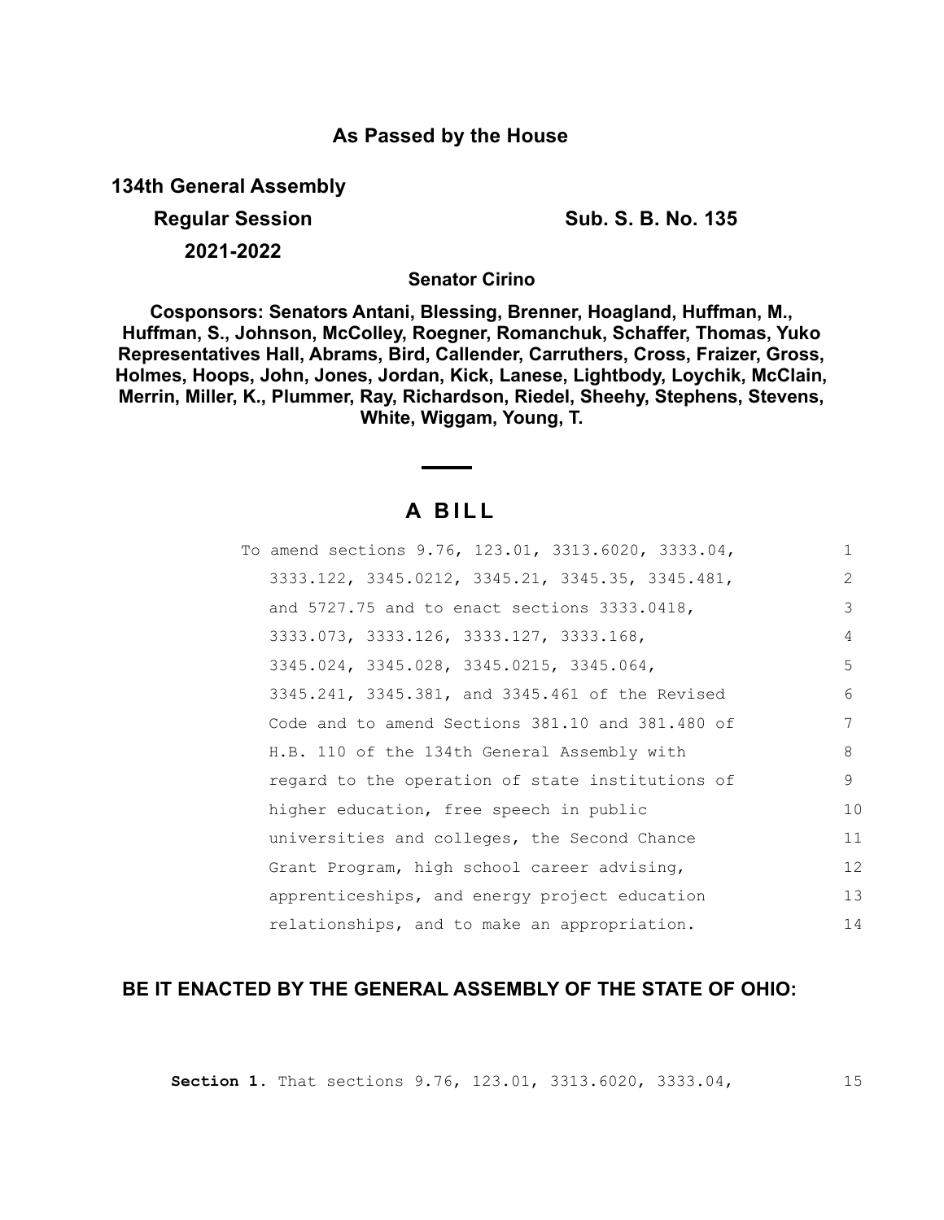## As Passed by the House

**134th General Assembly**

**Regular Session** **Sub. S. B. No. 135**

**2021-2022**

**Senator Cirino**

**Cosponsors: Senators Antani, Blessing, Brenner, Hoagland, Huffman, M., Huffman, S., Johnson, McColley, Roegner, Romanchuk, Schaffer, Thomas, Yuko Representatives Hall, Abrams, Bird, Callender, Carruthers, Cross, Fraizer, Gross, Holmes, Hoops, John, Jones, Jordan, Kick, Lanese, Lightbody, Loychik, McClain, Merrin, Miller, K., Plummer, Ray, Richardson, Riedel, Sheehy, Stephens, Stevens, White, Wiggam, Young, T.**

---

# A BILL

To amend sections 9.76, 123.01, 3313.6020, 3333.04, 3333.122, 3345.0212, 3345.21, 3345.35, 3345.481, and 5727.75 and to enact sections 3333.0418, 3333.073, 3333.126, 3333.127, 3333.168, 3345.024, 3345.028, 3345.0215, 3345.064, 3345.241, 3345.381, and 3345.461 of the Revised Code and to amend Sections 381.10 and 381.480 of H.B. 110 of the 134th General Assembly with regard to the operation of state institutions of higher education, free speech in public universities and colleges, the Second Chance Grant Program, high school career advising, apprenticeships, and energy project education relationships, and to make an appropriation.

**BE IT ENACTED BY THE GENERAL ASSEMBLY OF THE STATE OF OHIO:**

**Section 1.** That sections 9.76, 123.01, 3313.6020, 3333.04,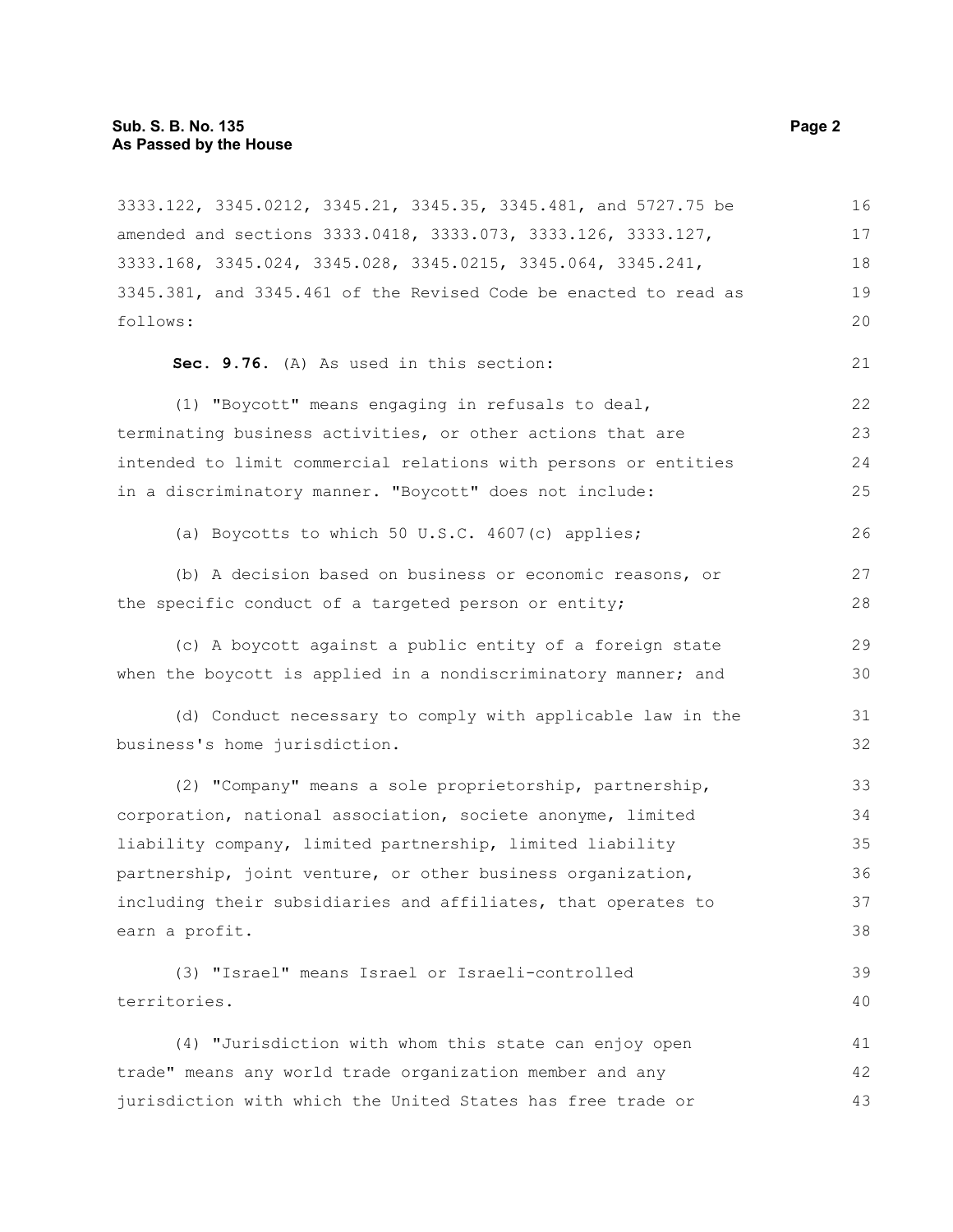3333.122, 3345.0212, 3345.21, 3345.35, 3345.481, and 5727.75 be amended and sections 3333.0418, 3333.073, 3333.126, 3333.127, 3333.168, 3345.024, 3345.028, 3345.0215, 3345.064, 3345.241, 3345.381, and 3345.461 of the Revised Code be enacted to read as follows:

**Sec. 9.76.** (A) As used in this section:

(1) "Boycott" means engaging in refusals to deal, terminating business activities, or other actions that are intended to limit commercial relations with persons or entities in a discriminatory manner. "Boycott" does not include:

(a) Boycotts to which 50 U.S.C. 4607(c) applies;

(b) A decision based on business or economic reasons, or the specific conduct of a targeted person or entity;

(c) A boycott against a public entity of a foreign state when the boycott is applied in a nondiscriminatory manner; and

(d) Conduct necessary to comply with applicable law in the business's home jurisdiction.

(2) "Company" means a sole proprietorship, partnership, corporation, national association, societe anonyme, limited liability company, limited partnership, limited liability partnership, joint venture, or other business organization, including their subsidiaries and affiliates, that operates to earn a profit.

(3) "Israel" means Israel or Israeli-controlled territories.

(4) "Jurisdiction with whom this state can enjoy open trade" means any world trade organization member and any jurisdiction with which the United States has free trade or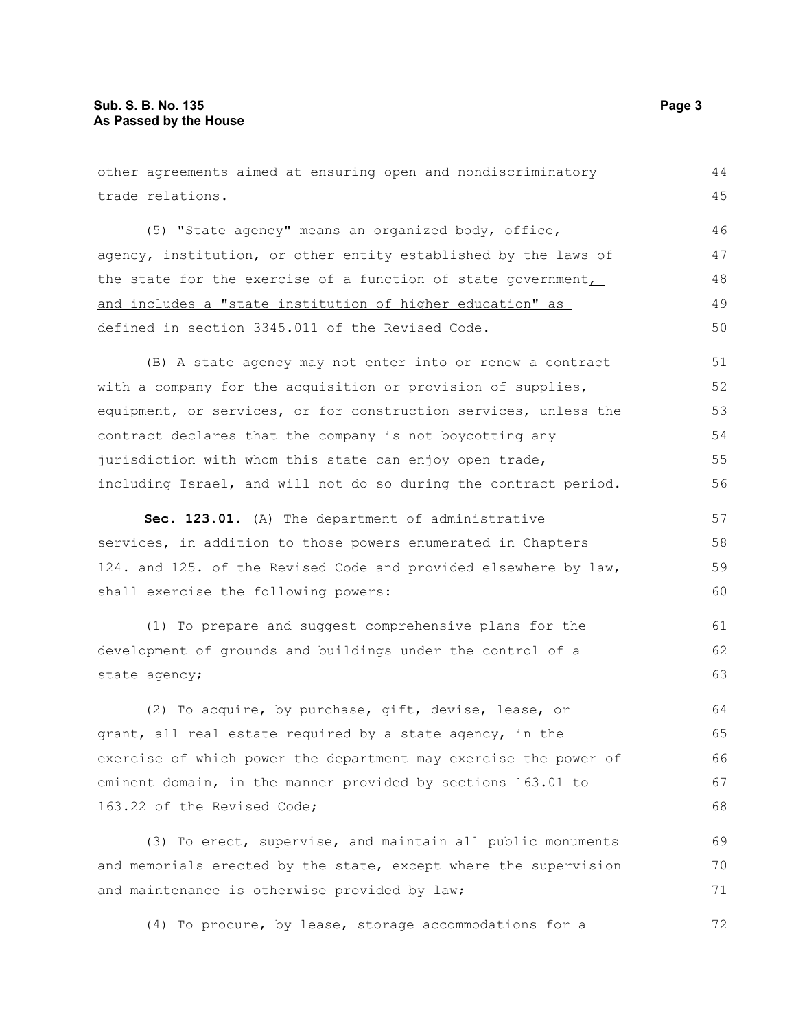other agreements aimed at ensuring open and nondiscriminatory trade relations.

(5) "State agency" means an organized body, office, agency, institution, or other entity established by the laws of the state for the exercise of a function of state government, and includes a "state institution of higher education" as defined in section 3345.011 of the Revised Code.

(B) A state agency may not enter into or renew a contract with a company for the acquisition or provision of supplies, equipment, or services, or for construction services, unless the contract declares that the company is not boycotting any jurisdiction with whom this state can enjoy open trade, including Israel, and will not do so during the contract period.

**Sec. 123.01.** (A) The department of administrative services, in addition to those powers enumerated in Chapters 124. and 125. of the Revised Code and provided elsewhere by law, shall exercise the following powers:

(1) To prepare and suggest comprehensive plans for the development of grounds and buildings under the control of a state agency;

(2) To acquire, by purchase, gift, devise, lease, or grant, all real estate required by a state agency, in the exercise of which power the department may exercise the power of eminent domain, in the manner provided by sections 163.01 to 163.22 of the Revised Code;

(3) To erect, supervise, and maintain all public monuments and memorials erected by the state, except where the supervision and maintenance is otherwise provided by law;

(4) To procure, by lease, storage accommodations for a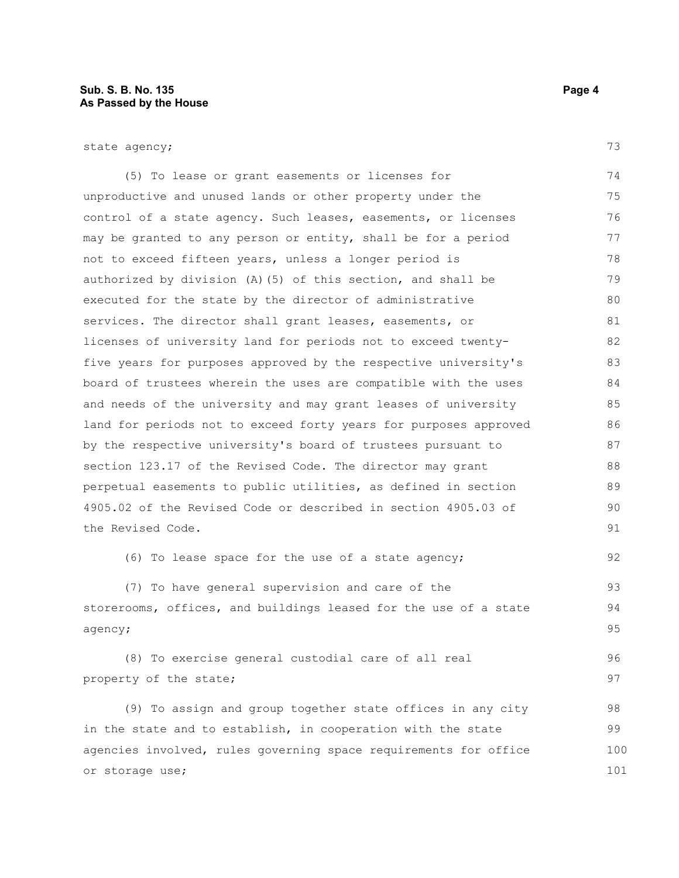state agency;

(5) To lease or grant easements or licenses for unproductive and unused lands or other property under the control of a state agency. Such leases, easements, or licenses may be granted to any person or entity, shall be for a period not to exceed fifteen years, unless a longer period is authorized by division (A)(5) of this section, and shall be executed for the state by the director of administrative services. The director shall grant leases, easements, or licenses of university land for periods not to exceed twenty-five years for purposes approved by the respective university's board of trustees wherein the uses are compatible with the uses and needs of the university and may grant leases of university land for periods not to exceed forty years for purposes approved by the respective university's board of trustees pursuant to section 123.17 of the Revised Code. The director may grant perpetual easements to public utilities, as defined in section 4905.02 of the Revised Code or described in section 4905.03 of the Revised Code.

(6) To lease space for the use of a state agency;

(7) To have general supervision and care of the storerooms, offices, and buildings leased for the use of a state agency;

(8) To exercise general custodial care of all real property of the state;

(9) To assign and group together state offices in any city in the state and to establish, in cooperation with the state agencies involved, rules governing space requirements for office or storage use;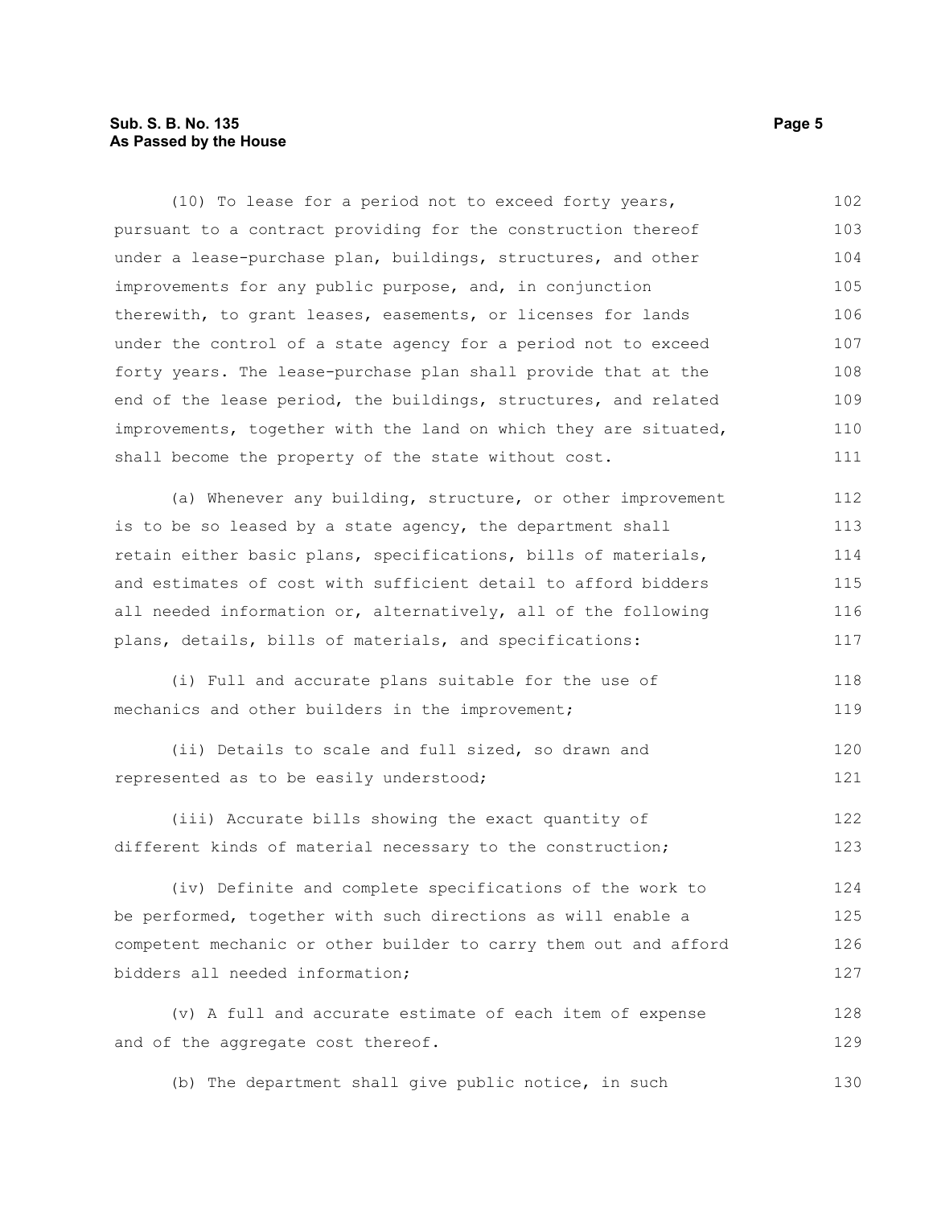(10) To lease for a period not to exceed forty years, pursuant to a contract providing for the construction thereof under a lease-purchase plan, buildings, structures, and other improvements for any public purpose, and, in conjunction therewith, to grant leases, easements, or licenses for lands under the control of a state agency for a period not to exceed forty years. The lease-purchase plan shall provide that at the end of the lease period, the buildings, structures, and related improvements, together with the land on which they are situated, shall become the property of the state without cost.

(a) Whenever any building, structure, or other improvement is to be so leased by a state agency, the department shall retain either basic plans, specifications, bills of materials, and estimates of cost with sufficient detail to afford bidders all needed information or, alternatively, all of the following plans, details, bills of materials, and specifications:

(i) Full and accurate plans suitable for the use of mechanics and other builders in the improvement;

(ii) Details to scale and full sized, so drawn and represented as to be easily understood;

(iii) Accurate bills showing the exact quantity of different kinds of material necessary to the construction;

(iv) Definite and complete specifications of the work to be performed, together with such directions as will enable a competent mechanic or other builder to carry them out and afford bidders all needed information;

(v) A full and accurate estimate of each item of expense and of the aggregate cost thereof.

(b) The department shall give public notice, in such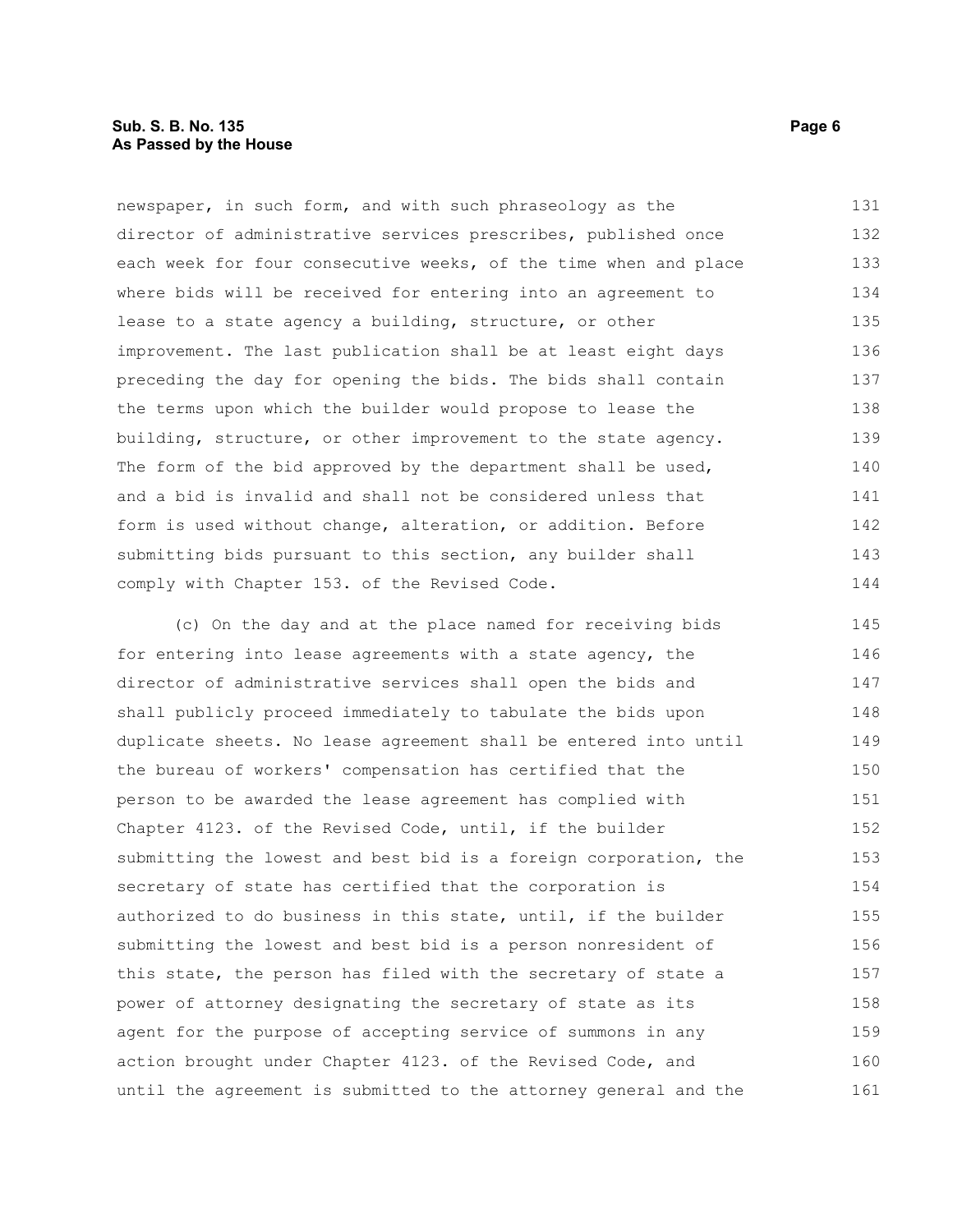newspaper, in such form, and with such phraseology as the director of administrative services prescribes, published once each week for four consecutive weeks, of the time when and place where bids will be received for entering into an agreement to lease to a state agency a building, structure, or other improvement. The last publication shall be at least eight days preceding the day for opening the bids. The bids shall contain the terms upon which the builder would propose to lease the building, structure, or other improvement to the state agency. The form of the bid approved by the department shall be used, and a bid is invalid and shall not be considered unless that form is used without change, alteration, or addition. Before submitting bids pursuant to this section, any builder shall comply with Chapter 153. of the Revised Code.

(c) On the day and at the place named for receiving bids for entering into lease agreements with a state agency, the director of administrative services shall open the bids and shall publicly proceed immediately to tabulate the bids upon duplicate sheets. No lease agreement shall be entered into until the bureau of workers' compensation has certified that the person to be awarded the lease agreement has complied with Chapter 4123. of the Revised Code, until, if the builder submitting the lowest and best bid is a foreign corporation, the secretary of state has certified that the corporation is authorized to do business in this state, until, if the builder submitting the lowest and best bid is a person nonresident of this state, the person has filed with the secretary of state a power of attorney designating the secretary of state as its agent for the purpose of accepting service of summons in any action brought under Chapter 4123. of the Revised Code, and until the agreement is submitted to the attorney general and the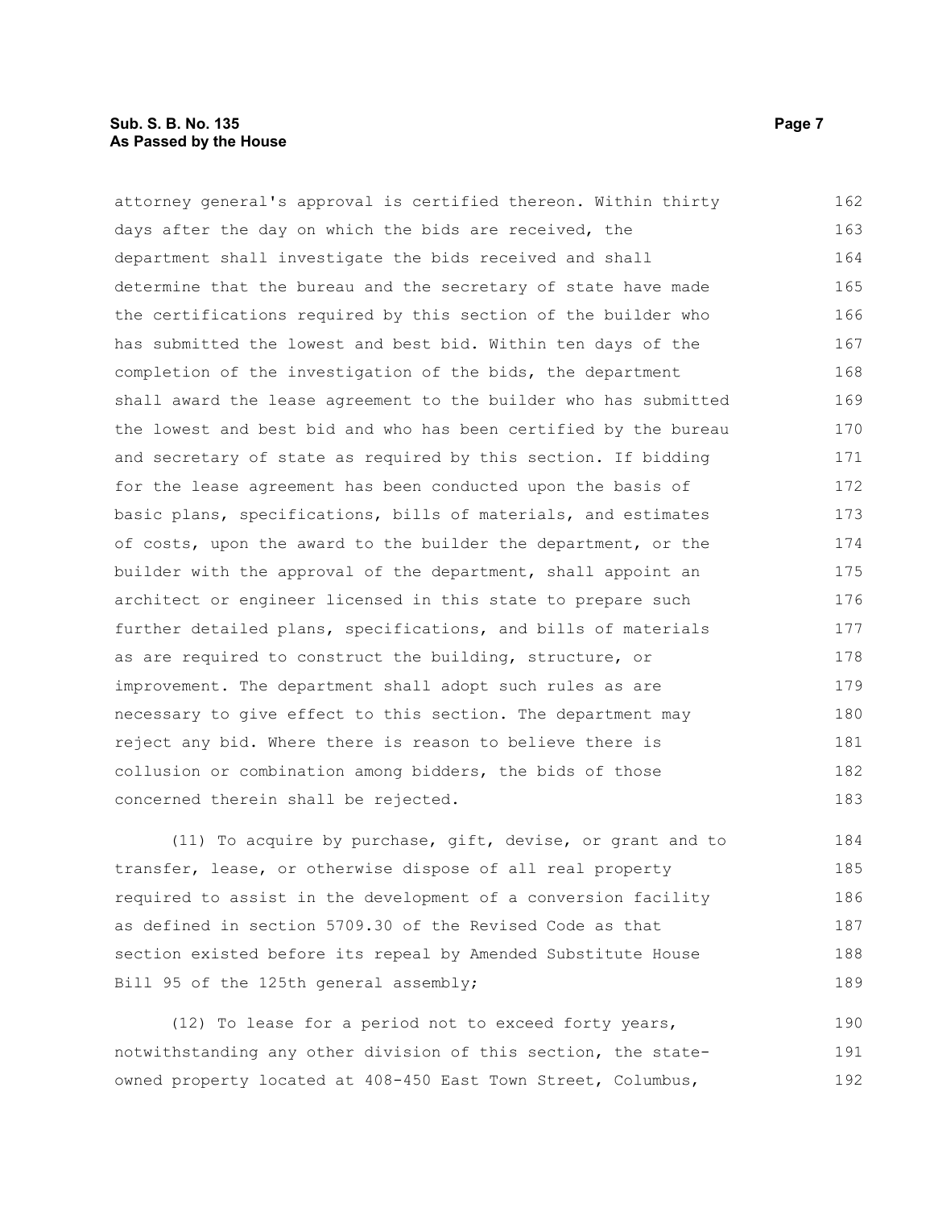attorney general's approval is certified thereon. Within thirty days after the day on which the bids are received, the department shall investigate the bids received and shall determine that the bureau and the secretary of state have made the certifications required by this section of the builder who has submitted the lowest and best bid. Within ten days of the completion of the investigation of the bids, the department shall award the lease agreement to the builder who has submitted the lowest and best bid and who has been certified by the bureau and secretary of state as required by this section. If bidding for the lease agreement has been conducted upon the basis of basic plans, specifications, bills of materials, and estimates of costs, upon the award to the builder the department, or the builder with the approval of the department, shall appoint an architect or engineer licensed in this state to prepare such further detailed plans, specifications, and bills of materials as are required to construct the building, structure, or improvement. The department shall adopt such rules as are necessary to give effect to this section. The department may reject any bid. Where there is reason to believe there is collusion or combination among bidders, the bids of those concerned therein shall be rejected.

(11) To acquire by purchase, gift, devise, or grant and to transfer, lease, or otherwise dispose of all real property required to assist in the development of a conversion facility as defined in section 5709.30 of the Revised Code as that section existed before its repeal by Amended Substitute House Bill 95 of the 125th general assembly;

(12) To lease for a period not to exceed forty years, notwithstanding any other division of this section, the state-owned property located at 408-450 East Town Street, Columbus,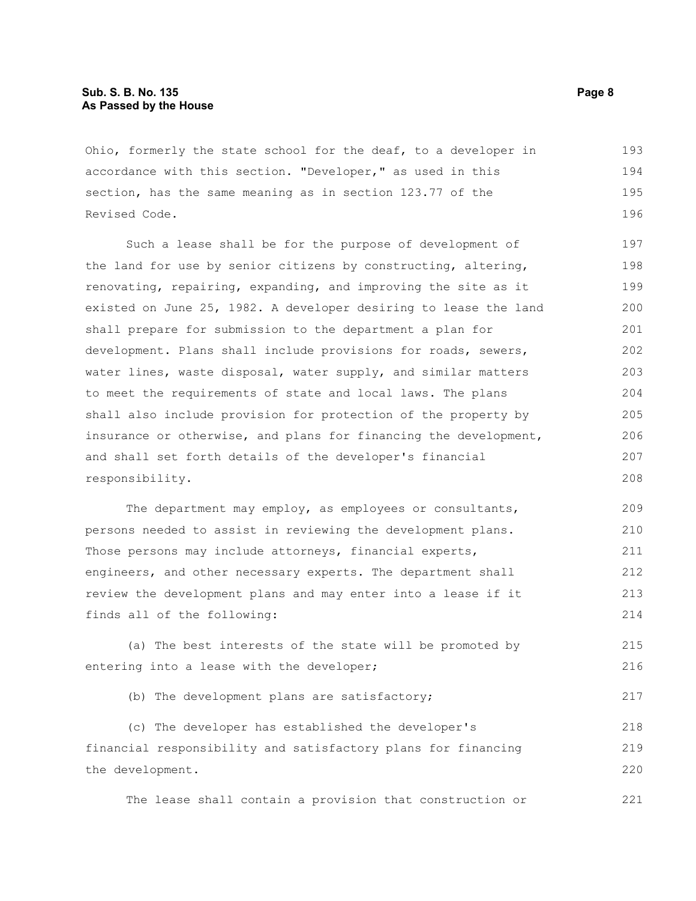Ohio, formerly the state school for the deaf, to a developer in accordance with this section. "Developer," as used in this section, has the same meaning as in section 123.77 of the Revised Code.

Such a lease shall be for the purpose of development of the land for use by senior citizens by constructing, altering, renovating, repairing, expanding, and improving the site as it existed on June 25, 1982. A developer desiring to lease the land shall prepare for submission to the department a plan for development. Plans shall include provisions for roads, sewers, water lines, waste disposal, water supply, and similar matters to meet the requirements of state and local laws. The plans shall also include provision for protection of the property by insurance or otherwise, and plans for financing the development, and shall set forth details of the developer's financial responsibility.

The department may employ, as employees or consultants, persons needed to assist in reviewing the development plans. Those persons may include attorneys, financial experts, engineers, and other necessary experts. The department shall review the development plans and may enter into a lease if it finds all of the following:

(a) The best interests of the state will be promoted by entering into a lease with the developer;

(b) The development plans are satisfactory;

(c) The developer has established the developer's financial responsibility and satisfactory plans for financing the development.

The lease shall contain a provision that construction or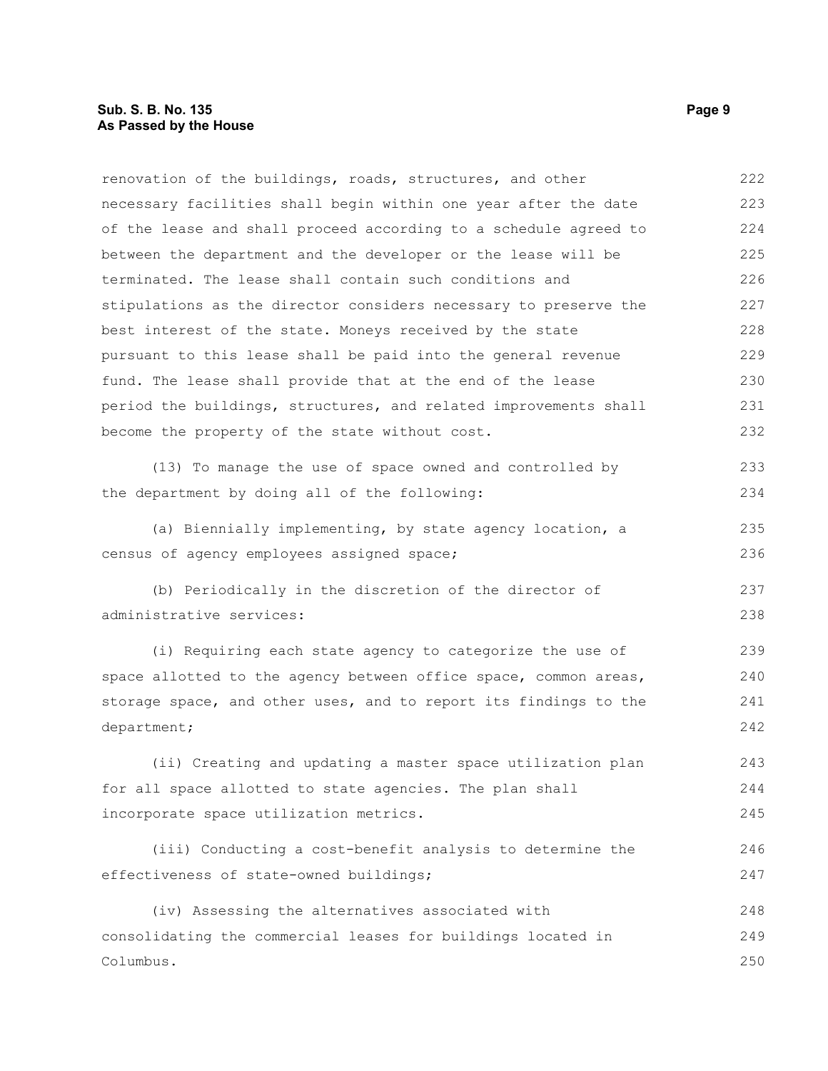renovation of the buildings, roads, structures, and other necessary facilities shall begin within one year after the date of the lease and shall proceed according to a schedule agreed to between the department and the developer or the lease will be terminated. The lease shall contain such conditions and stipulations as the director considers necessary to preserve the best interest of the state. Moneys received by the state pursuant to this lease shall be paid into the general revenue fund. The lease shall provide that at the end of the lease period the buildings, structures, and related improvements shall become the property of the state without cost.

(13) To manage the use of space owned and controlled by the department by doing all of the following:

(a) Biennially implementing, by state agency location, a census of agency employees assigned space;

(b) Periodically in the discretion of the director of administrative services:

(i) Requiring each state agency to categorize the use of space allotted to the agency between office space, common areas, storage space, and other uses, and to report its findings to the department;

(ii) Creating and updating a master space utilization plan for all space allotted to state agencies. The plan shall incorporate space utilization metrics.

(iii) Conducting a cost-benefit analysis to determine the effectiveness of state-owned buildings;

(iv) Assessing the alternatives associated with consolidating the commercial leases for buildings located in Columbus.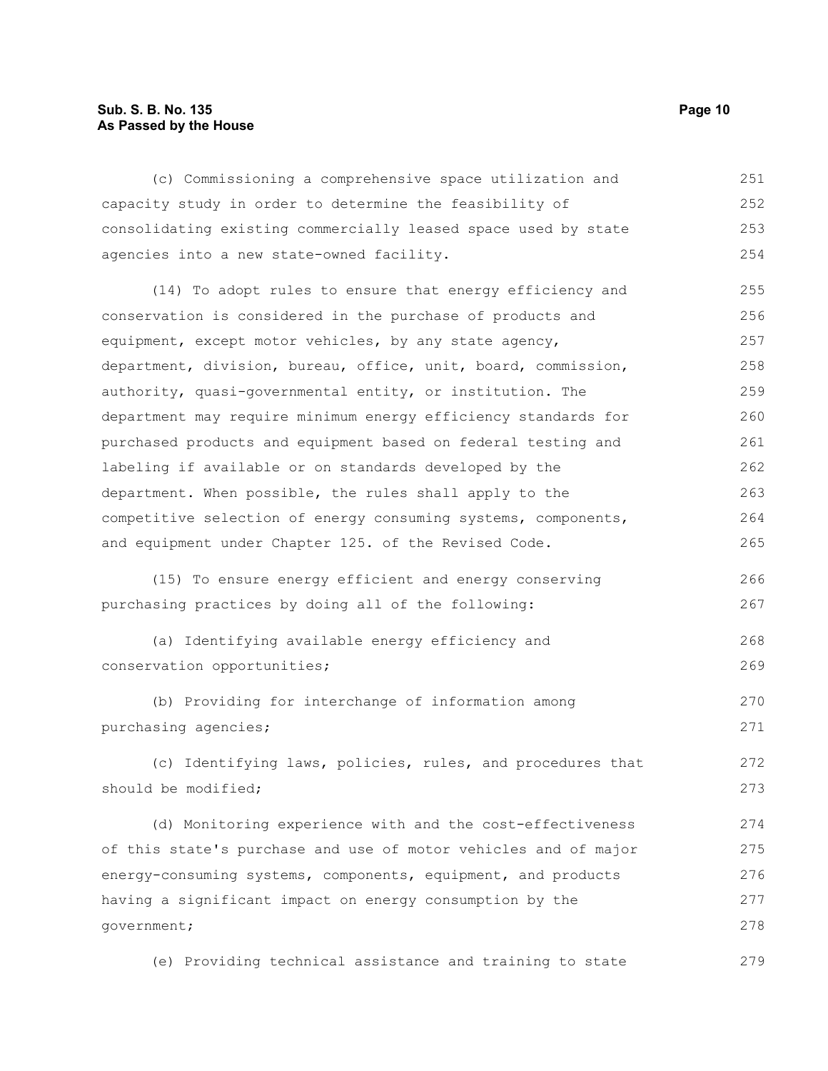(c) Commissioning a comprehensive space utilization and capacity study in order to determine the feasibility of consolidating existing commercially leased space used by state agencies into a new state-owned facility.

(14) To adopt rules to ensure that energy efficiency and conservation is considered in the purchase of products and equipment, except motor vehicles, by any state agency, department, division, bureau, office, unit, board, commission, authority, quasi-governmental entity, or institution. The department may require minimum energy efficiency standards for purchased products and equipment based on federal testing and labeling if available or on standards developed by the department. When possible, the rules shall apply to the competitive selection of energy consuming systems, components, and equipment under Chapter 125. of the Revised Code.

(15) To ensure energy efficient and energy conserving purchasing practices by doing all of the following:

(a) Identifying available energy efficiency and conservation opportunities;

(b) Providing for interchange of information among purchasing agencies;

(c) Identifying laws, policies, rules, and procedures that should be modified;

(d) Monitoring experience with and the cost-effectiveness of this state's purchase and use of motor vehicles and of major energy-consuming systems, components, equipment, and products having a significant impact on energy consumption by the government;

(e) Providing technical assistance and training to state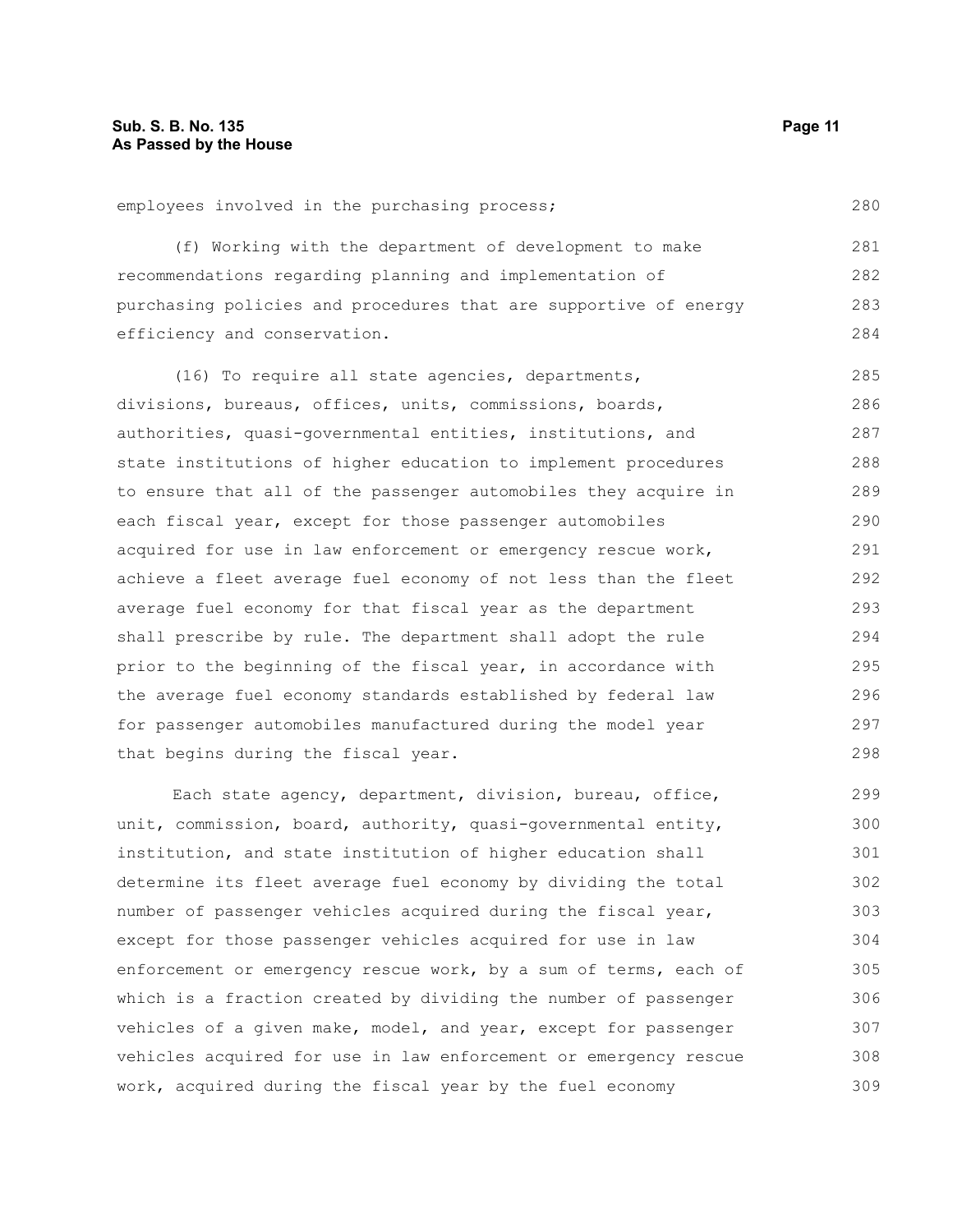employees involved in the purchasing process;

(f) Working with the department of development to make recommendations regarding planning and implementation of purchasing policies and procedures that are supportive of energy efficiency and conservation.

(16) To require all state agencies, departments, divisions, bureaus, offices, units, commissions, boards, authorities, quasi-governmental entities, institutions, and state institutions of higher education to implement procedures to ensure that all of the passenger automobiles they acquire in each fiscal year, except for those passenger automobiles acquired for use in law enforcement or emergency rescue work, achieve a fleet average fuel economy of not less than the fleet average fuel economy for that fiscal year as the department shall prescribe by rule. The department shall adopt the rule prior to the beginning of the fiscal year, in accordance with the average fuel economy standards established by federal law for passenger automobiles manufactured during the model year that begins during the fiscal year.

Each state agency, department, division, bureau, office, unit, commission, board, authority, quasi-governmental entity, institution, and state institution of higher education shall determine its fleet average fuel economy by dividing the total number of passenger vehicles acquired during the fiscal year, except for those passenger vehicles acquired for use in law enforcement or emergency rescue work, by a sum of terms, each of which is a fraction created by dividing the number of passenger vehicles of a given make, model, and year, except for passenger vehicles acquired for use in law enforcement or emergency rescue work, acquired during the fiscal year by the fuel economy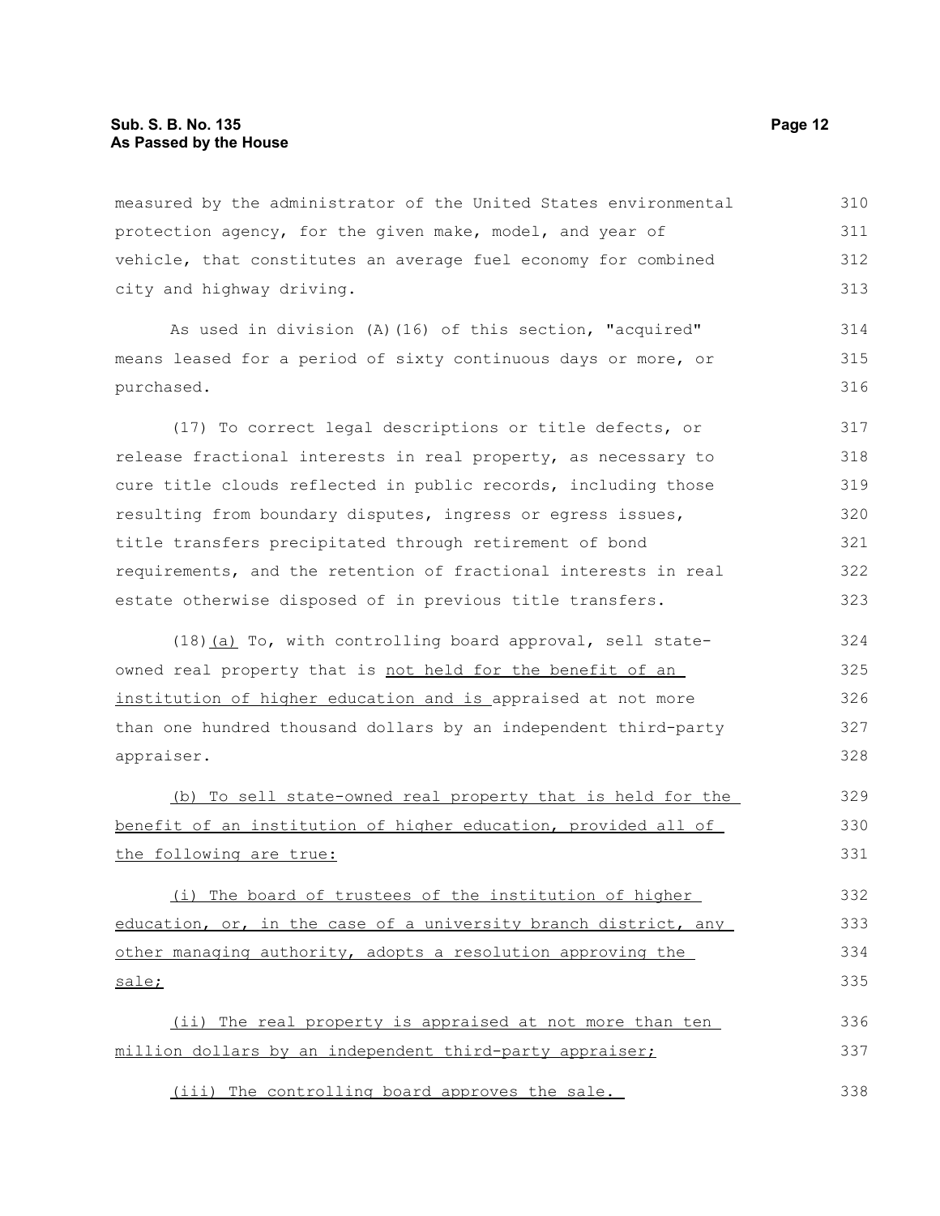measured by the administrator of the United States environmental protection agency, for the given make, model, and year of vehicle, that constitutes an average fuel economy for combined city and highway driving.

As used in division (A)(16) of this section, "acquired" means leased for a period of sixty continuous days or more, or purchased.

(17) To correct legal descriptions or title defects, or release fractional interests in real property, as necessary to cure title clouds reflected in public records, including those resulting from boundary disputes, ingress or egress issues, title transfers precipitated through retirement of bond requirements, and the retention of fractional interests in real estate otherwise disposed of in previous title transfers.

(18)(a) To, with controlling board approval, sell state-owned real property that is not held for the benefit of an institution of higher education and is appraised at not more than one hundred thousand dollars by an independent third-party appraiser.

(b) To sell state-owned real property that is held for the benefit of an institution of higher education, provided all of the following are true:

(i) The board of trustees of the institution of higher education, or, in the case of a university branch district, any other managing authority, adopts a resolution approving the sale;

(ii) The real property is appraised at not more than ten million dollars by an independent third-party appraiser;

(iii) The controlling board approves the sale.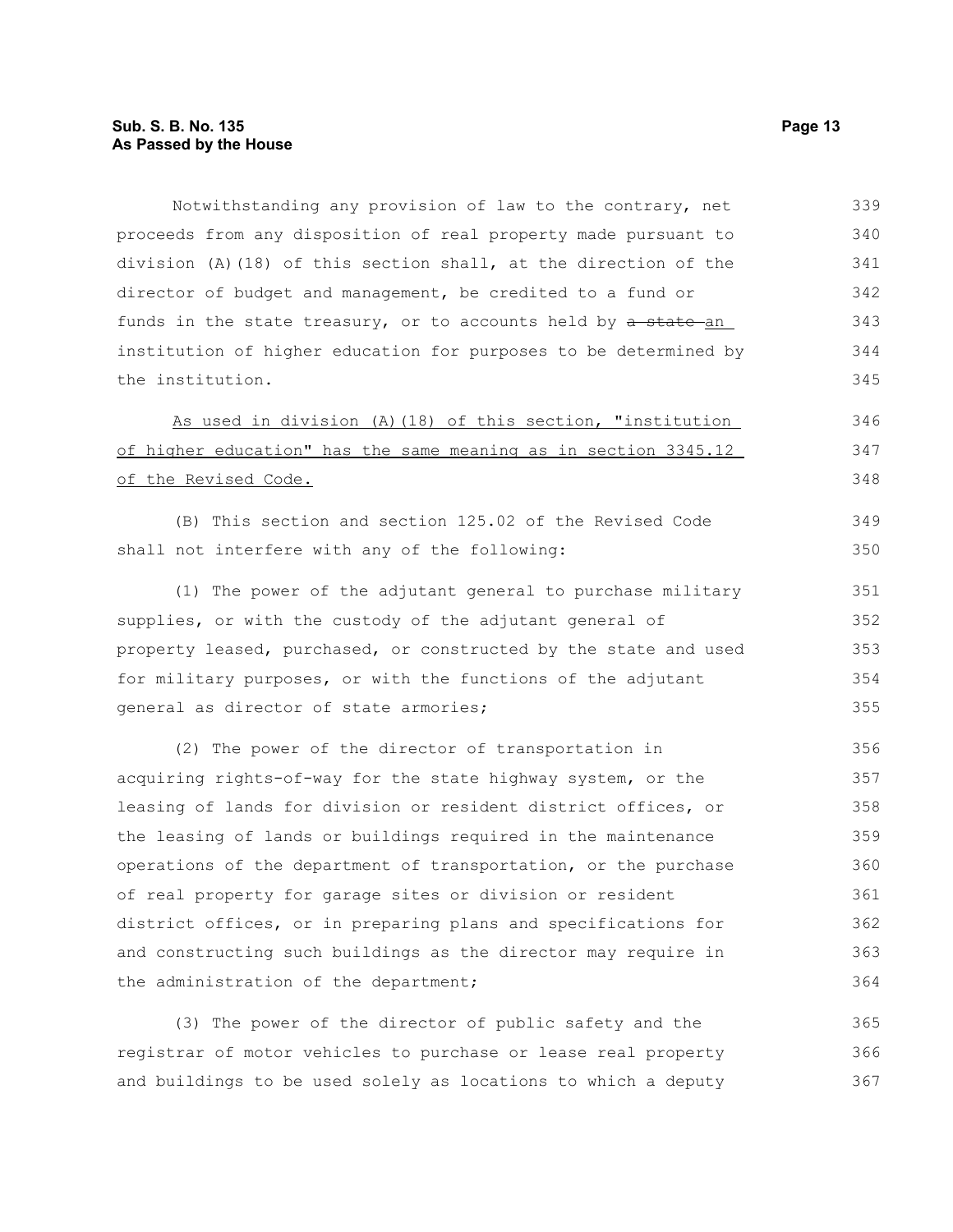Notwithstanding any provision of law to the contrary, net proceeds from any disposition of real property made pursuant to division (A)(18) of this section shall, at the direction of the director of budget and management, be credited to a fund or funds in the state treasury, or to accounts held by ~~a state~~ an institution of higher education for purposes to be determined by the institution.

As used in division (A)(18) of this section, "institution of higher education" has the same meaning as in section 3345.12 of the Revised Code.

(B) This section and section 125.02 of the Revised Code shall not interfere with any of the following:

(1) The power of the adjutant general to purchase military supplies, or with the custody of the adjutant general of property leased, purchased, or constructed by the state and used for military purposes, or with the functions of the adjutant general as director of state armories;

(2) The power of the director of transportation in acquiring rights-of-way for the state highway system, or the leasing of lands for division or resident district offices, or the leasing of lands or buildings required in the maintenance operations of the department of transportation, or the purchase of real property for garage sites or division or resident district offices, or in preparing plans and specifications for and constructing such buildings as the director may require in the administration of the department;

(3) The power of the director of public safety and the registrar of motor vehicles to purchase or lease real property and buildings to be used solely as locations to which a deputy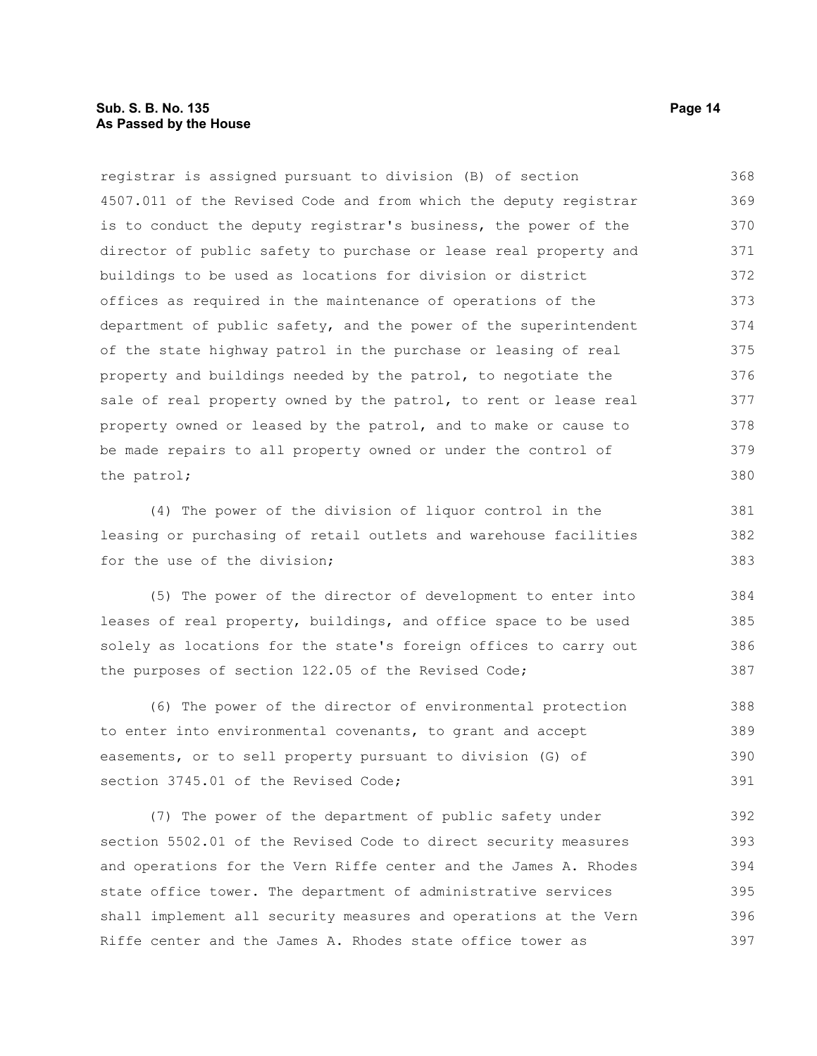registrar is assigned pursuant to division (B) of section 4507.011 of the Revised Code and from which the deputy registrar is to conduct the deputy registrar's business, the power of the director of public safety to purchase or lease real property and buildings to be used as locations for division or district offices as required in the maintenance of operations of the department of public safety, and the power of the superintendent of the state highway patrol in the purchase or leasing of real property and buildings needed by the patrol, to negotiate the sale of real property owned by the patrol, to rent or lease real property owned or leased by the patrol, and to make or cause to be made repairs to all property owned or under the control of the patrol;

(4) The power of the division of liquor control in the leasing or purchasing of retail outlets and warehouse facilities for the use of the division;

(5) The power of the director of development to enter into leases of real property, buildings, and office space to be used solely as locations for the state's foreign offices to carry out the purposes of section 122.05 of the Revised Code;

(6) The power of the director of environmental protection to enter into environmental covenants, to grant and accept easements, or to sell property pursuant to division (G) of section 3745.01 of the Revised Code;

(7) The power of the department of public safety under section 5502.01 of the Revised Code to direct security measures and operations for the Vern Riffe center and the James A. Rhodes state office tower. The department of administrative services shall implement all security measures and operations at the Vern Riffe center and the James A. Rhodes state office tower as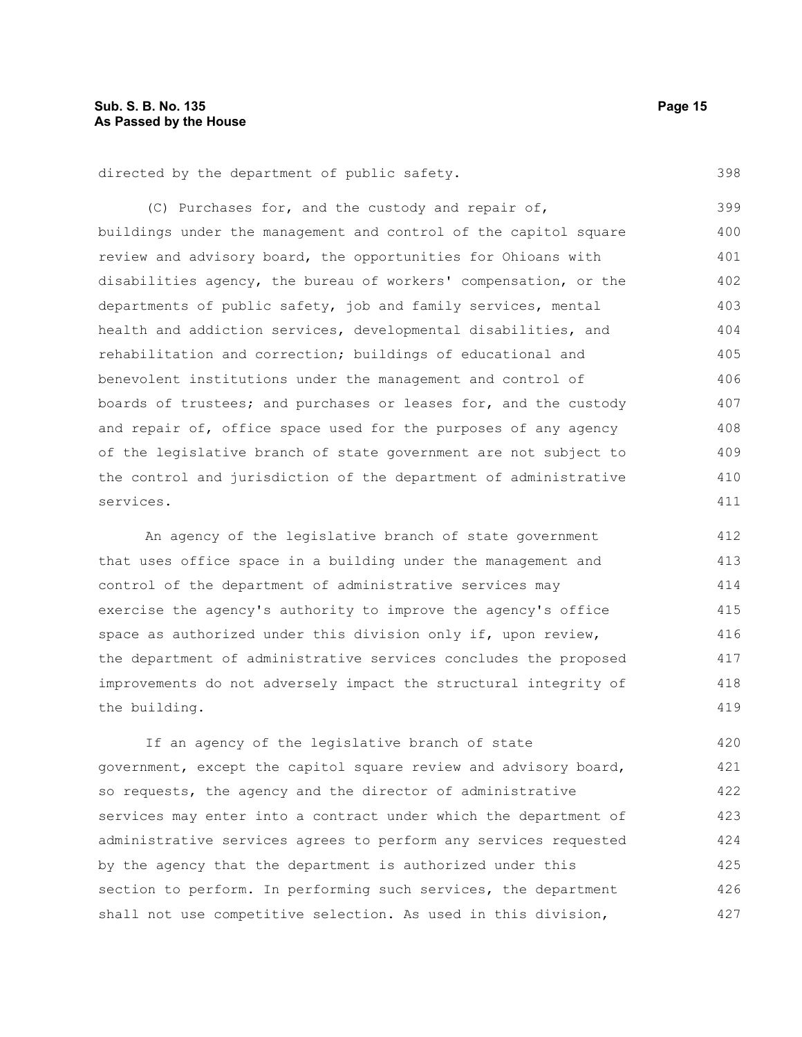directed by the department of public safety.

(C) Purchases for, and the custody and repair of, buildings under the management and control of the capitol square review and advisory board, the opportunities for Ohioans with disabilities agency, the bureau of workers' compensation, or the departments of public safety, job and family services, mental health and addiction services, developmental disabilities, and rehabilitation and correction; buildings of educational and benevolent institutions under the management and control of boards of trustees; and purchases or leases for, and the custody and repair of, office space used for the purposes of any agency of the legislative branch of state government are not subject to the control and jurisdiction of the department of administrative services.

An agency of the legislative branch of state government that uses office space in a building under the management and control of the department of administrative services may exercise the agency's authority to improve the agency's office space as authorized under this division only if, upon review, the department of administrative services concludes the proposed improvements do not adversely impact the structural integrity of the building.

If an agency of the legislative branch of state government, except the capitol square review and advisory board, so requests, the agency and the director of administrative services may enter into a contract under which the department of administrative services agrees to perform any services requested by the agency that the department is authorized under this section to perform. In performing such services, the department shall not use competitive selection. As used in this division,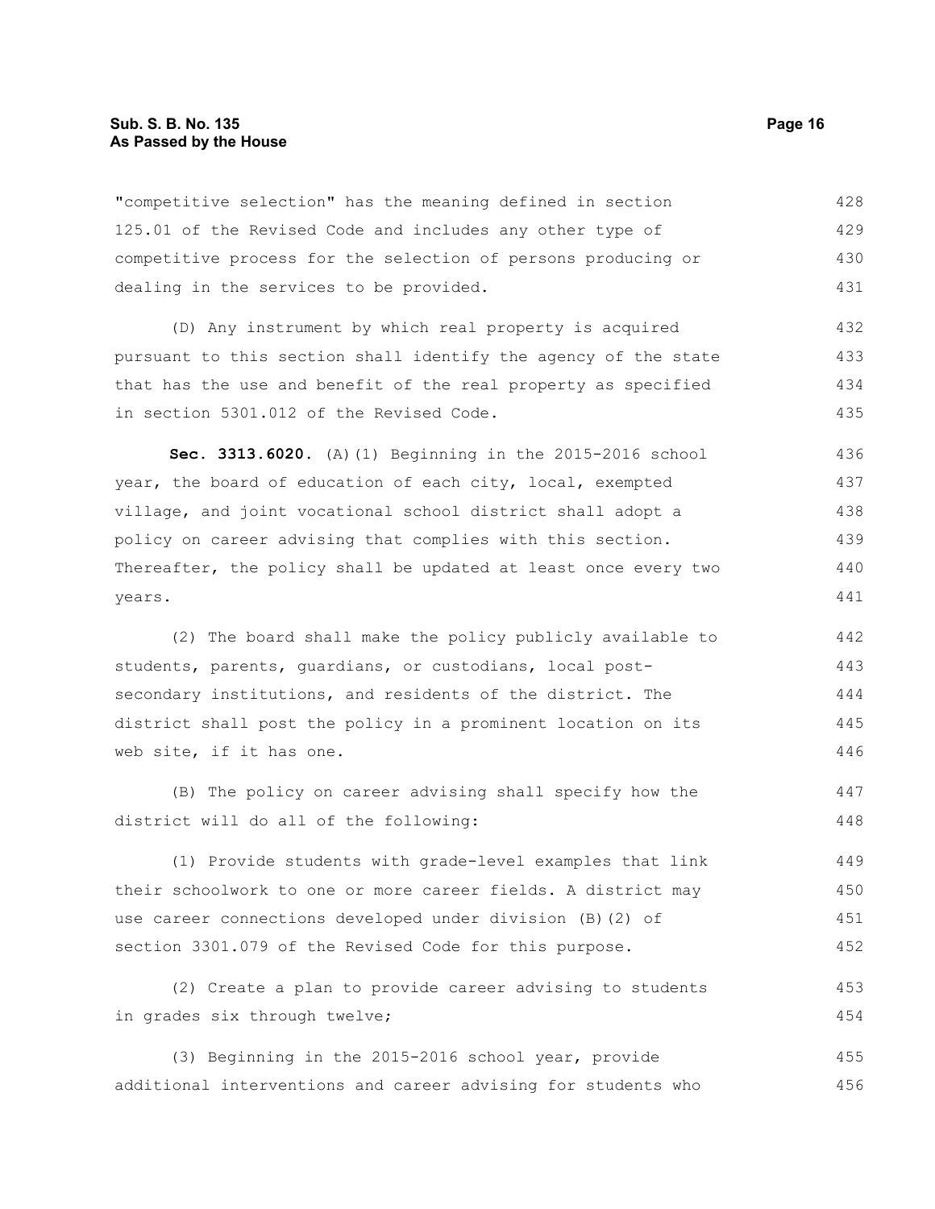"competitive selection" has the meaning defined in section 125.01 of the Revised Code and includes any other type of competitive process for the selection of persons producing or dealing in the services to be provided.

(D) Any instrument by which real property is acquired pursuant to this section shall identify the agency of the state that has the use and benefit of the real property as specified in section 5301.012 of the Revised Code.

**Sec. 3313.6020.** (A)(1) Beginning in the 2015-2016 school year, the board of education of each city, local, exempted village, and joint vocational school district shall adopt a policy on career advising that complies with this section. Thereafter, the policy shall be updated at least once every two years.

(2) The board shall make the policy publicly available to students, parents, guardians, or custodians, local post-secondary institutions, and residents of the district. The district shall post the policy in a prominent location on its web site, if it has one.

(B) The policy on career advising shall specify how the district will do all of the following:

(1) Provide students with grade-level examples that link their schoolwork to one or more career fields. A district may use career connections developed under division (B)(2) of section 3301.079 of the Revised Code for this purpose.

(2) Create a plan to provide career advising to students in grades six through twelve;

(3) Beginning in the 2015-2016 school year, provide additional interventions and career advising for students who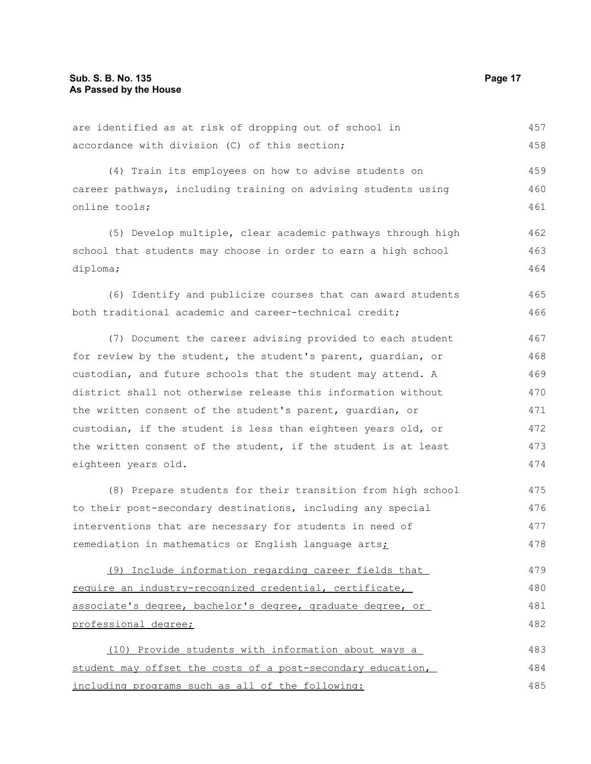are identified as at risk of dropping out of school in accordance with division (C) of this section;

(4) Train its employees on how to advise students on career pathways, including training on advising students using online tools;

(5) Develop multiple, clear academic pathways through high school that students may choose in order to earn a high school diploma;

(6) Identify and publicize courses that can award students both traditional academic and career-technical credit;

(7) Document the career advising provided to each student for review by the student, the student's parent, guardian, or custodian, and future schools that the student may attend. A district shall not otherwise release this information without the written consent of the student's parent, guardian, or custodian, if the student is less than eighteen years old, or the written consent of the student, if the student is at least eighteen years old.

(8) Prepare students for their transition from high school to their post-secondary destinations, including any special interventions that are necessary for students in need of remediation in mathematics or English language arts;

(9) Include information regarding career fields that require an industry-recognized credential, certificate, associate's degree, bachelor's degree, graduate degree, or professional degree;

(10) Provide students with information about ways a student may offset the costs of a post-secondary education, including programs such as all of the following: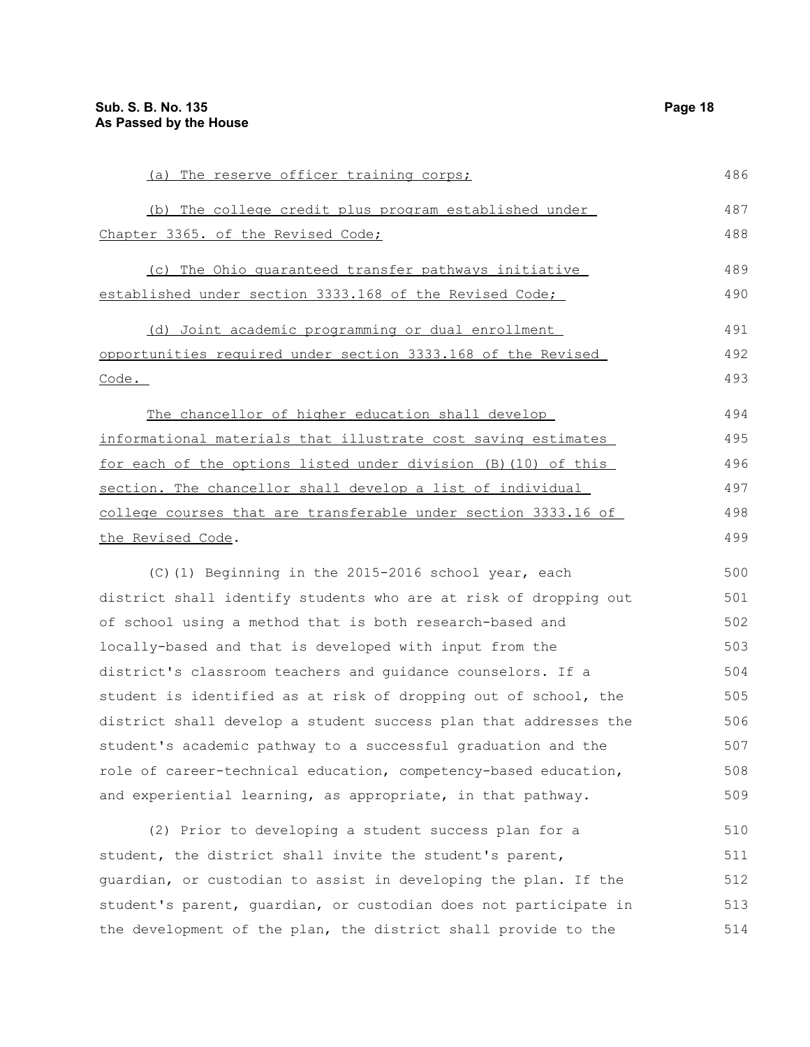(a) The reserve officer training corps;

(b) The college credit plus program established under Chapter 3365. of the Revised Code;

(c) The Ohio guaranteed transfer pathways initiative established under section 3333.168 of the Revised Code;

(d) Joint academic programming or dual enrollment opportunities required under section 3333.168 of the Revised Code.

The chancellor of higher education shall develop informational materials that illustrate cost saving estimates for each of the options listed under division (B)(10) of this section. The chancellor shall develop a list of individual college courses that are transferable under section 3333.16 of the Revised Code.

(C)(1) Beginning in the 2015-2016 school year, each district shall identify students who are at risk of dropping out of school using a method that is both research-based and locally-based and that is developed with input from the district's classroom teachers and guidance counselors. If a student is identified as at risk of dropping out of school, the district shall develop a student success plan that addresses the student's academic pathway to a successful graduation and the role of career-technical education, competency-based education, and experiential learning, as appropriate, in that pathway.

(2) Prior to developing a student success plan for a student, the district shall invite the student's parent, guardian, or custodian to assist in developing the plan. If the student's parent, guardian, or custodian does not participate in the development of the plan, the district shall provide to the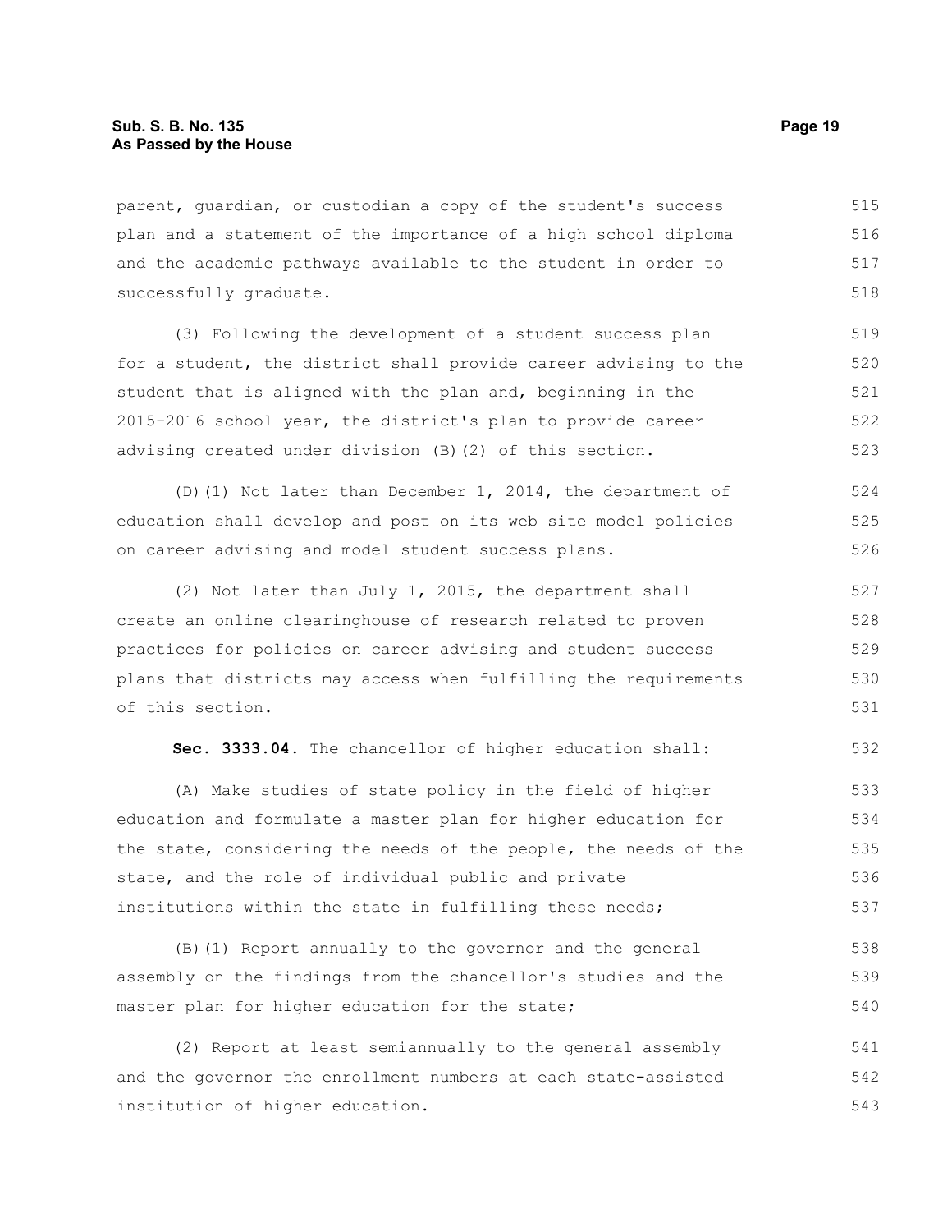parent, guardian, or custodian a copy of the student's success plan and a statement of the importance of a high school diploma and the academic pathways available to the student in order to successfully graduate.

(3) Following the development of a student success plan for a student, the district shall provide career advising to the student that is aligned with the plan and, beginning in the 2015-2016 school year, the district's plan to provide career advising created under division (B)(2) of this section.

(D)(1) Not later than December 1, 2014, the department of education shall develop and post on its web site model policies on career advising and model student success plans.

(2) Not later than July 1, 2015, the department shall create an online clearinghouse of research related to proven practices for policies on career advising and student success plans that districts may access when fulfilling the requirements of this section.

**Sec. 3333.04.** The chancellor of higher education shall:

(A) Make studies of state policy in the field of higher education and formulate a master plan for higher education for the state, considering the needs of the people, the needs of the state, and the role of individual public and private institutions within the state in fulfilling these needs;

(B)(1) Report annually to the governor and the general assembly on the findings from the chancellor's studies and the master plan for higher education for the state;

(2) Report at least semiannually to the general assembly and the governor the enrollment numbers at each state-assisted institution of higher education.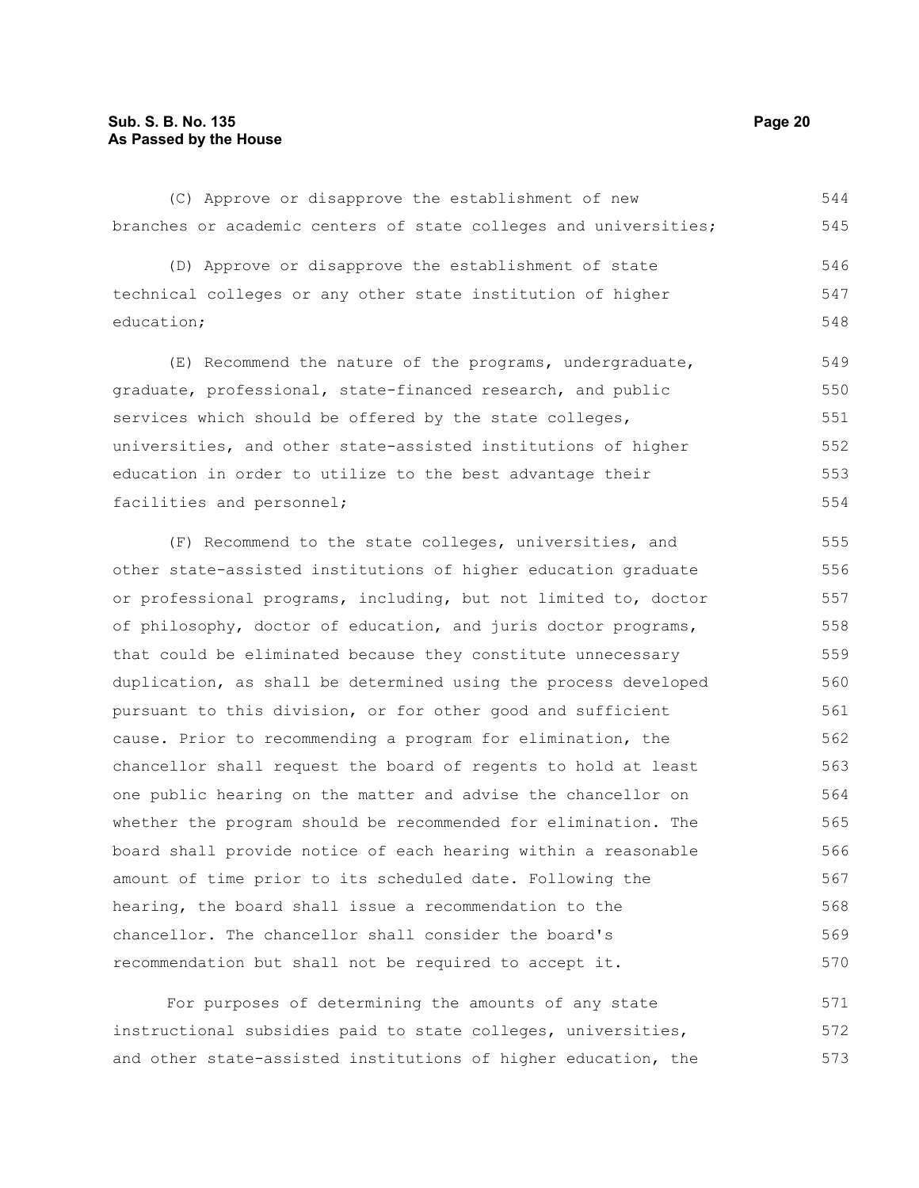(C) Approve or disapprove the establishment of new branches or academic centers of state colleges and universities;

(D) Approve or disapprove the establishment of state technical colleges or any other state institution of higher education;

(E) Recommend the nature of the programs, undergraduate, graduate, professional, state-financed research, and public services which should be offered by the state colleges, universities, and other state-assisted institutions of higher education in order to utilize to the best advantage their facilities and personnel;

(F) Recommend to the state colleges, universities, and other state-assisted institutions of higher education graduate or professional programs, including, but not limited to, doctor of philosophy, doctor of education, and juris doctor programs, that could be eliminated because they constitute unnecessary duplication, as shall be determined using the process developed pursuant to this division, or for other good and sufficient cause. Prior to recommending a program for elimination, the chancellor shall request the board of regents to hold at least one public hearing on the matter and advise the chancellor on whether the program should be recommended for elimination. The board shall provide notice of each hearing within a reasonable amount of time prior to its scheduled date. Following the hearing, the board shall issue a recommendation to the chancellor. The chancellor shall consider the board's recommendation but shall not be required to accept it.

For purposes of determining the amounts of any state instructional subsidies paid to state colleges, universities, and other state-assisted institutions of higher education, the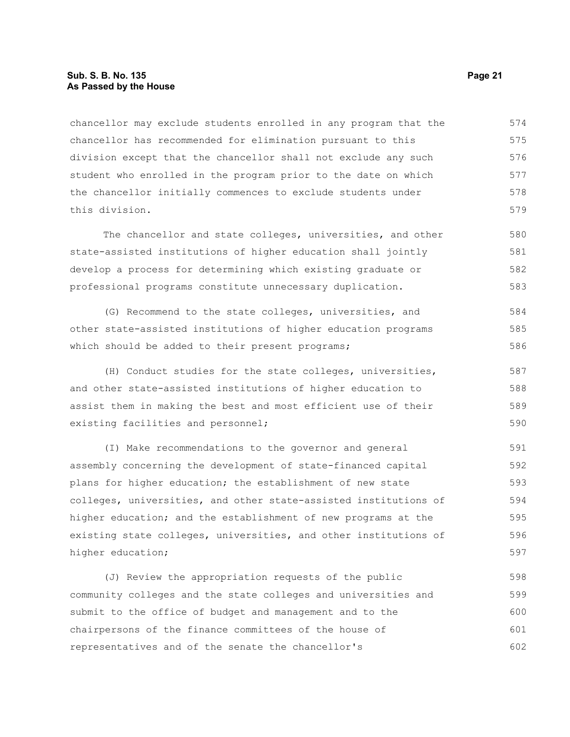chancellor may exclude students enrolled in any program that the chancellor has recommended for elimination pursuant to this division except that the chancellor shall not exclude any such student who enrolled in the program prior to the date on which the chancellor initially commences to exclude students under this division.

The chancellor and state colleges, universities, and other state-assisted institutions of higher education shall jointly develop a process for determining which existing graduate or professional programs constitute unnecessary duplication.

(G) Recommend to the state colleges, universities, and other state-assisted institutions of higher education programs which should be added to their present programs;

(H) Conduct studies for the state colleges, universities, and other state-assisted institutions of higher education to assist them in making the best and most efficient use of their existing facilities and personnel;

(I) Make recommendations to the governor and general assembly concerning the development of state-financed capital plans for higher education; the establishment of new state colleges, universities, and other state-assisted institutions of higher education; and the establishment of new programs at the existing state colleges, universities, and other institutions of higher education;

(J) Review the appropriation requests of the public community colleges and the state colleges and universities and submit to the office of budget and management and to the chairpersons of the finance committees of the house of representatives and of the senate the chancellor's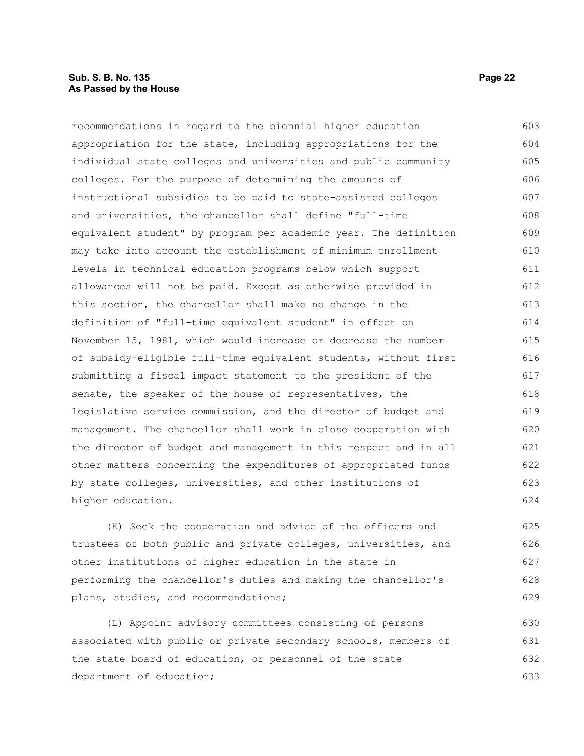recommendations in regard to the biennial higher education appropriation for the state, including appropriations for the individual state colleges and universities and public community colleges. For the purpose of determining the amounts of instructional subsidies to be paid to state-assisted colleges and universities, the chancellor shall define "full-time equivalent student" by program per academic year. The definition may take into account the establishment of minimum enrollment levels in technical education programs below which support allowances will not be paid. Except as otherwise provided in this section, the chancellor shall make no change in the definition of "full-time equivalent student" in effect on November 15, 1981, which would increase or decrease the number of subsidy-eligible full-time equivalent students, without first submitting a fiscal impact statement to the president of the senate, the speaker of the house of representatives, the legislative service commission, and the director of budget and management. The chancellor shall work in close cooperation with the director of budget and management in this respect and in all other matters concerning the expenditures of appropriated funds by state colleges, universities, and other institutions of higher education.

(K) Seek the cooperation and advice of the officers and trustees of both public and private colleges, universities, and other institutions of higher education in the state in performing the chancellor's duties and making the chancellor's plans, studies, and recommendations;

(L) Appoint advisory committees consisting of persons associated with public or private secondary schools, members of the state board of education, or personnel of the state department of education;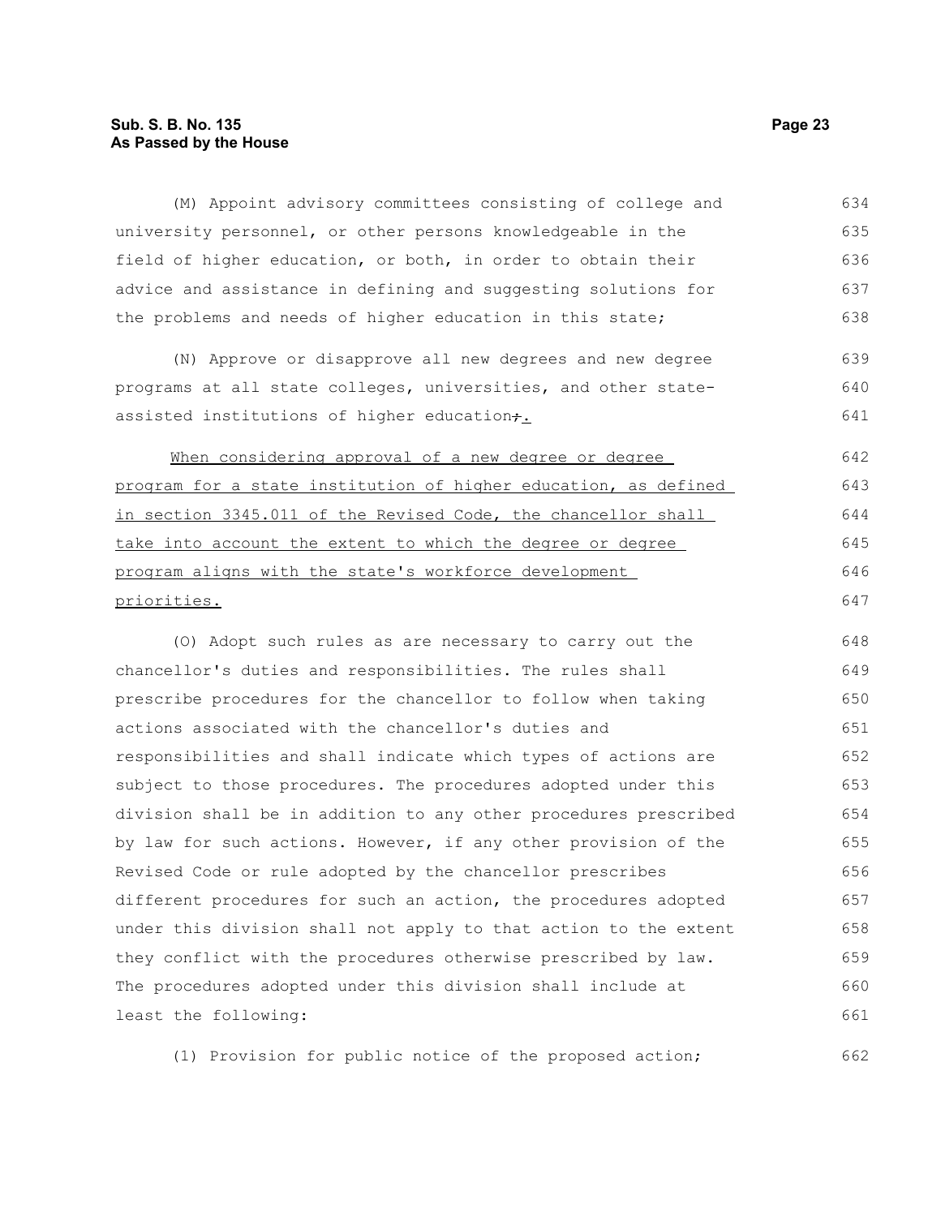(M) Appoint advisory committees consisting of college and university personnel, or other persons knowledgeable in the field of higher education, or both, in order to obtain their advice and assistance in defining and suggesting solutions for the problems and needs of higher education in this state;

(N) Approve or disapprove all new degrees and new degree programs at all state colleges, universities, and other state-assisted institutions of higher education~~;~~.

When considering approval of a new degree or degree program for a state institution of higher education, as defined in section 3345.011 of the Revised Code, the chancellor shall take into account the extent to which the degree or degree program aligns with the state's workforce development priorities.

(O) Adopt such rules as are necessary to carry out the chancellor's duties and responsibilities. The rules shall prescribe procedures for the chancellor to follow when taking actions associated with the chancellor's duties and responsibilities and shall indicate which types of actions are subject to those procedures. The procedures adopted under this division shall be in addition to any other procedures prescribed by law for such actions. However, if any other provision of the Revised Code or rule adopted by the chancellor prescribes different procedures for such an action, the procedures adopted under this division shall not apply to that action to the extent they conflict with the procedures otherwise prescribed by law. The procedures adopted under this division shall include at least the following:

(1) Provision for public notice of the proposed action;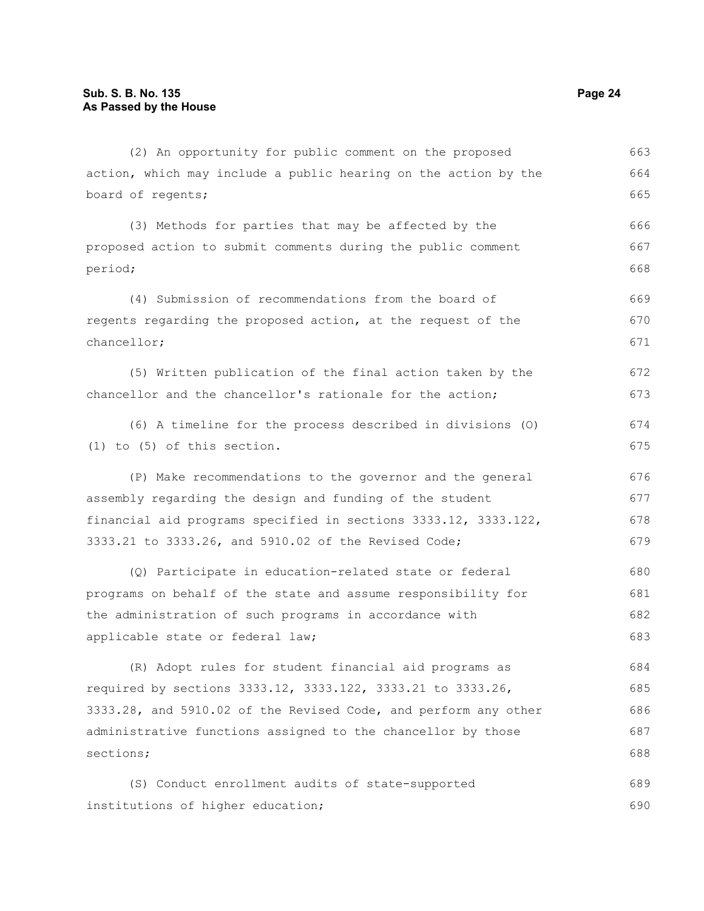(2) An opportunity for public comment on the proposed action, which may include a public hearing on the action by the board of regents;

(3) Methods for parties that may be affected by the proposed action to submit comments during the public comment period;

(4) Submission of recommendations from the board of regents regarding the proposed action, at the request of the chancellor;

(5) Written publication of the final action taken by the chancellor and the chancellor's rationale for the action;

(6) A timeline for the process described in divisions (O)(1) to (5) of this section.

(P) Make recommendations to the governor and the general assembly regarding the design and funding of the student financial aid programs specified in sections 3333.12, 3333.122, 3333.21 to 3333.26, and 5910.02 of the Revised Code;

(Q) Participate in education-related state or federal programs on behalf of the state and assume responsibility for the administration of such programs in accordance with applicable state or federal law;

(R) Adopt rules for student financial aid programs as required by sections 3333.12, 3333.122, 3333.21 to 3333.26, 3333.28, and 5910.02 of the Revised Code, and perform any other administrative functions assigned to the chancellor by those sections;

(S) Conduct enrollment audits of state-supported institutions of higher education;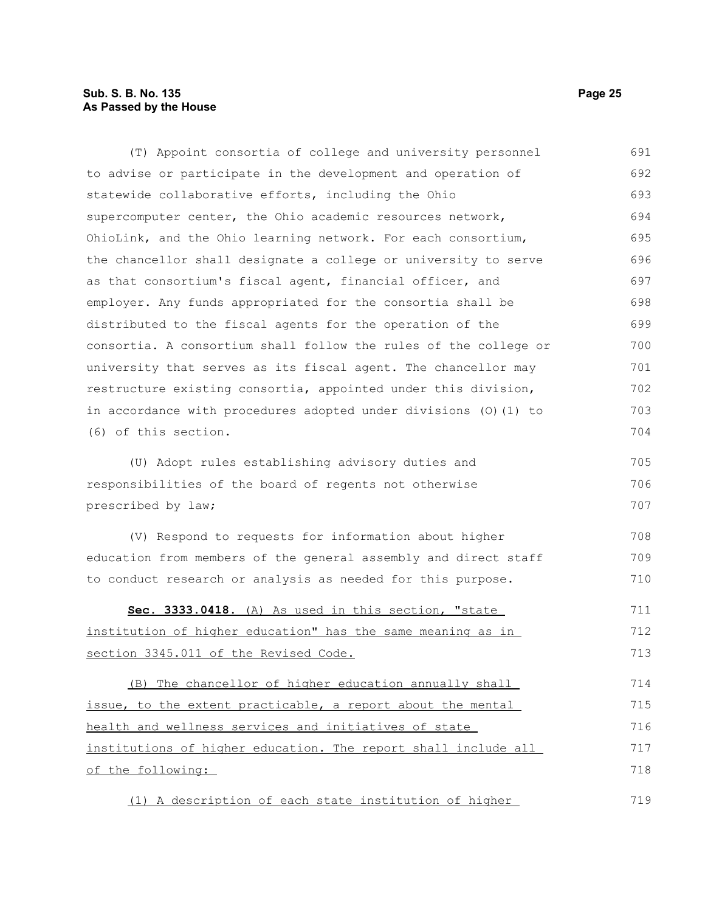(T) Appoint consortia of college and university personnel to advise or participate in the development and operation of statewide collaborative efforts, including the Ohio supercomputer center, the Ohio academic resources network, OhioLink, and the Ohio learning network. For each consortium, the chancellor shall designate a college or university to serve as that consortium's fiscal agent, financial officer, and employer. Any funds appropriated for the consortia shall be distributed to the fiscal agents for the operation of the consortia. A consortium shall follow the rules of the college or university that serves as its fiscal agent. The chancellor may restructure existing consortia, appointed under this division, in accordance with procedures adopted under divisions (O)(1) to (6) of this section.

(U) Adopt rules establishing advisory duties and responsibilities of the board of regents not otherwise prescribed by law;

(V) Respond to requests for information about higher education from members of the general assembly and direct staff to conduct research or analysis as needed for this purpose.

**Sec. 3333.0418.** (A) As used in this section, "state institution of higher education" has the same meaning as in section 3345.011 of the Revised Code.

(B) The chancellor of higher education annually shall issue, to the extent practicable, a report about the mental health and wellness services and initiatives of state institutions of higher education. The report shall include all of the following:

(1) A description of each state institution of higher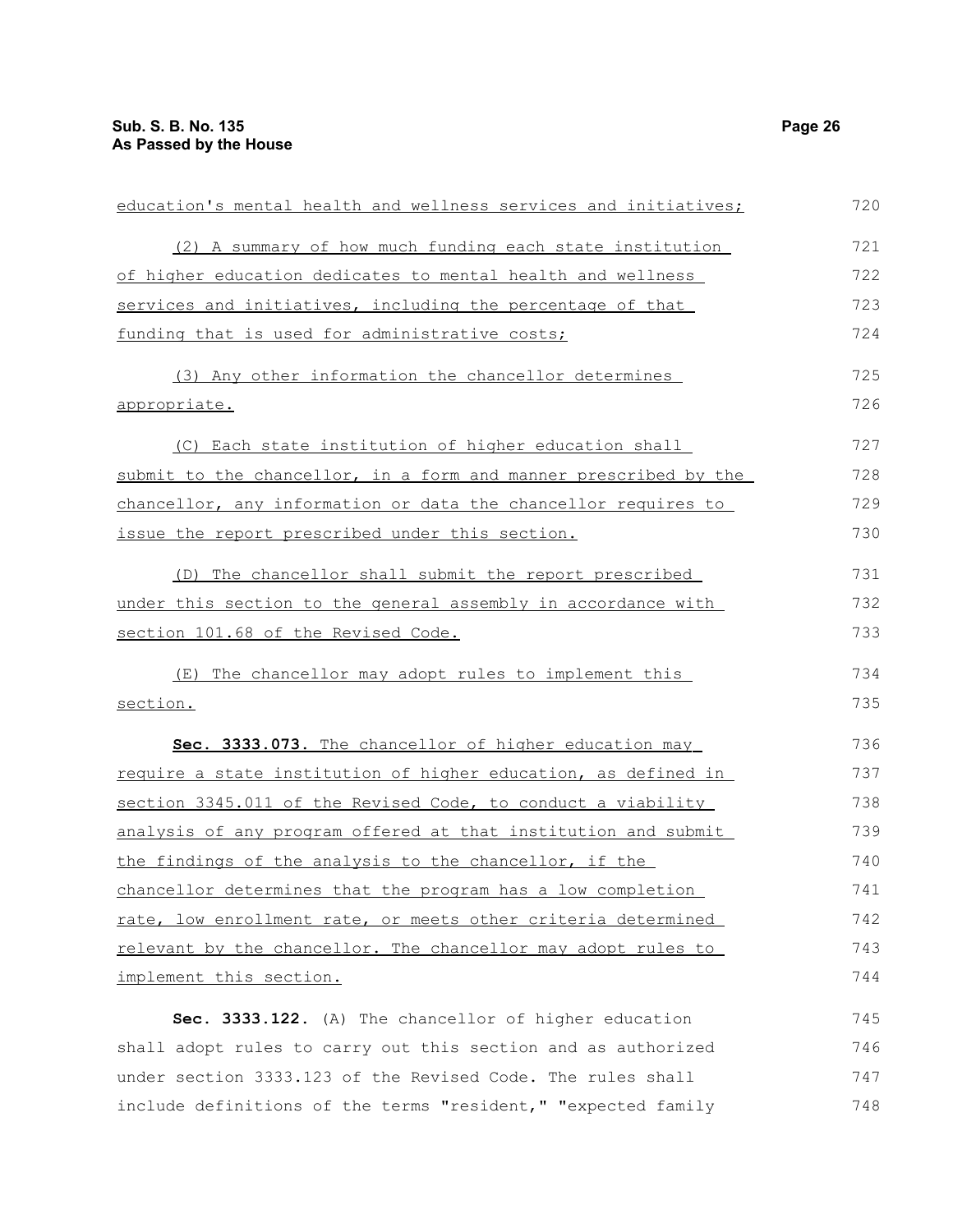education's mental health and wellness services and initiatives;

(2) A summary of how much funding each state institution of higher education dedicates to mental health and wellness services and initiatives, including the percentage of that funding that is used for administrative costs;

(3) Any other information the chancellor determines appropriate.

(C) Each state institution of higher education shall submit to the chancellor, in a form and manner prescribed by the chancellor, any information or data the chancellor requires to issue the report prescribed under this section.

(D) The chancellor shall submit the report prescribed under this section to the general assembly in accordance with section 101.68 of the Revised Code.

(E) The chancellor may adopt rules to implement this section.

**Sec. 3333.073.** The chancellor of higher education may require a state institution of higher education, as defined in section 3345.011 of the Revised Code, to conduct a viability analysis of any program offered at that institution and submit the findings of the analysis to the chancellor, if the chancellor determines that the program has a low completion rate, low enrollment rate, or meets other criteria determined relevant by the chancellor. The chancellor may adopt rules to implement this section.

**Sec. 3333.122.** (A) The chancellor of higher education shall adopt rules to carry out this section and as authorized under section 3333.123 of the Revised Code. The rules shall include definitions of the terms "resident," "expected family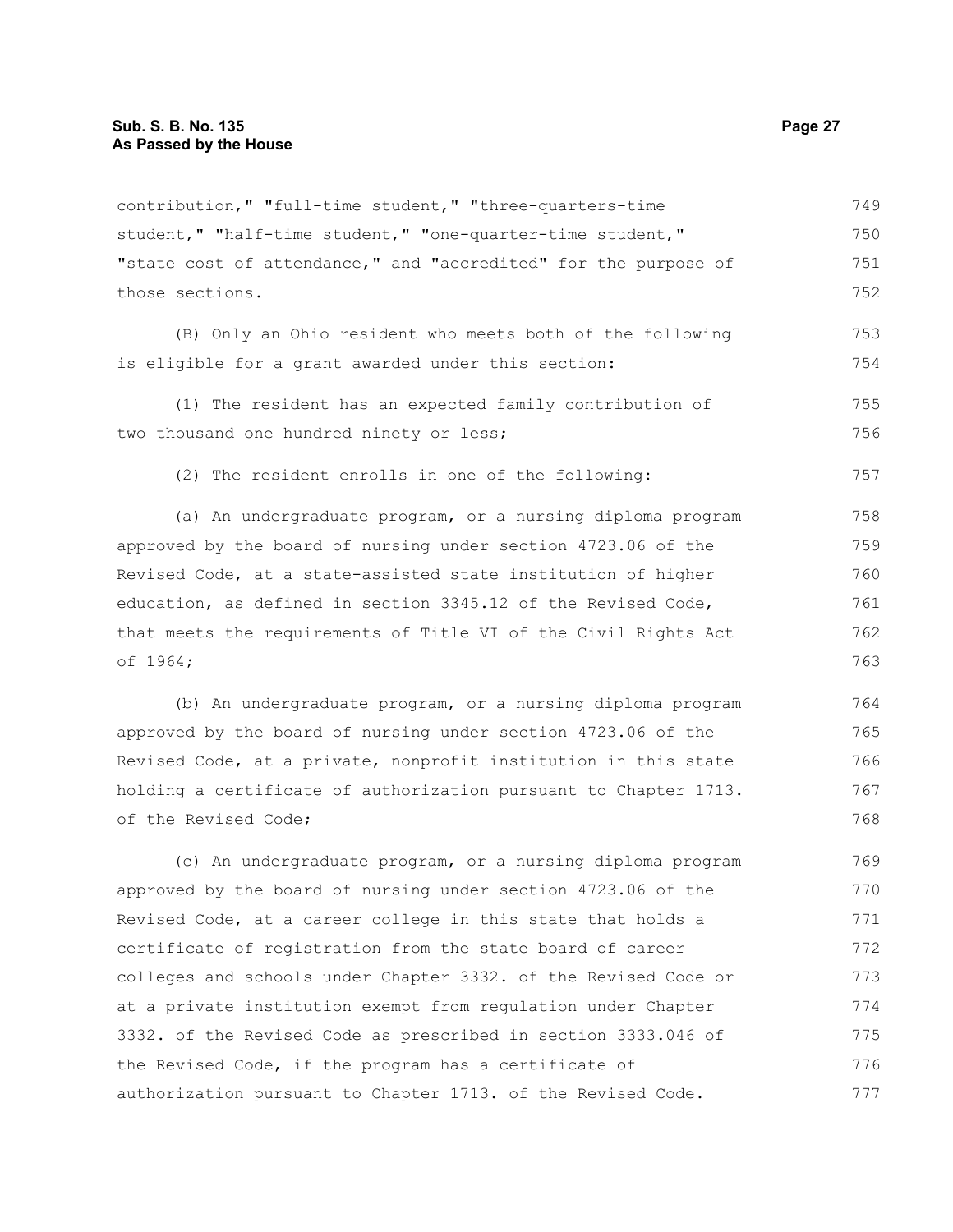contribution," "full-time student," "three-quarters-time student," "half-time student," "one-quarter-time student," "state cost of attendance," and "accredited" for the purpose of those sections.

(B) Only an Ohio resident who meets both of the following is eligible for a grant awarded under this section:

(1) The resident has an expected family contribution of two thousand one hundred ninety or less;

(2) The resident enrolls in one of the following:

(a) An undergraduate program, or a nursing diploma program approved by the board of nursing under section 4723.06 of the Revised Code, at a state-assisted state institution of higher education, as defined in section 3345.12 of the Revised Code, that meets the requirements of Title VI of the Civil Rights Act of 1964;

(b) An undergraduate program, or a nursing diploma program approved by the board of nursing under section 4723.06 of the Revised Code, at a private, nonprofit institution in this state holding a certificate of authorization pursuant to Chapter 1713. of the Revised Code;

(c) An undergraduate program, or a nursing diploma program approved by the board of nursing under section 4723.06 of the Revised Code, at a career college in this state that holds a certificate of registration from the state board of career colleges and schools under Chapter 3332. of the Revised Code or at a private institution exempt from regulation under Chapter 3332. of the Revised Code as prescribed in section 3333.046 of the Revised Code, if the program has a certificate of authorization pursuant to Chapter 1713. of the Revised Code.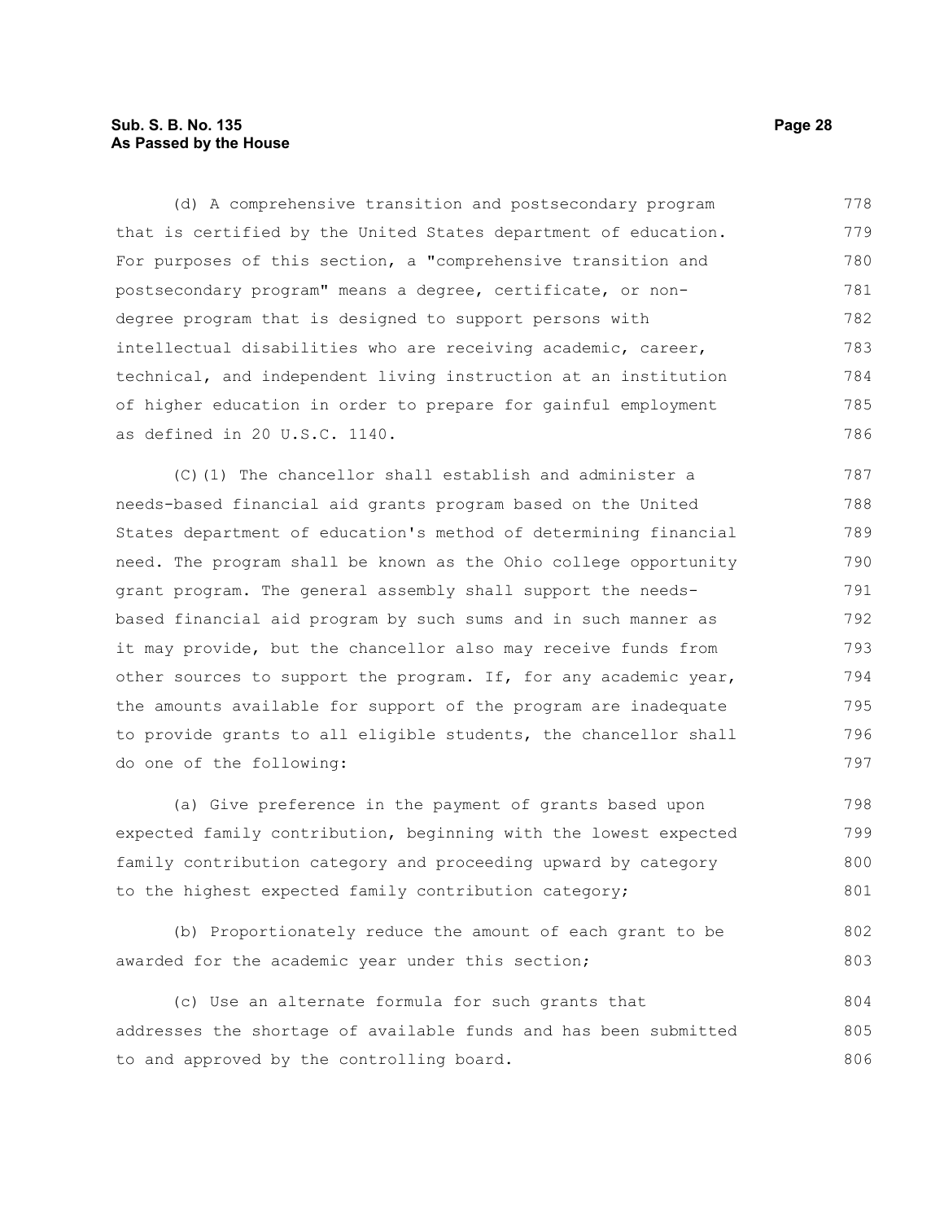(d) A comprehensive transition and postsecondary program that is certified by the United States department of education. For purposes of this section, a "comprehensive transition and postsecondary program" means a degree, certificate, or non-degree program that is designed to support persons with intellectual disabilities who are receiving academic, career, technical, and independent living instruction at an institution of higher education in order to prepare for gainful employment as defined in 20 U.S.C. 1140.

(C)(1) The chancellor shall establish and administer a needs-based financial aid grants program based on the United States department of education's method of determining financial need. The program shall be known as the Ohio college opportunity grant program. The general assembly shall support the needs-based financial aid program by such sums and in such manner as it may provide, but the chancellor also may receive funds from other sources to support the program. If, for any academic year, the amounts available for support of the program are inadequate to provide grants to all eligible students, the chancellor shall do one of the following:

(a) Give preference in the payment of grants based upon expected family contribution, beginning with the lowest expected family contribution category and proceeding upward by category to the highest expected family contribution category;

(b) Proportionately reduce the amount of each grant to be awarded for the academic year under this section;

(c) Use an alternate formula for such grants that addresses the shortage of available funds and has been submitted to and approved by the controlling board.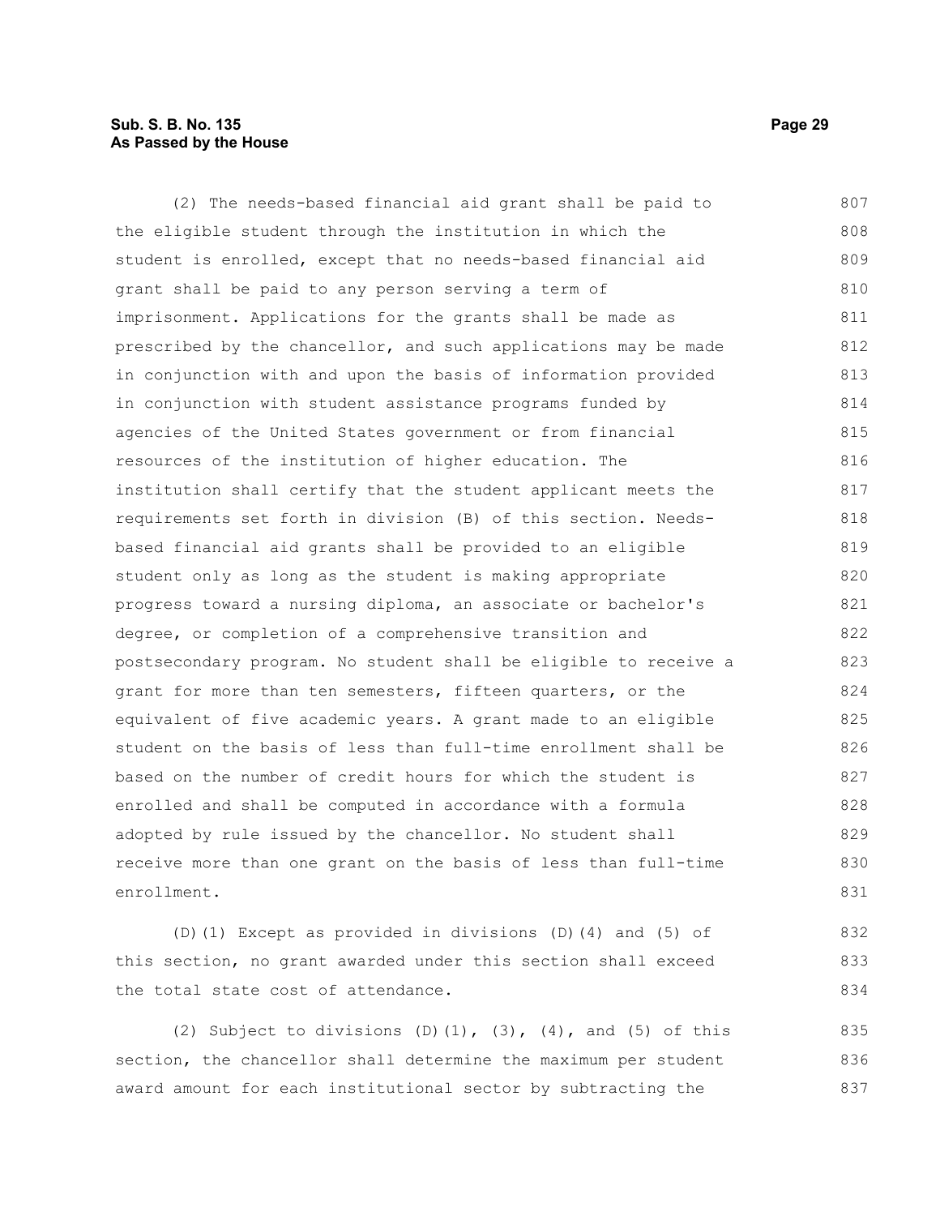(2) The needs-based financial aid grant shall be paid to the eligible student through the institution in which the student is enrolled, except that no needs-based financial aid grant shall be paid to any person serving a term of imprisonment. Applications for the grants shall be made as prescribed by the chancellor, and such applications may be made in conjunction with and upon the basis of information provided in conjunction with student assistance programs funded by agencies of the United States government or from financial resources of the institution of higher education. The institution shall certify that the student applicant meets the requirements set forth in division (B) of this section. Needs-based financial aid grants shall be provided to an eligible student only as long as the student is making appropriate progress toward a nursing diploma, an associate or bachelor's degree, or completion of a comprehensive transition and postsecondary program. No student shall be eligible to receive a grant for more than ten semesters, fifteen quarters, or the equivalent of five academic years. A grant made to an eligible student on the basis of less than full-time enrollment shall be based on the number of credit hours for which the student is enrolled and shall be computed in accordance with a formula adopted by rule issued by the chancellor. No student shall receive more than one grant on the basis of less than full-time enrollment.

(D)(1) Except as provided in divisions (D)(4) and (5) of this section, no grant awarded under this section shall exceed the total state cost of attendance.

(2) Subject to divisions (D)(1), (3), (4), and (5) of this section, the chancellor shall determine the maximum per student award amount for each institutional sector by subtracting the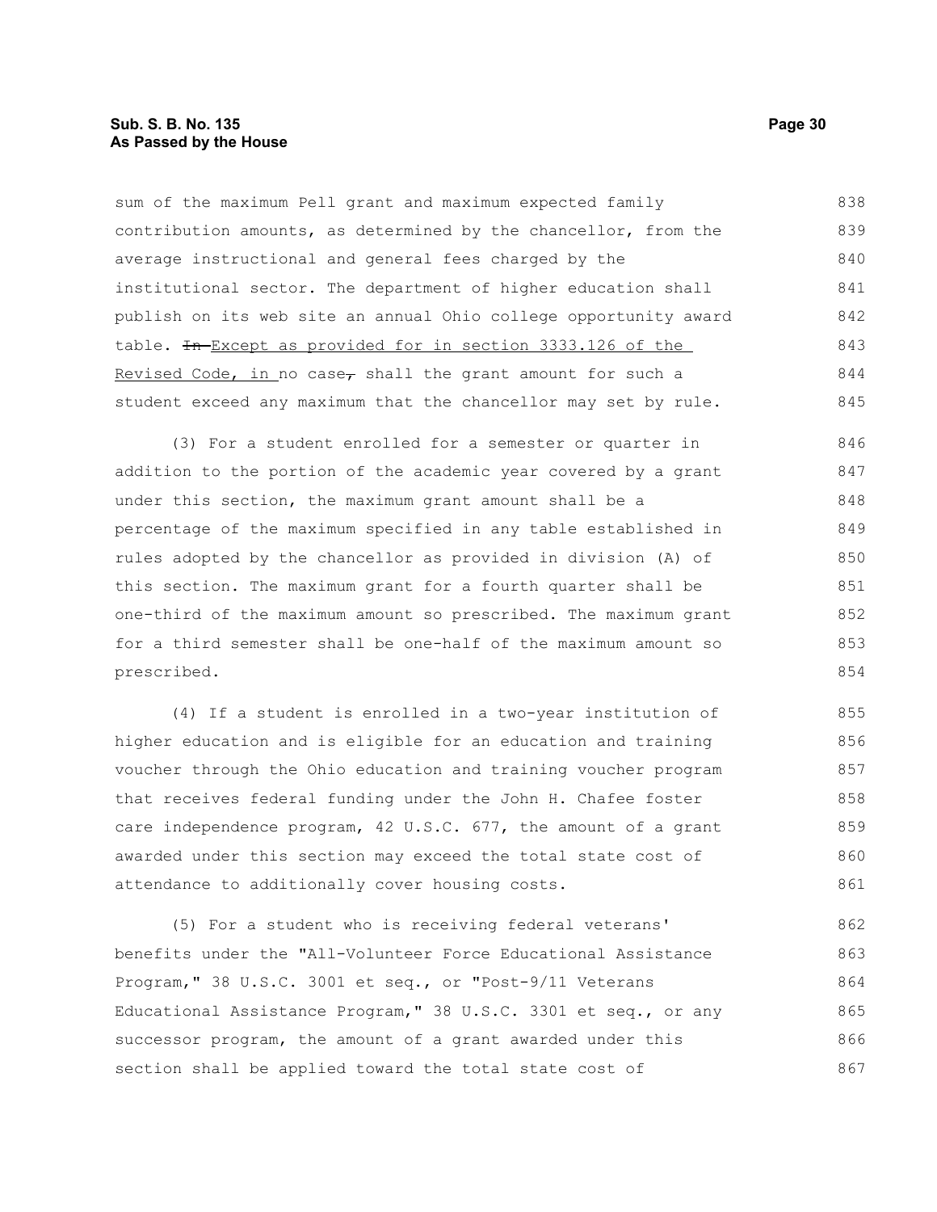sum of the maximum Pell grant and maximum expected family contribution amounts, as determined by the chancellor, from the average instructional and general fees charged by the institutional sector. The department of higher education shall publish on its web site an annual Ohio college opportunity award table. ~~In~~ Except as provided for in section 3333.126 of the Revised Code, in no case~~,~~ shall the grant amount for such a student exceed any maximum that the chancellor may set by rule.

(3) For a student enrolled for a semester or quarter in addition to the portion of the academic year covered by a grant under this section, the maximum grant amount shall be a percentage of the maximum specified in any table established in rules adopted by the chancellor as provided in division (A) of this section. The maximum grant for a fourth quarter shall be one-third of the maximum amount so prescribed. The maximum grant for a third semester shall be one-half of the maximum amount so prescribed.

(4) If a student is enrolled in a two-year institution of higher education and is eligible for an education and training voucher through the Ohio education and training voucher program that receives federal funding under the John H. Chafee foster care independence program, 42 U.S.C. 677, the amount of a grant awarded under this section may exceed the total state cost of attendance to additionally cover housing costs.

(5) For a student who is receiving federal veterans' benefits under the "All-Volunteer Force Educational Assistance Program," 38 U.S.C. 3001 et seq., or "Post-9/11 Veterans Educational Assistance Program," 38 U.S.C. 3301 et seq., or any successor program, the amount of a grant awarded under this section shall be applied toward the total state cost of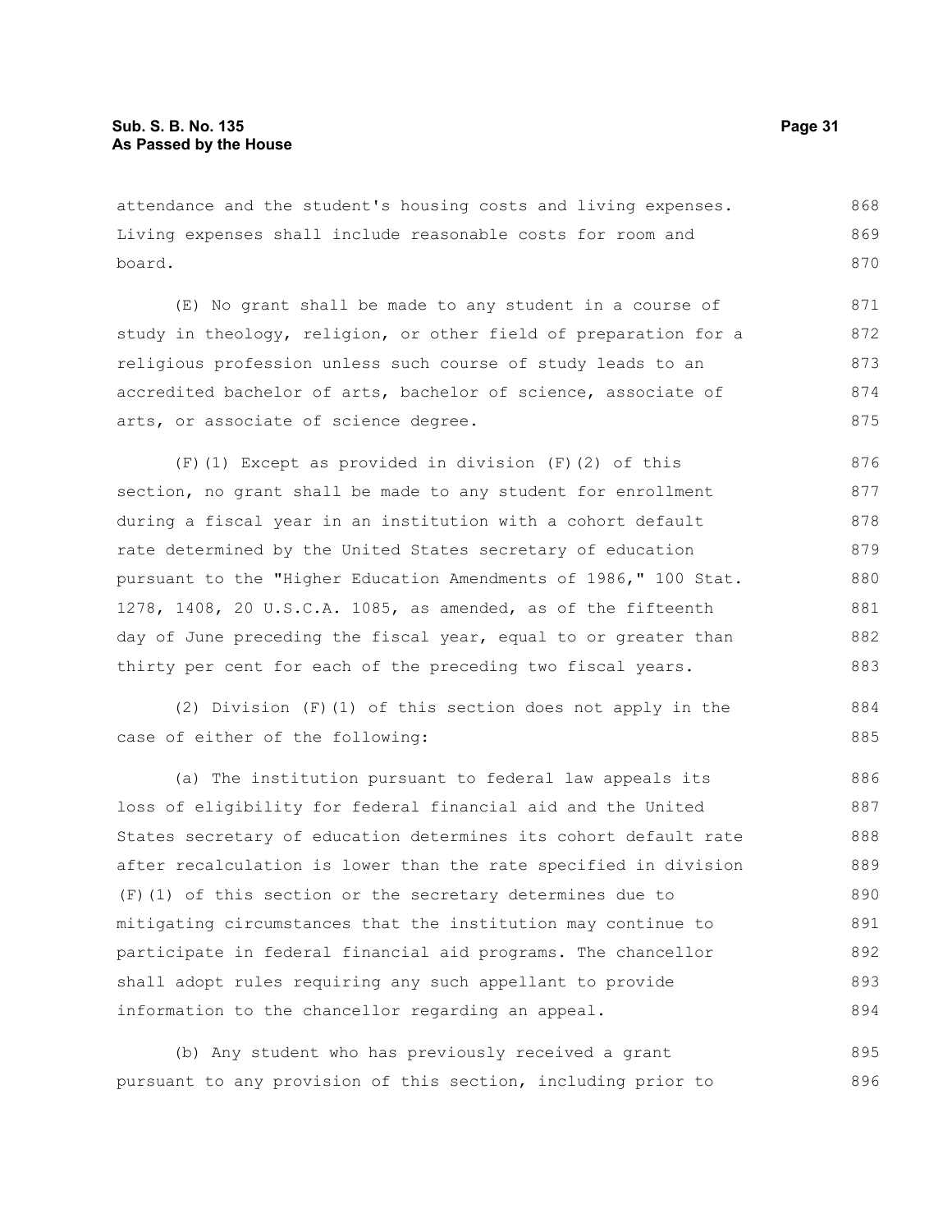attendance and the student's housing costs and living expenses. Living expenses shall include reasonable costs for room and board.

(E) No grant shall be made to any student in a course of study in theology, religion, or other field of preparation for a religious profession unless such course of study leads to an accredited bachelor of arts, bachelor of science, associate of arts, or associate of science degree.

(F)(1) Except as provided in division (F)(2) of this section, no grant shall be made to any student for enrollment during a fiscal year in an institution with a cohort default rate determined by the United States secretary of education pursuant to the "Higher Education Amendments of 1986," 100 Stat. 1278, 1408, 20 U.S.C.A. 1085, as amended, as of the fifteenth day of June preceding the fiscal year, equal to or greater than thirty per cent for each of the preceding two fiscal years.

(2) Division (F)(1) of this section does not apply in the case of either of the following:

(a) The institution pursuant to federal law appeals its loss of eligibility for federal financial aid and the United States secretary of education determines its cohort default rate after recalculation is lower than the rate specified in division (F)(1) of this section or the secretary determines due to mitigating circumstances that the institution may continue to participate in federal financial aid programs. The chancellor shall adopt rules requiring any such appellant to provide information to the chancellor regarding an appeal.

(b) Any student who has previously received a grant pursuant to any provision of this section, including prior to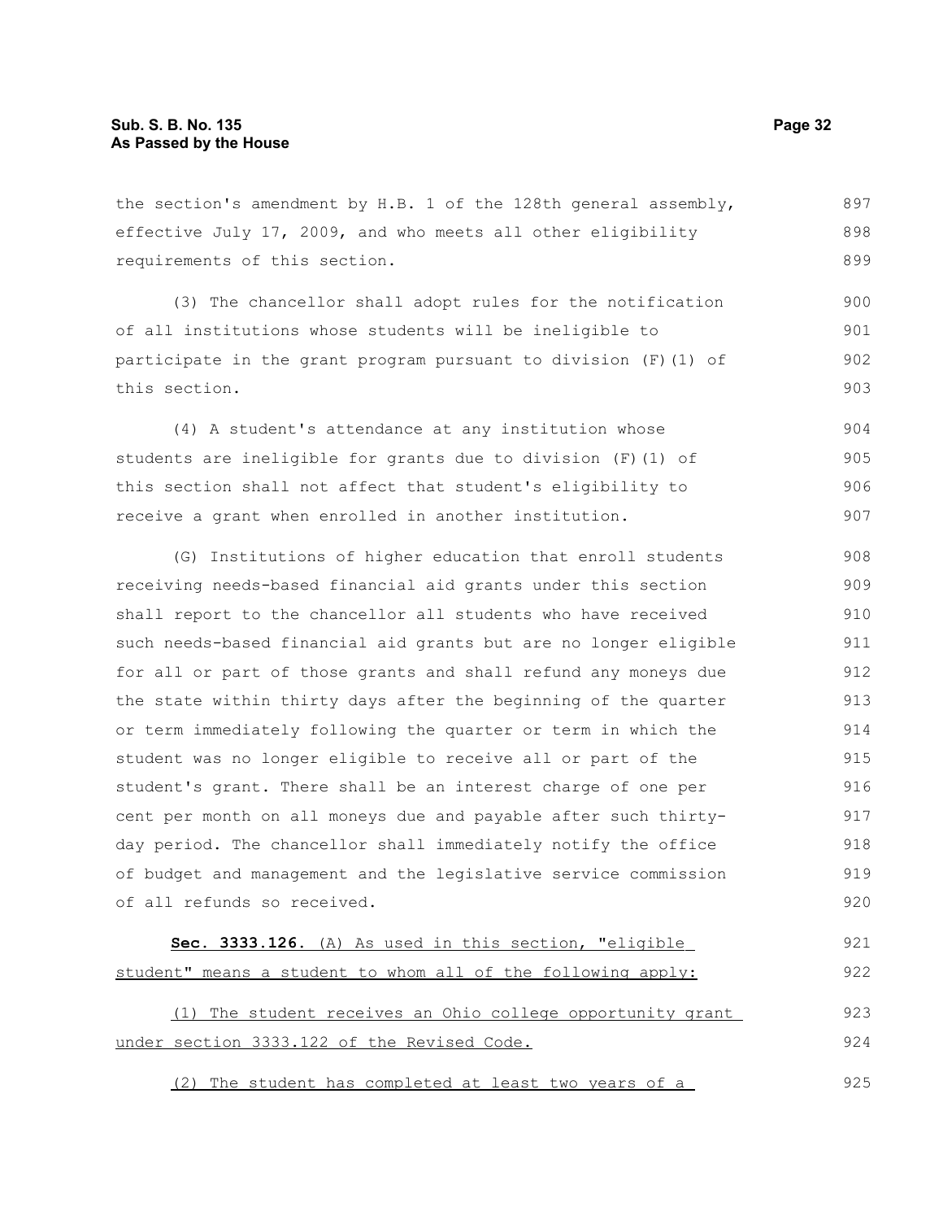the section's amendment by H.B. 1 of the 128th general assembly, effective July 17, 2009, and who meets all other eligibility requirements of this section.

(3) The chancellor shall adopt rules for the notification of all institutions whose students will be ineligible to participate in the grant program pursuant to division (F)(1) of this section.

(4) A student's attendance at any institution whose students are ineligible for grants due to division (F)(1) of this section shall not affect that student's eligibility to receive a grant when enrolled in another institution.

(G) Institutions of higher education that enroll students receiving needs-based financial aid grants under this section shall report to the chancellor all students who have received such needs-based financial aid grants but are no longer eligible for all or part of those grants and shall refund any moneys due the state within thirty days after the beginning of the quarter or term immediately following the quarter or term in which the student was no longer eligible to receive all or part of the student's grant. There shall be an interest charge of one per cent per month on all moneys due and payable after such thirty-day period. The chancellor shall immediately notify the office of budget and management and the legislative service commission of all refunds so received.

**Sec. 3333.126.** <u>(A) As used in this section, "eligible student" means a student to whom all of the following apply:</u>

<u>(1) The student receives an Ohio college opportunity grant under section 3333.122 of the Revised Code.</u>

<u>(2) The student has completed at least two years of a</u>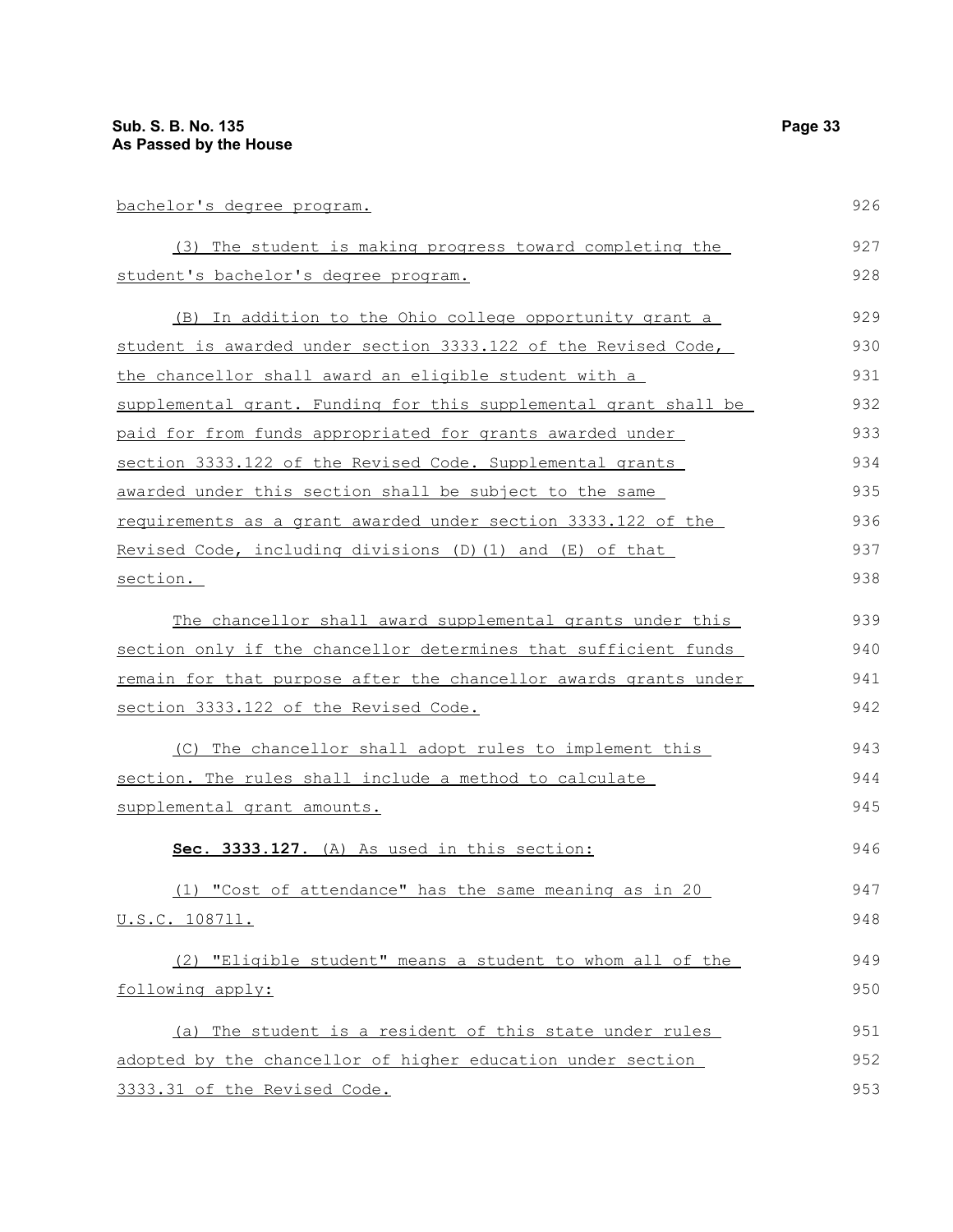bachelor's degree program.

(3) The student is making progress toward completing the student's bachelor's degree program.

(B) In addition to the Ohio college opportunity grant a student is awarded under section 3333.122 of the Revised Code, the chancellor shall award an eligible student with a supplemental grant. Funding for this supplemental grant shall be paid for from funds appropriated for grants awarded under section 3333.122 of the Revised Code. Supplemental grants awarded under this section shall be subject to the same requirements as a grant awarded under section 3333.122 of the Revised Code, including divisions (D)(1) and (E) of that section.

The chancellor shall award supplemental grants under this section only if the chancellor determines that sufficient funds remain for that purpose after the chancellor awards grants under section 3333.122 of the Revised Code.

(C) The chancellor shall adopt rules to implement this section. The rules shall include a method to calculate supplemental grant amounts.

**Sec. 3333.127.** (A) As used in this section:

(1) "Cost of attendance" has the same meaning as in 20 U.S.C. 1087ll.

(2) "Eligible student" means a student to whom all of the following apply:

(a) The student is a resident of this state under rules adopted by the chancellor of higher education under section 3333.31 of the Revised Code.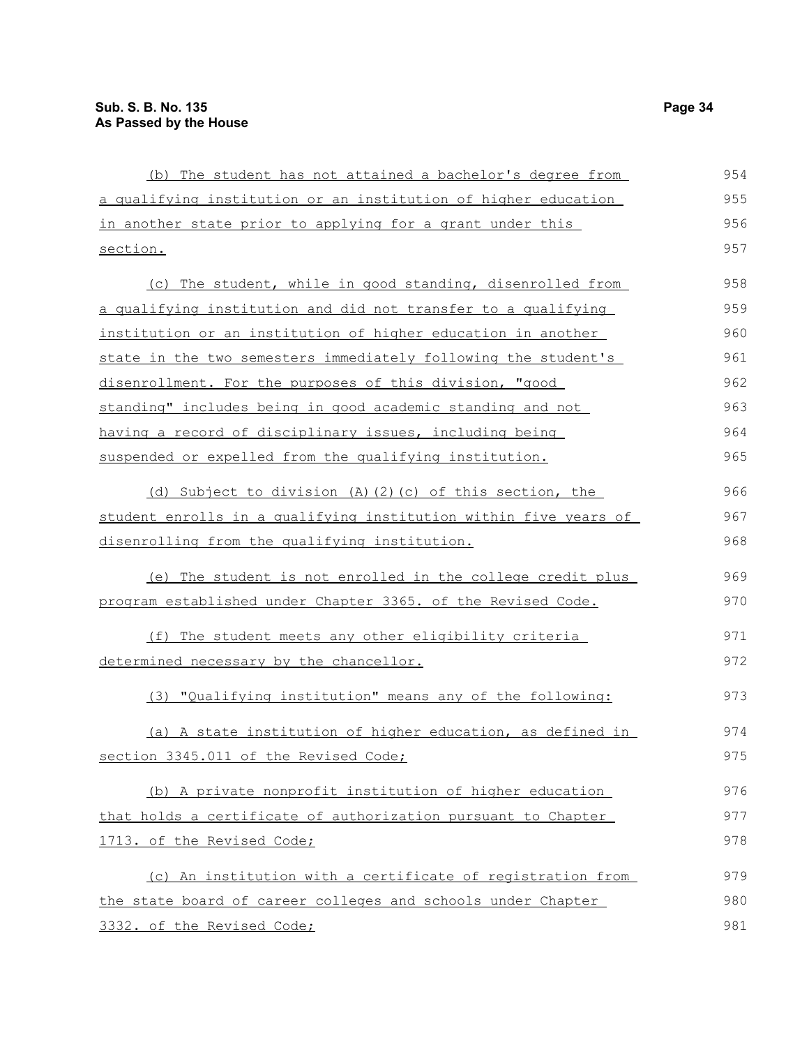(b) The student has not attained a bachelor's degree from a qualifying institution or an institution of higher education in another state prior to applying for a grant under this section.

(c) The student, while in good standing, disenrolled from a qualifying institution and did not transfer to a qualifying institution or an institution of higher education in another state in the two semesters immediately following the student's disenrollment. For the purposes of this division, "good standing" includes being in good academic standing and not having a record of disciplinary issues, including being suspended or expelled from the qualifying institution.

(d) Subject to division (A)(2)(c) of this section, the student enrolls in a qualifying institution within five years of disenrolling from the qualifying institution.

(e) The student is not enrolled in the college credit plus program established under Chapter 3365. of the Revised Code.

(f) The student meets any other eligibility criteria determined necessary by the chancellor.

(3) "Qualifying institution" means any of the following:

(a) A state institution of higher education, as defined in section 3345.011 of the Revised Code;

(b) A private nonprofit institution of higher education that holds a certificate of authorization pursuant to Chapter 1713. of the Revised Code;

(c) An institution with a certificate of registration from the state board of career colleges and schools under Chapter 3332. of the Revised Code;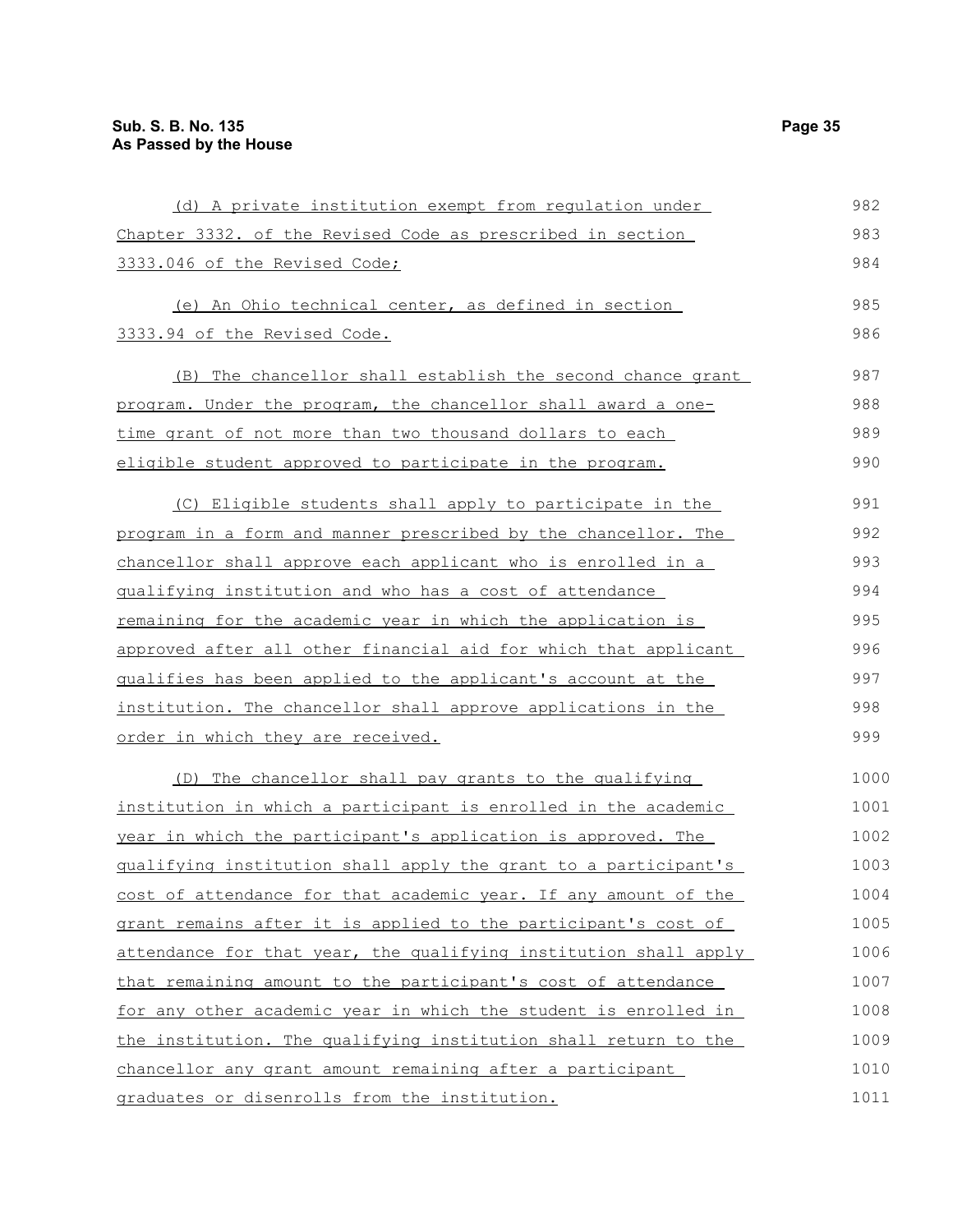(d) A private institution exempt from regulation under Chapter 3332. of the Revised Code as prescribed in section 3333.046 of the Revised Code;

(e) An Ohio technical center, as defined in section 3333.94 of the Revised Code.

(B) The chancellor shall establish the second chance grant program. Under the program, the chancellor shall award a one-time grant of not more than two thousand dollars to each eligible student approved to participate in the program.

(C) Eligible students shall apply to participate in the program in a form and manner prescribed by the chancellor. The chancellor shall approve each applicant who is enrolled in a qualifying institution and who has a cost of attendance remaining for the academic year in which the application is approved after all other financial aid for which that applicant qualifies has been applied to the applicant's account at the institution. The chancellor shall approve applications in the order in which they are received.

(D) The chancellor shall pay grants to the qualifying institution in which a participant is enrolled in the academic year in which the participant's application is approved. The qualifying institution shall apply the grant to a participant's cost of attendance for that academic year. If any amount of the grant remains after it is applied to the participant's cost of attendance for that year, the qualifying institution shall apply that remaining amount to the participant's cost of attendance for any other academic year in which the student is enrolled in the institution. The qualifying institution shall return to the chancellor any grant amount remaining after a participant graduates or disenrolls from the institution.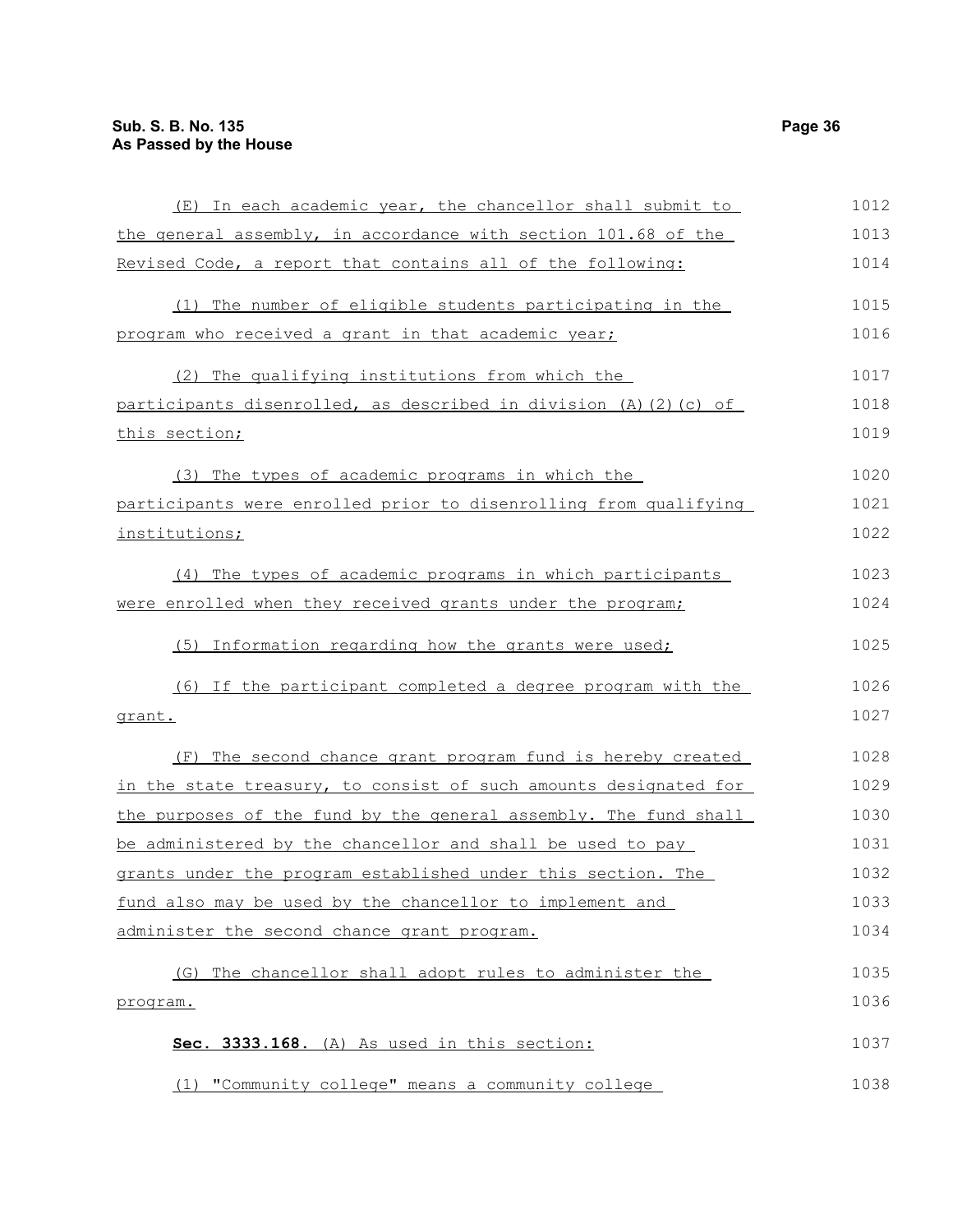(E) In each academic year, the chancellor shall submit to the general assembly, in accordance with section 101.68 of the Revised Code, a report that contains all of the following:

(1) The number of eligible students participating in the program who received a grant in that academic year;

(2) The qualifying institutions from which the participants disenrolled, as described in division (A)(2)(c) of this section;

(3) The types of academic programs in which the participants were enrolled prior to disenrolling from qualifying institutions;

(4) The types of academic programs in which participants were enrolled when they received grants under the program;

(5) Information regarding how the grants were used;

(6) If the participant completed a degree program with the grant.

(F) The second chance grant program fund is hereby created in the state treasury, to consist of such amounts designated for the purposes of the fund by the general assembly. The fund shall be administered by the chancellor and shall be used to pay grants under the program established under this section. The fund also may be used by the chancellor to implement and administer the second chance grant program.

(G) The chancellor shall adopt rules to administer the program.

**Sec. 3333.168.** (A) As used in this section:

(1) "Community college" means a community college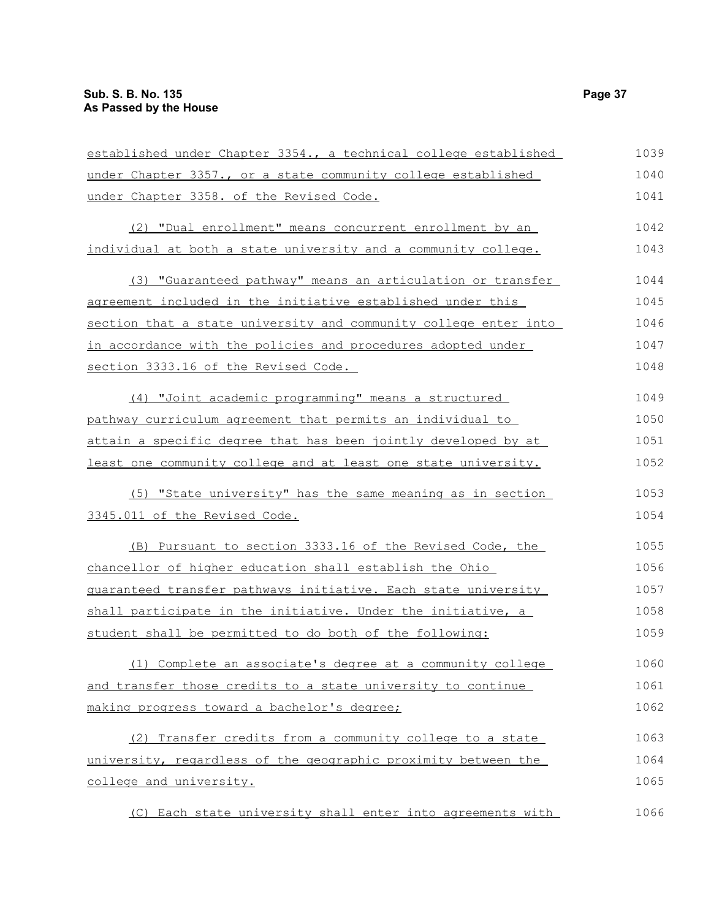established under Chapter 3354., a technical college established under Chapter 3357., or a state community college established under Chapter 3358. of the Revised Code.

(2) "Dual enrollment" means concurrent enrollment by an individual at both a state university and a community college.

(3) "Guaranteed pathway" means an articulation or transfer agreement included in the initiative established under this section that a state university and community college enter into in accordance with the policies and procedures adopted under section 3333.16 of the Revised Code.

(4) "Joint academic programming" means a structured pathway curriculum agreement that permits an individual to attain a specific degree that has been jointly developed by at least one community college and at least one state university.

(5) "State university" has the same meaning as in section 3345.011 of the Revised Code.

(B) Pursuant to section 3333.16 of the Revised Code, the chancellor of higher education shall establish the Ohio guaranteed transfer pathways initiative. Each state university shall participate in the initiative. Under the initiative, a student shall be permitted to do both of the following:

(1) Complete an associate's degree at a community college and transfer those credits to a state university to continue making progress toward a bachelor's degree;

(2) Transfer credits from a community college to a state university, regardless of the geographic proximity between the college and university.

(C) Each state university shall enter into agreements with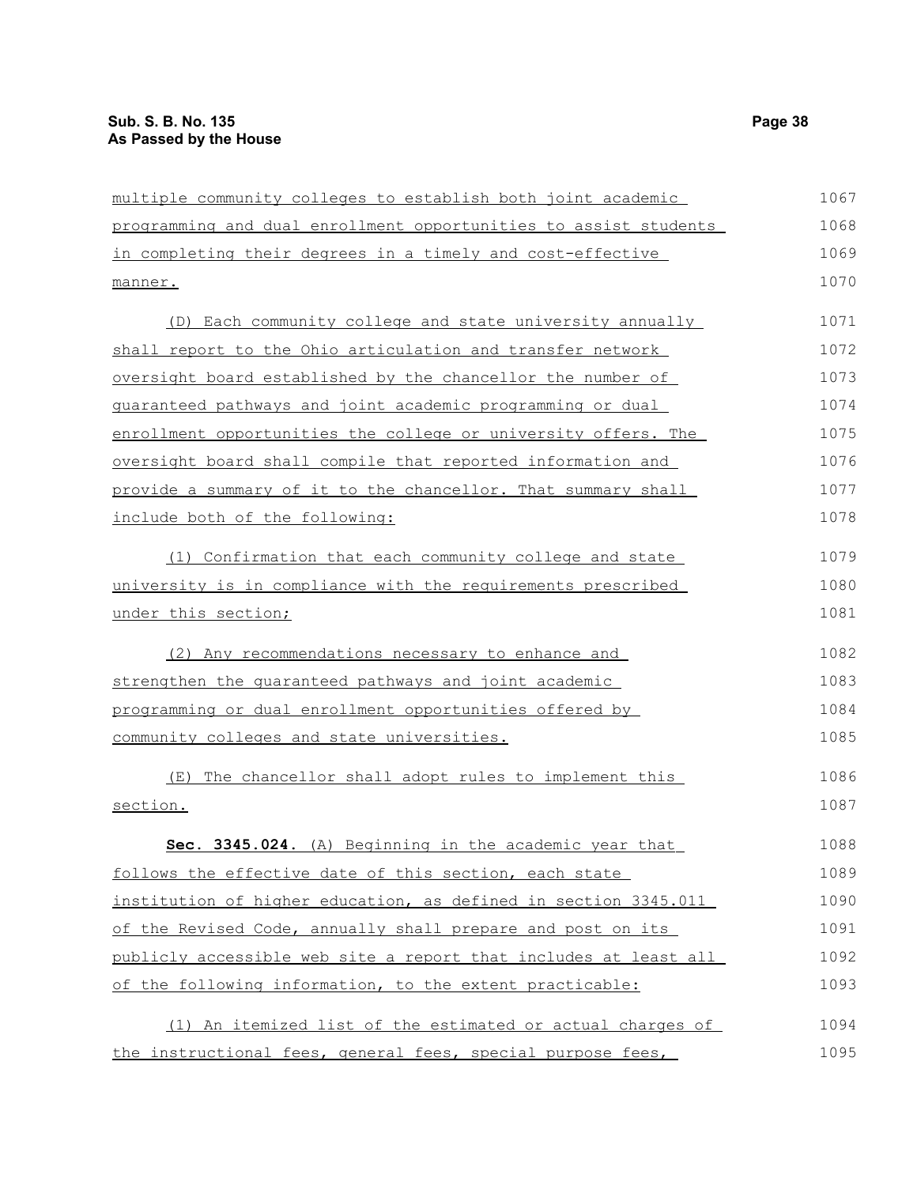multiple community colleges to establish both joint academic programming and dual enrollment opportunities to assist students in completing their degrees in a timely and cost-effective manner.

(D) Each community college and state university annually shall report to the Ohio articulation and transfer network oversight board established by the chancellor the number of guaranteed pathways and joint academic programming or dual enrollment opportunities the college or university offers. The oversight board shall compile that reported information and provide a summary of it to the chancellor. That summary shall include both of the following:

(1) Confirmation that each community college and state university is in compliance with the requirements prescribed under this section;

(2) Any recommendations necessary to enhance and strengthen the guaranteed pathways and joint academic programming or dual enrollment opportunities offered by community colleges and state universities.

(E) The chancellor shall adopt rules to implement this section.

**Sec. 3345.024.** (A) Beginning in the academic year that follows the effective date of this section, each state institution of higher education, as defined in section 3345.011 of the Revised Code, annually shall prepare and post on its publicly accessible web site a report that includes at least all of the following information, to the extent practicable:

(1) An itemized list of the estimated or actual charges of the instructional fees, general fees, special purpose fees,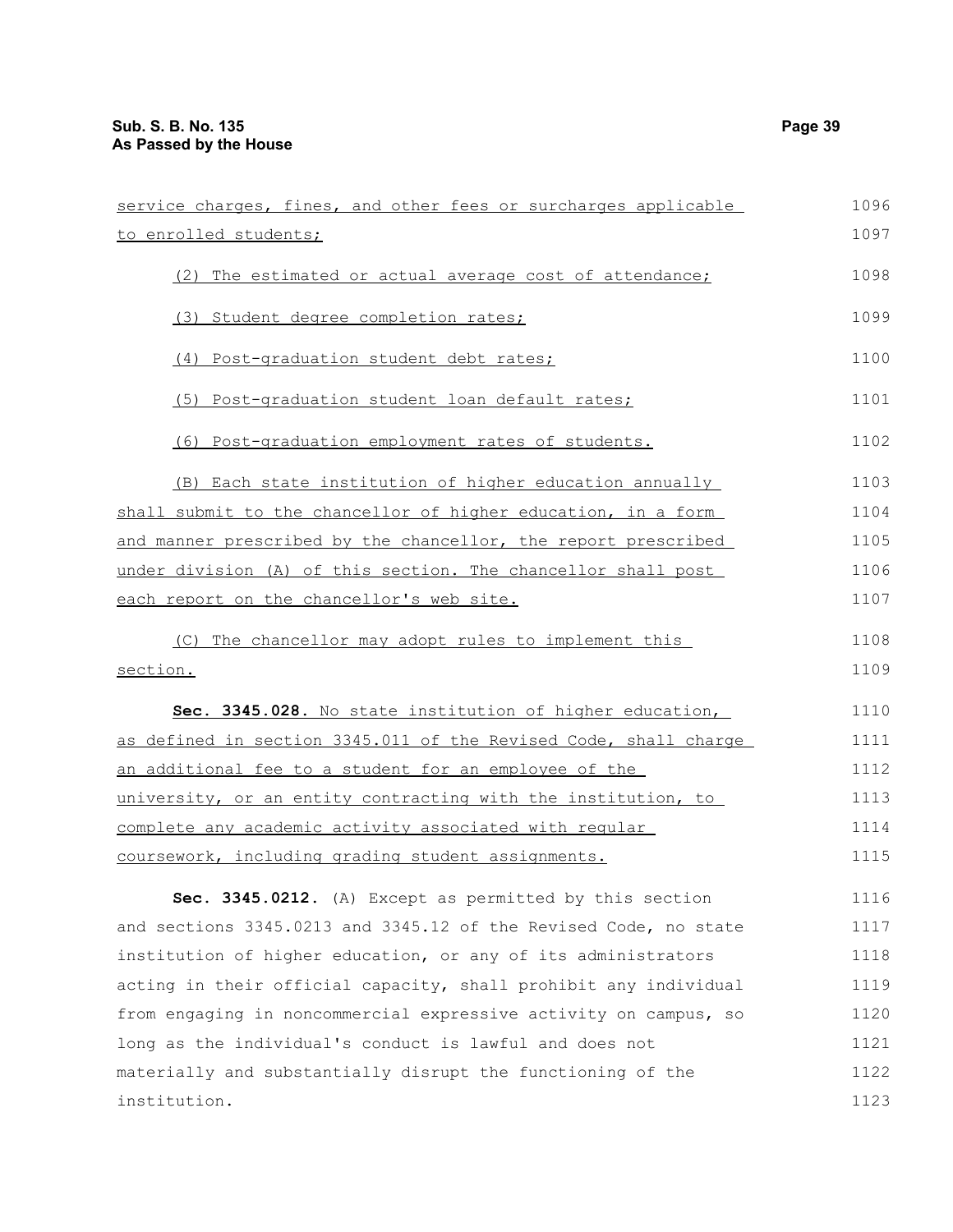service charges, fines, and other fees or surcharges applicable to enrolled students;

(2) The estimated or actual average cost of attendance;

(3) Student degree completion rates;

(4) Post-graduation student debt rates;

(5) Post-graduation student loan default rates;

(6) Post-graduation employment rates of students.

(B) Each state institution of higher education annually shall submit to the chancellor of higher education, in a form and manner prescribed by the chancellor, the report prescribed under division (A) of this section. The chancellor shall post each report on the chancellor's web site.

(C) The chancellor may adopt rules to implement this section.

**Sec. 3345.028.** No state institution of higher education, as defined in section 3345.011 of the Revised Code, shall charge an additional fee to a student for an employee of the university, or an entity contracting with the institution, to complete any academic activity associated with regular coursework, including grading student assignments.

**Sec. 3345.0212.** (A) Except as permitted by this section and sections 3345.0213 and 3345.12 of the Revised Code, no state institution of higher education, or any of its administrators acting in their official capacity, shall prohibit any individual from engaging in noncommercial expressive activity on campus, so long as the individual's conduct is lawful and does not materially and substantially disrupt the functioning of the institution.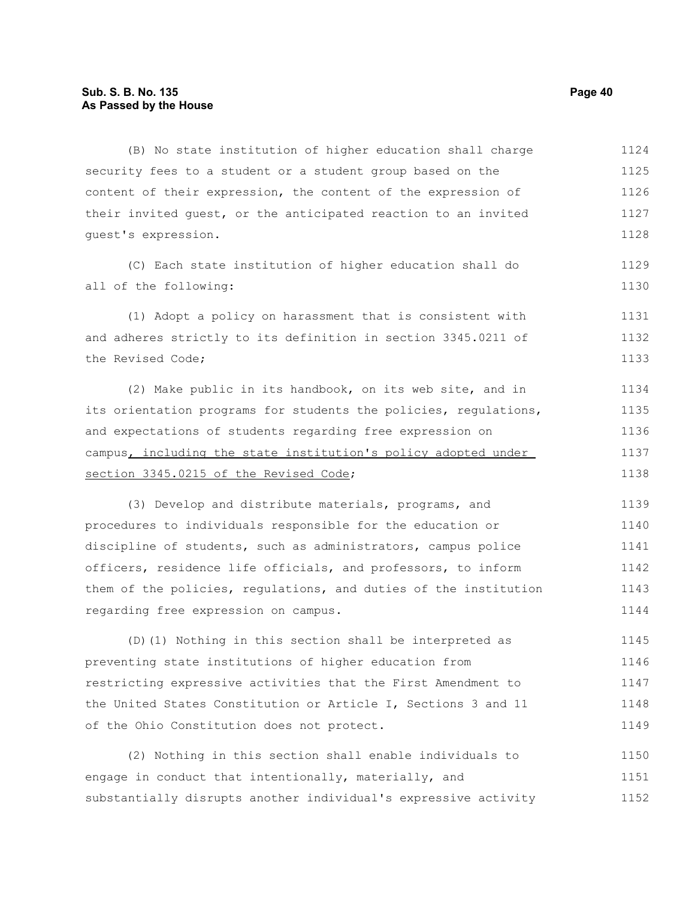(B) No state institution of higher education shall charge security fees to a student or a student group based on the content of their expression, the content of the expression of their invited guest, or the anticipated reaction to an invited guest's expression.

(C) Each state institution of higher education shall do all of the following:

(1) Adopt a policy on harassment that is consistent with and adheres strictly to its definition in section 3345.0211 of the Revised Code;

(2) Make public in its handbook, on its web site, and in its orientation programs for students the policies, regulations, and expectations of students regarding free expression on campus<u>, including the state institution's policy adopted under section 3345.0215 of the Revised Code</u>;

(3) Develop and distribute materials, programs, and procedures to individuals responsible for the education or discipline of students, such as administrators, campus police officers, residence life officials, and professors, to inform them of the policies, regulations, and duties of the institution regarding free expression on campus.

(D)(1) Nothing in this section shall be interpreted as preventing state institutions of higher education from restricting expressive activities that the First Amendment to the United States Constitution or Article I, Sections 3 and 11 of the Ohio Constitution does not protect.

(2) Nothing in this section shall enable individuals to engage in conduct that intentionally, materially, and substantially disrupts another individual's expressive activity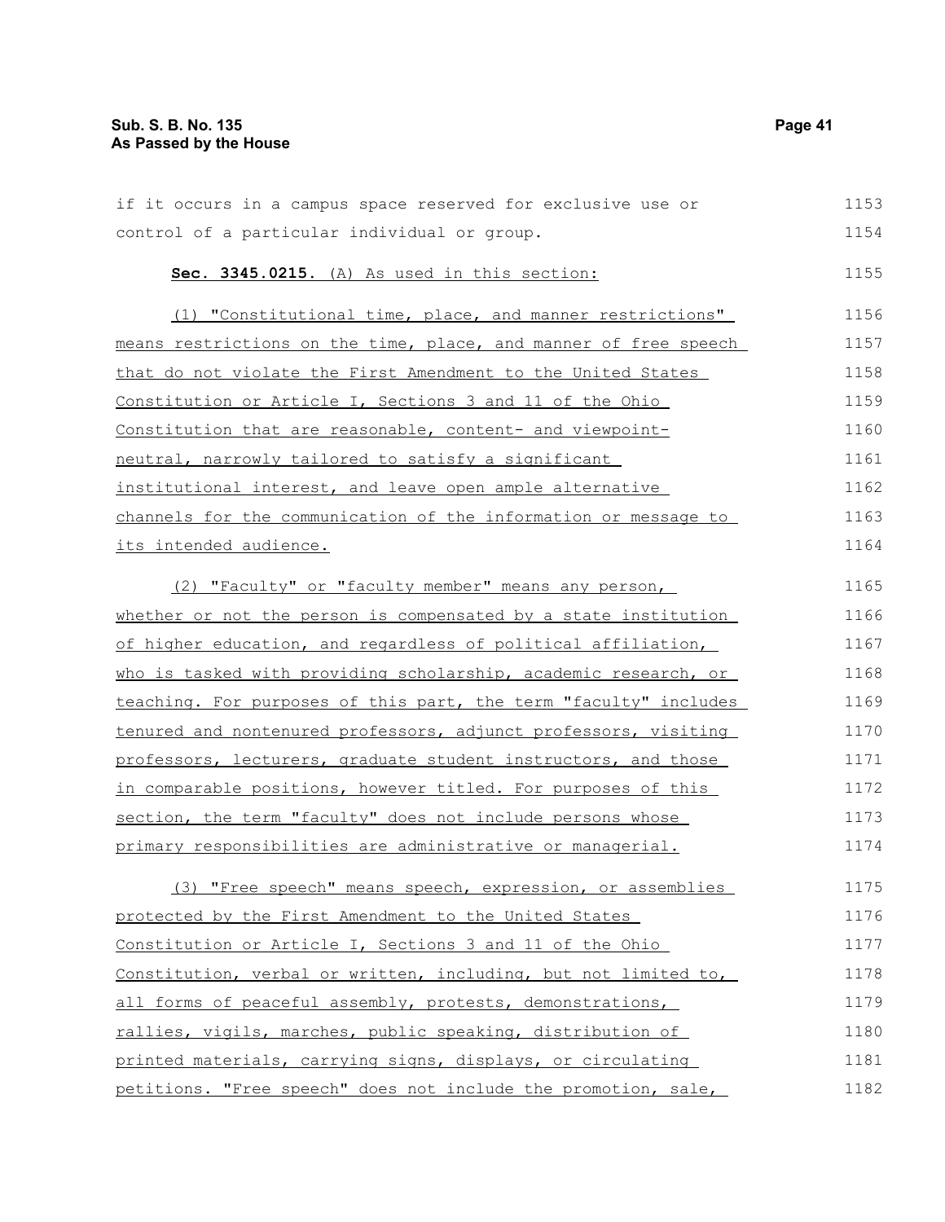if it occurs in a campus space reserved for exclusive use or control of a particular individual or group.

**Sec. 3345.0215.** (A) As used in this section:

(1) "Constitutional time, place, and manner restrictions" means restrictions on the time, place, and manner of free speech that do not violate the First Amendment to the United States Constitution or Article I, Sections 3 and 11 of the Ohio Constitution that are reasonable, content- and viewpoint-neutral, narrowly tailored to satisfy a significant institutional interest, and leave open ample alternative channels for the communication of the information or message to its intended audience.

(2) "Faculty" or "faculty member" means any person, whether or not the person is compensated by a state institution of higher education, and regardless of political affiliation, who is tasked with providing scholarship, academic research, or teaching. For purposes of this part, the term "faculty" includes tenured and nontenured professors, adjunct professors, visiting professors, lecturers, graduate student instructors, and those in comparable positions, however titled. For purposes of this section, the term "faculty" does not include persons whose primary responsibilities are administrative or managerial.

(3) "Free speech" means speech, expression, or assemblies protected by the First Amendment to the United States Constitution or Article I, Sections 3 and 11 of the Ohio Constitution, verbal or written, including, but not limited to, all forms of peaceful assembly, protests, demonstrations, rallies, vigils, marches, public speaking, distribution of printed materials, carrying signs, displays, or circulating petitions. "Free speech" does not include the promotion, sale,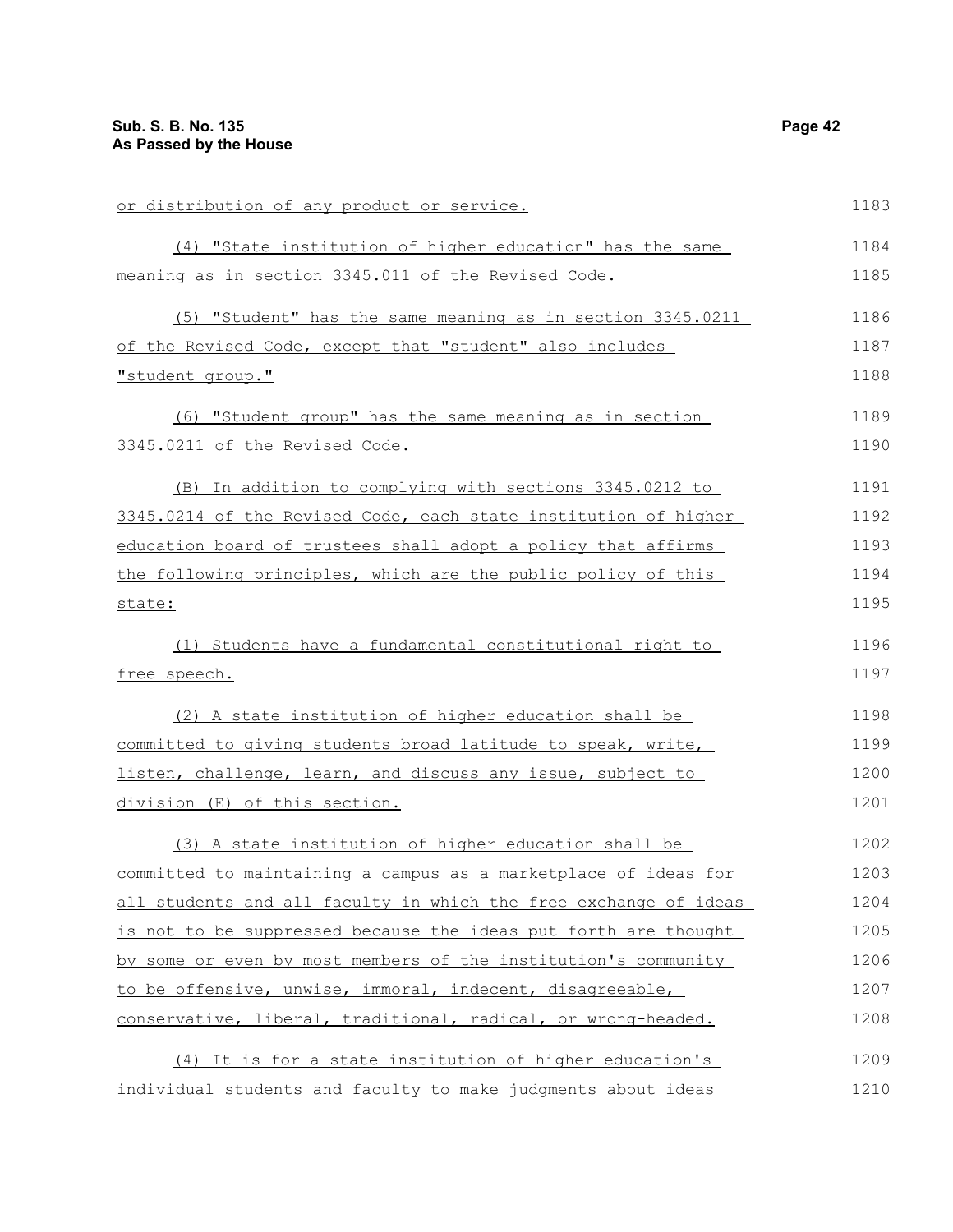or distribution of any product or service.

(4) "State institution of higher education" has the same meaning as in section 3345.011 of the Revised Code.

(5) "Student" has the same meaning as in section 3345.0211 of the Revised Code, except that "student" also includes "student group."

(6) "Student group" has the same meaning as in section 3345.0211 of the Revised Code.

(B) In addition to complying with sections 3345.0212 to 3345.0214 of the Revised Code, each state institution of higher education board of trustees shall adopt a policy that affirms the following principles, which are the public policy of this state:

(1) Students have a fundamental constitutional right to free speech.

(2) A state institution of higher education shall be committed to giving students broad latitude to speak, write, listen, challenge, learn, and discuss any issue, subject to division (E) of this section.

(3) A state institution of higher education shall be committed to maintaining a campus as a marketplace of ideas for all students and all faculty in which the free exchange of ideas is not to be suppressed because the ideas put forth are thought by some or even by most members of the institution's community to be offensive, unwise, immoral, indecent, disagreeable, conservative, liberal, traditional, radical, or wrong-headed.

(4) It is for a state institution of higher education's individual students and faculty to make judgments about ideas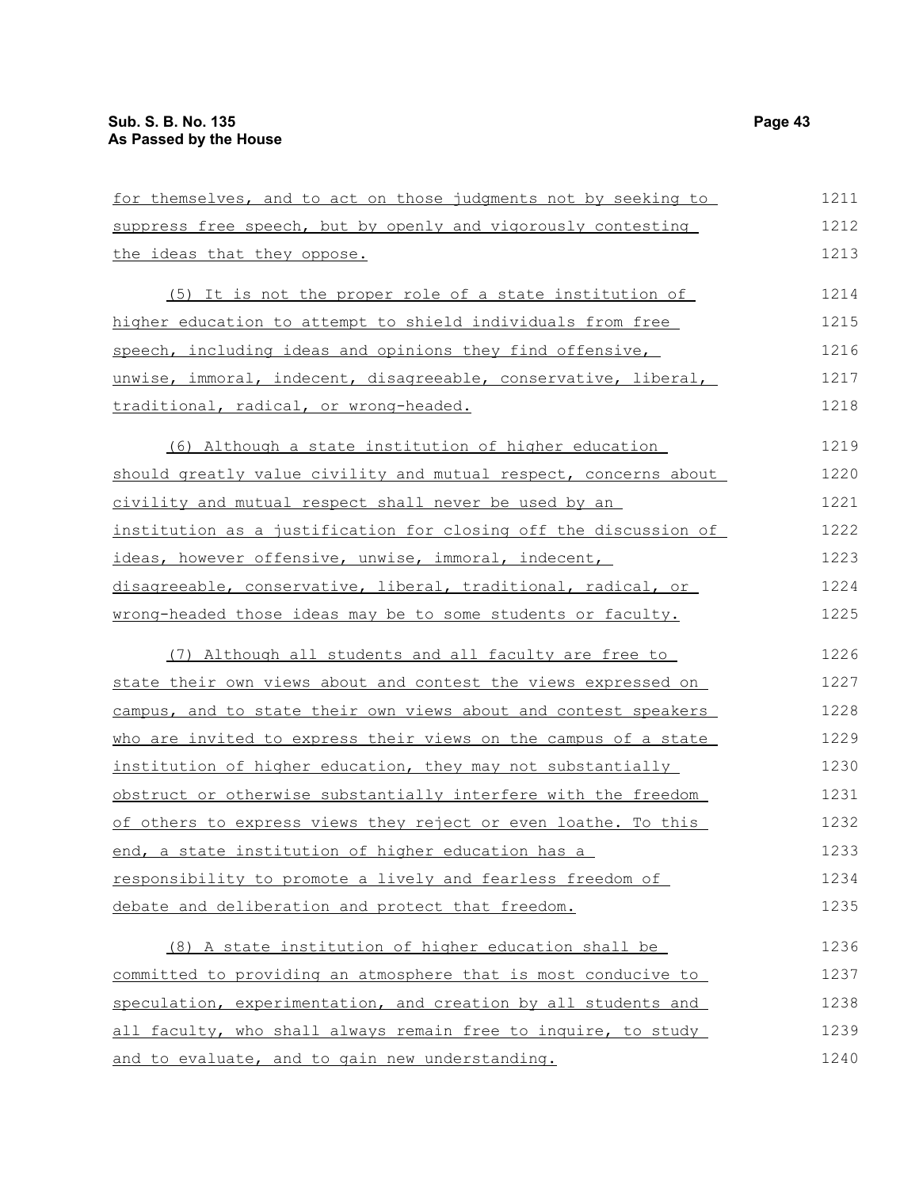for themselves, and to act on those judgments not by seeking to suppress free speech, but by openly and vigorously contesting the ideas that they oppose.

(5) It is not the proper role of a state institution of higher education to attempt to shield individuals from free speech, including ideas and opinions they find offensive, unwise, immoral, indecent, disagreeable, conservative, liberal, traditional, radical, or wrong-headed.

(6) Although a state institution of higher education should greatly value civility and mutual respect, concerns about civility and mutual respect shall never be used by an institution as a justification for closing off the discussion of ideas, however offensive, unwise, immoral, indecent, disagreeable, conservative, liberal, traditional, radical, or wrong-headed those ideas may be to some students or faculty.

(7) Although all students and all faculty are free to state their own views about and contest the views expressed on campus, and to state their own views about and contest speakers who are invited to express their views on the campus of a state institution of higher education, they may not substantially obstruct or otherwise substantially interfere with the freedom of others to express views they reject or even loathe. To this end, a state institution of higher education has a responsibility to promote a lively and fearless freedom of debate and deliberation and protect that freedom.

(8) A state institution of higher education shall be committed to providing an atmosphere that is most conducive to speculation, experimentation, and creation by all students and all faculty, who shall always remain free to inquire, to study and to evaluate, and to gain new understanding.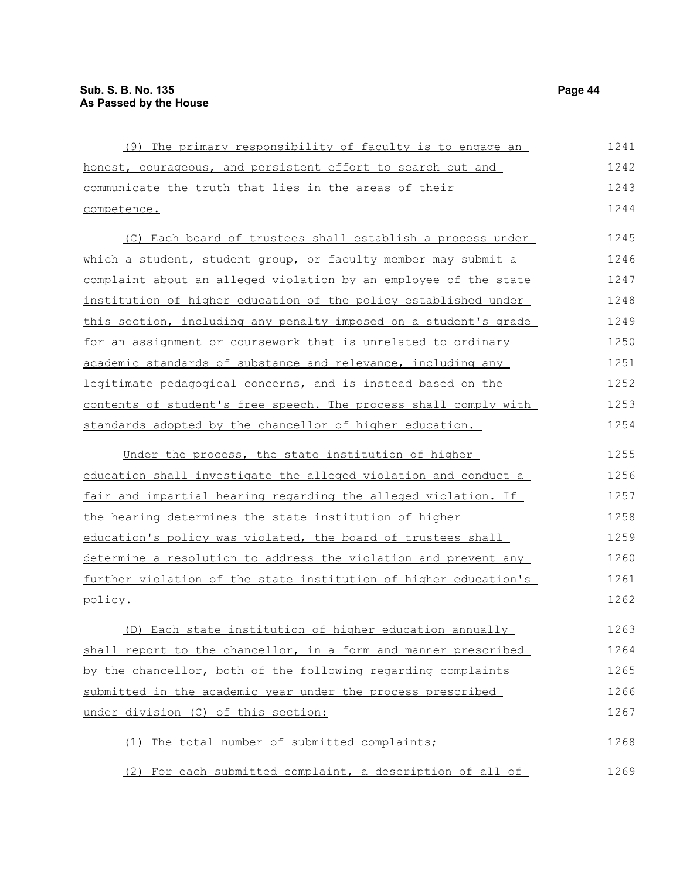(9) The primary responsibility of faculty is to engage an honest, courageous, and persistent effort to search out and communicate the truth that lies in the areas of their competence.

(C) Each board of trustees shall establish a process under which a student, student group, or faculty member may submit a complaint about an alleged violation by an employee of the state institution of higher education of the policy established under this section, including any penalty imposed on a student's grade for an assignment or coursework that is unrelated to ordinary academic standards of substance and relevance, including any legitimate pedagogical concerns, and is instead based on the contents of student's free speech. The process shall comply with standards adopted by the chancellor of higher education.

Under the process, the state institution of higher education shall investigate the alleged violation and conduct a fair and impartial hearing regarding the alleged violation. If the hearing determines the state institution of higher education's policy was violated, the board of trustees shall determine a resolution to address the violation and prevent any further violation of the state institution of higher education's policy.

(D) Each state institution of higher education annually shall report to the chancellor, in a form and manner prescribed by the chancellor, both of the following regarding complaints submitted in the academic year under the process prescribed under division (C) of this section:

(1) The total number of submitted complaints;

(2) For each submitted complaint, a description of all of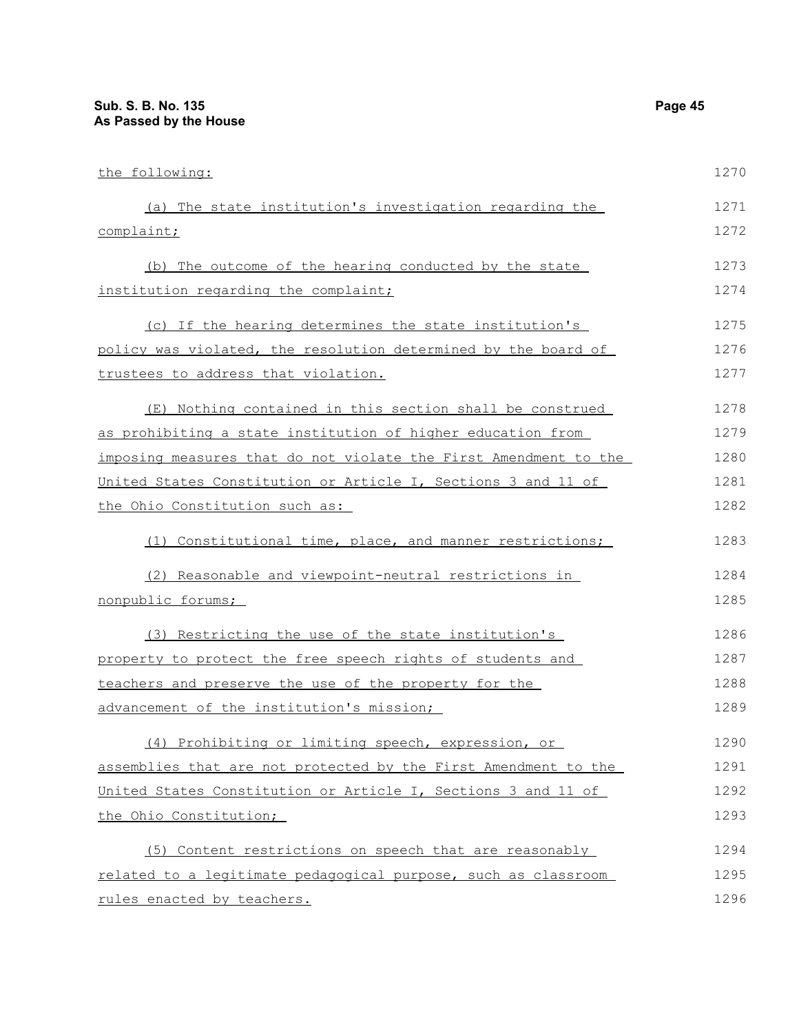the following:

(a) The state institution's investigation regarding the complaint;

(b) The outcome of the hearing conducted by the state institution regarding the complaint;

(c) If the hearing determines the state institution's policy was violated, the resolution determined by the board of trustees to address that violation.

(E) Nothing contained in this section shall be construed as prohibiting a state institution of higher education from imposing measures that do not violate the First Amendment to the United States Constitution or Article I, Sections 3 and 11 of the Ohio Constitution such as:

(1) Constitutional time, place, and manner restrictions;

(2) Reasonable and viewpoint-neutral restrictions in nonpublic forums;

(3) Restricting the use of the state institution's property to protect the free speech rights of students and teachers and preserve the use of the property for the advancement of the institution's mission;

(4) Prohibiting or limiting speech, expression, or assemblies that are not protected by the First Amendment to the United States Constitution or Article I, Sections 3 and 11 of the Ohio Constitution;

(5) Content restrictions on speech that are reasonably related to a legitimate pedagogical purpose, such as classroom rules enacted by teachers.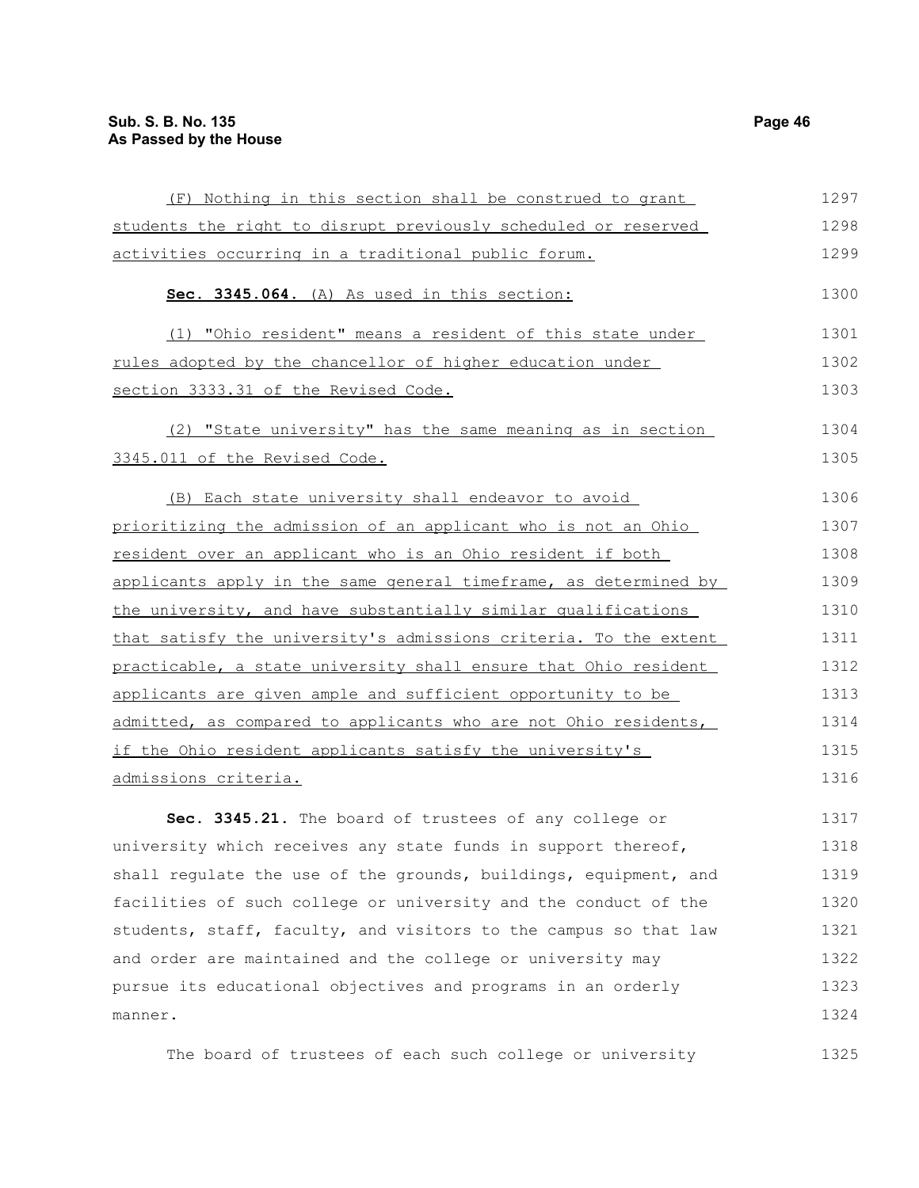(F) Nothing in this section shall be construed to grant students the right to disrupt previously scheduled or reserved activities occurring in a traditional public forum.

**Sec. 3345.064.** (A) As used in this section:

(1) "Ohio resident" means a resident of this state under rules adopted by the chancellor of higher education under section 3333.31 of the Revised Code.

(2) "State university" has the same meaning as in section 3345.011 of the Revised Code.

(B) Each state university shall endeavor to avoid prioritizing the admission of an applicant who is not an Ohio resident over an applicant who is an Ohio resident if both applicants apply in the same general timeframe, as determined by the university, and have substantially similar qualifications that satisfy the university's admissions criteria. To the extent practicable, a state university shall ensure that Ohio resident applicants are given ample and sufficient opportunity to be admitted, as compared to applicants who are not Ohio residents, if the Ohio resident applicants satisfy the university's admissions criteria.

**Sec. 3345.21.** The board of trustees of any college or university which receives any state funds in support thereof, shall regulate the use of the grounds, buildings, equipment, and facilities of such college or university and the conduct of the students, staff, faculty, and visitors to the campus so that law and order are maintained and the college or university may pursue its educational objectives and programs in an orderly manner.

The board of trustees of each such college or university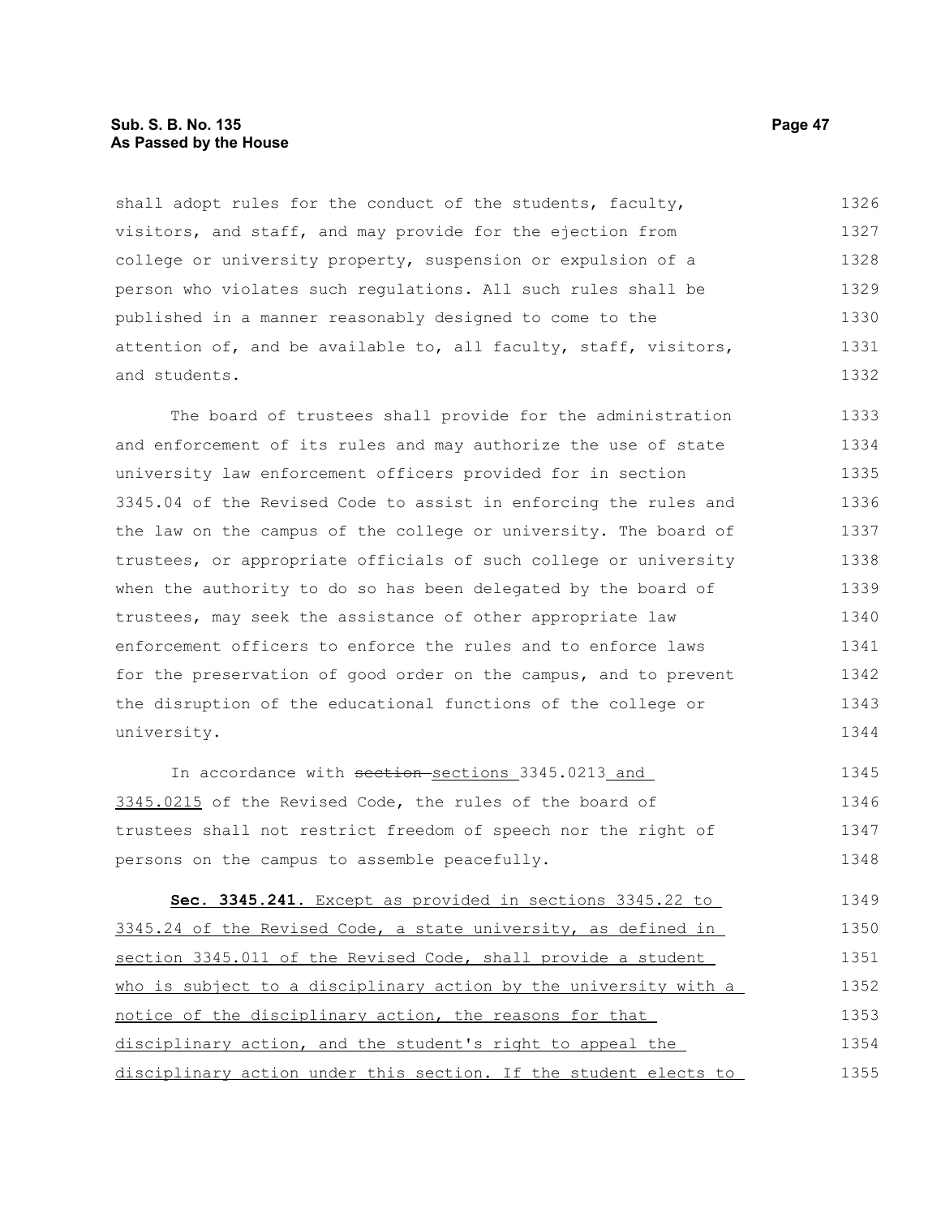shall adopt rules for the conduct of the students, faculty, visitors, and staff, and may provide for the ejection from college or university property, suspension or expulsion of a person who violates such regulations. All such rules shall be published in a manner reasonably designed to come to the attention of, and be available to, all faculty, staff, visitors, and students.

The board of trustees shall provide for the administration and enforcement of its rules and may authorize the use of state university law enforcement officers provided for in section 3345.04 of the Revised Code to assist in enforcing the rules and the law on the campus of the college or university. The board of trustees, or appropriate officials of such college or university when the authority to do so has been delegated by the board of trustees, may seek the assistance of other appropriate law enforcement officers to enforce the rules and to enforce laws for the preservation of good order on the campus, and to prevent the disruption of the educational functions of the college or university.

In accordance with ~~section~~ sections 3345.0213 and 3345.0215 of the Revised Code, the rules of the board of trustees shall not restrict freedom of speech nor the right of persons on the campus to assemble peacefully.

**Sec. 3345.241.** Except as provided in sections 3345.22 to 3345.24 of the Revised Code, a state university, as defined in section 3345.011 of the Revised Code, shall provide a student who is subject to a disciplinary action by the university with a notice of the disciplinary action, the reasons for that disciplinary action, and the student's right to appeal the disciplinary action under this section. If the student elects to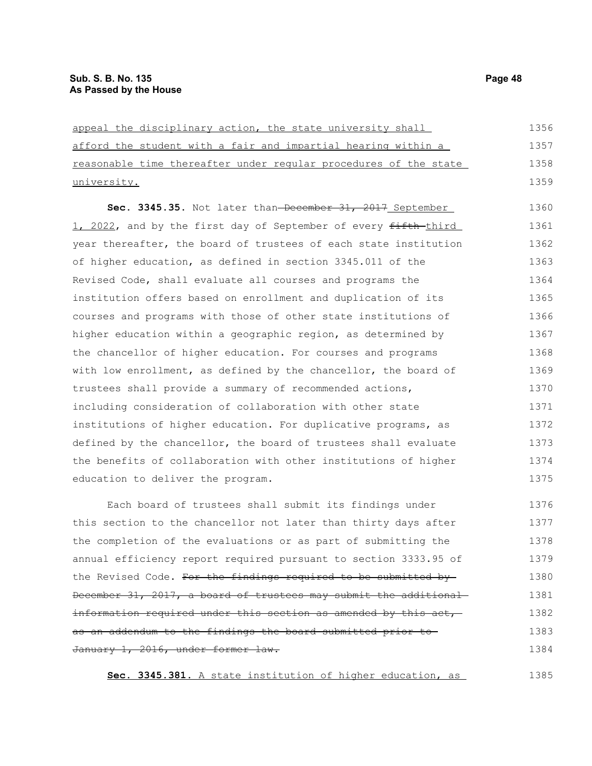appeal the disciplinary action, the state university shall afford the student with a fair and impartial hearing within a reasonable time thereafter under regular procedures of the state university.

**Sec. 3345.35.** Not later than ~~December 31, 2017~~ September 1, 2022, and by the first day of September of every ~~fifth~~ third year thereafter, the board of trustees of each state institution of higher education, as defined in section 3345.011 of the Revised Code, shall evaluate all courses and programs the institution offers based on enrollment and duplication of its courses and programs with those of other state institutions of higher education within a geographic region, as determined by the chancellor of higher education. For courses and programs with low enrollment, as defined by the chancellor, the board of trustees shall provide a summary of recommended actions, including consideration of collaboration with other state institutions of higher education. For duplicative programs, as defined by the chancellor, the board of trustees shall evaluate the benefits of collaboration with other institutions of higher education to deliver the program.

Each board of trustees shall submit its findings under this section to the chancellor not later than thirty days after the completion of the evaluations or as part of submitting the annual efficiency report required pursuant to section 3333.95 of the Revised Code. ~~For the findings required to be submitted by December 31, 2017, a board of trustees may submit the additional information required under this section as amended by this act, as an addendum to the findings the board submitted prior to January 1, 2016, under former law.~~

**Sec. 3345.381.** A state institution of higher education, as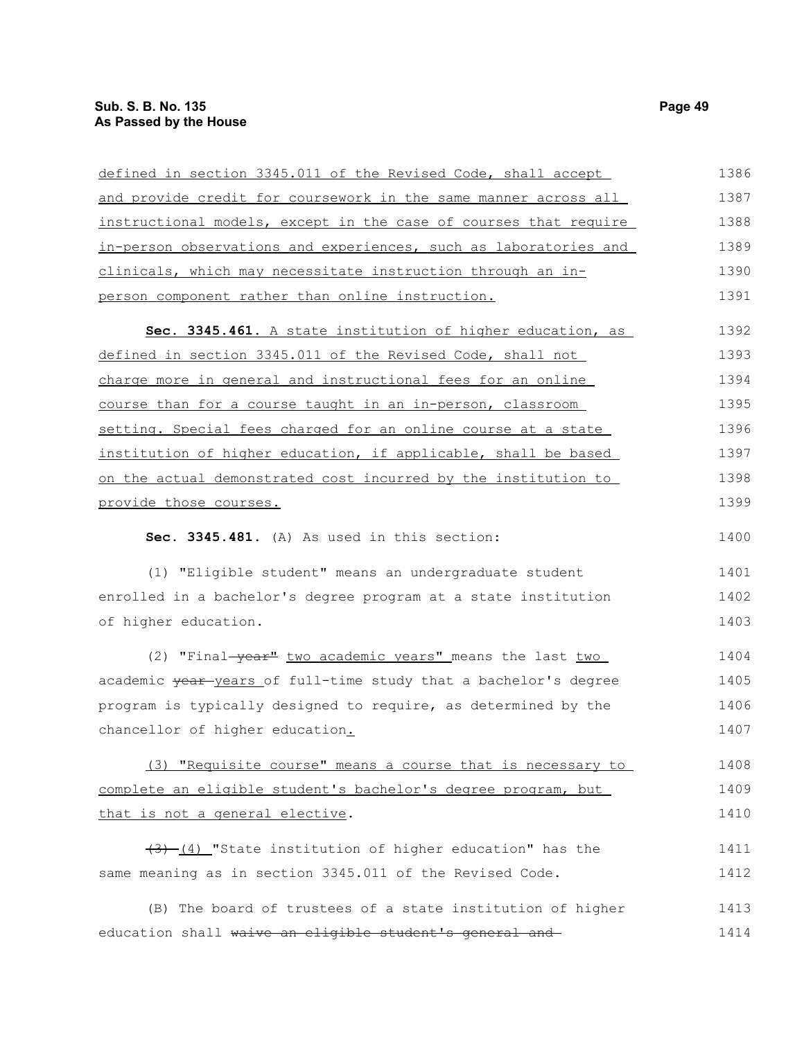defined in section 3345.011 of the Revised Code, shall accept and provide credit for coursework in the same manner across all instructional models, except in the case of courses that require in-person observations and experiences, such as laboratories and clinicals, which may necessitate instruction through an in-person component rather than online instruction.

**Sec. 3345.461.** A state institution of higher education, as defined in section 3345.011 of the Revised Code, shall not charge more in general and instructional fees for an online course than for a course taught in an in-person, classroom setting. Special fees charged for an online course at a state institution of higher education, if applicable, shall be based on the actual demonstrated cost incurred by the institution to provide those courses.

**Sec. 3345.481.** (A) As used in this section:

(1) "Eligible student" means an undergraduate student enrolled in a bachelor's degree program at a state institution of higher education.

(2) "Final ~~year"~~ two academic years" means the last two academic ~~year~~ years of full-time study that a bachelor's degree program is typically designed to require, as determined by the chancellor of higher education.

(3) "Requisite course" means a course that is necessary to complete an eligible student's bachelor's degree program, but that is not a general elective.

~~(3)~~ (4) "State institution of higher education" has the same meaning as in section 3345.011 of the Revised Code.

(B) The board of trustees of a state institution of higher education shall ~~waive an eligible student's general and~~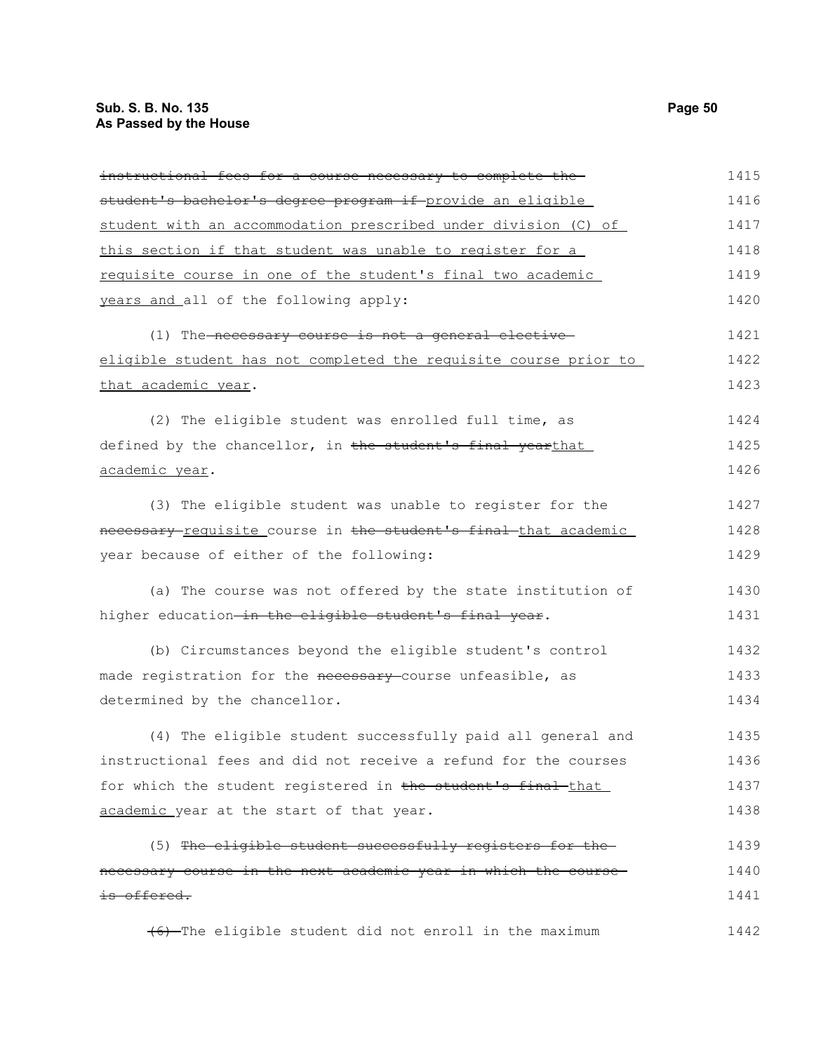~~instructional fees for a course necessary to complete the student's bachelor's degree program if~~ provide an eligible student with an accommodation prescribed under division (C) of this section if that student was unable to register for a requisite course in one of the student's final two academic years and all of the following apply:

(1) The ~~necessary course is not a general elective~~ eligible student has not completed the requisite course prior to that academic year.

(2) The eligible student was enrolled full time, as defined by the chancellor, in ~~the student's final year~~that academic year.

(3) The eligible student was unable to register for the ~~necessary~~ requisite course in ~~the student's final~~ that academic year because of either of the following:

(a) The course was not offered by the state institution of higher education~~ in the eligible student's final year~~.

(b) Circumstances beyond the eligible student's control made registration for the ~~necessary~~ course unfeasible, as determined by the chancellor.

(4) The eligible student successfully paid all general and instructional fees and did not receive a refund for the courses for which the student registered in ~~the student's final~~ that academic year at the start of that year.

(5) ~~The eligible student successfully registers for the necessary course in the next academic year in which the course is offered.~~

~~(6)~~ The eligible student did not enroll in the maximum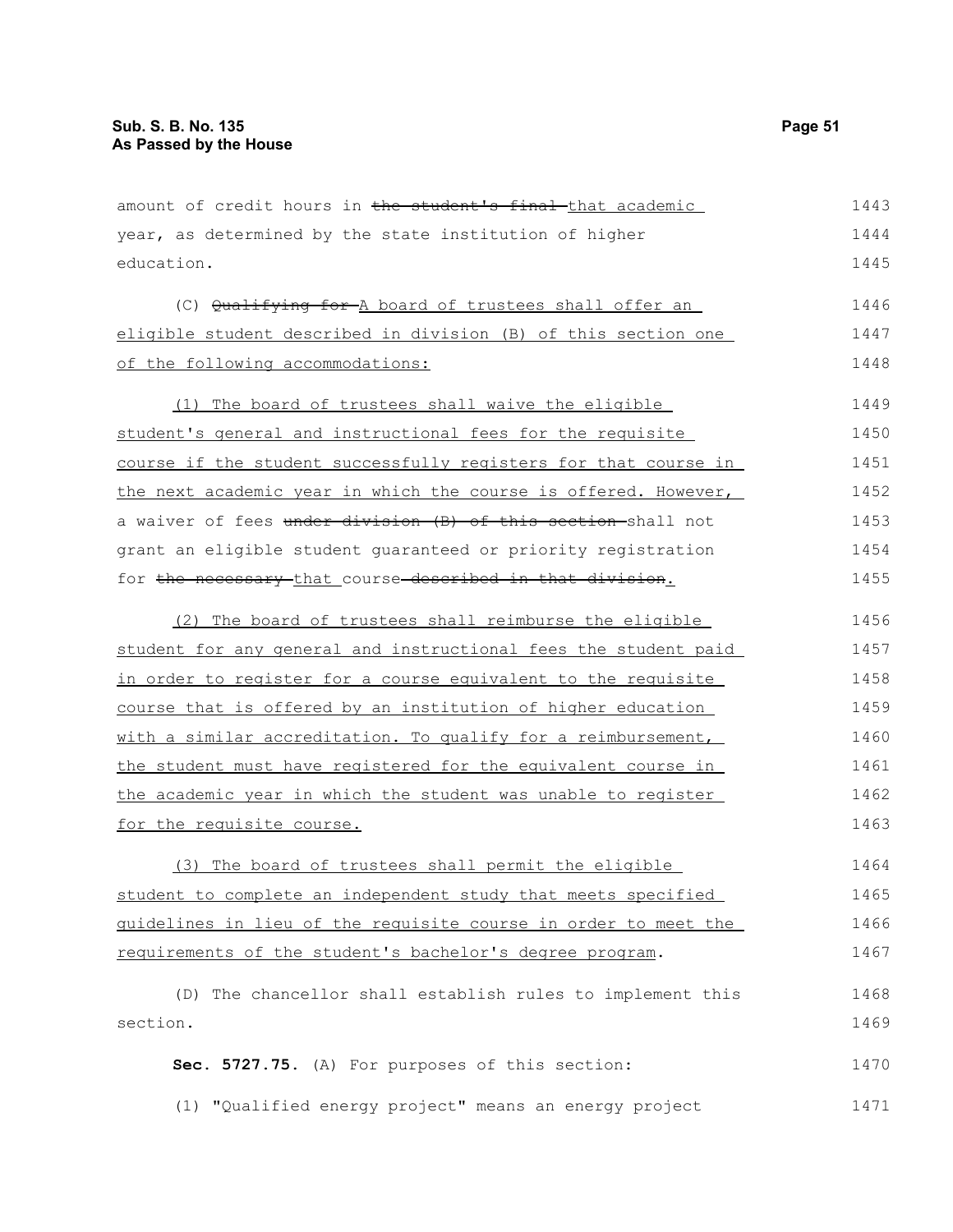amount of credit hours in ~~the student's final~~ that academic year, as determined by the state institution of higher education.

(C) ~~Qualifying for~~ A board of trustees shall offer an eligible student described in division (B) of this section one of the following accommodations:

(1) The board of trustees shall waive the eligible student's general and instructional fees for the requisite course if the student successfully registers for that course in the next academic year in which the course is offered. However, a waiver of fees ~~under division (B) of this section~~ shall not grant an eligible student guaranteed or priority registration for ~~the necessary~~ that course ~~described in that division~~.

(2) The board of trustees shall reimburse the eligible student for any general and instructional fees the student paid in order to register for a course equivalent to the requisite course that is offered by an institution of higher education with a similar accreditation. To qualify for a reimbursement, the student must have registered for the equivalent course in the academic year in which the student was unable to register for the requisite course.

(3) The board of trustees shall permit the eligible student to complete an independent study that meets specified guidelines in lieu of the requisite course in order to meet the requirements of the student's bachelor's degree program.

(D) The chancellor shall establish rules to implement this section.

**Sec. 5727.75.** (A) For purposes of this section:

(1) "Qualified energy project" means an energy project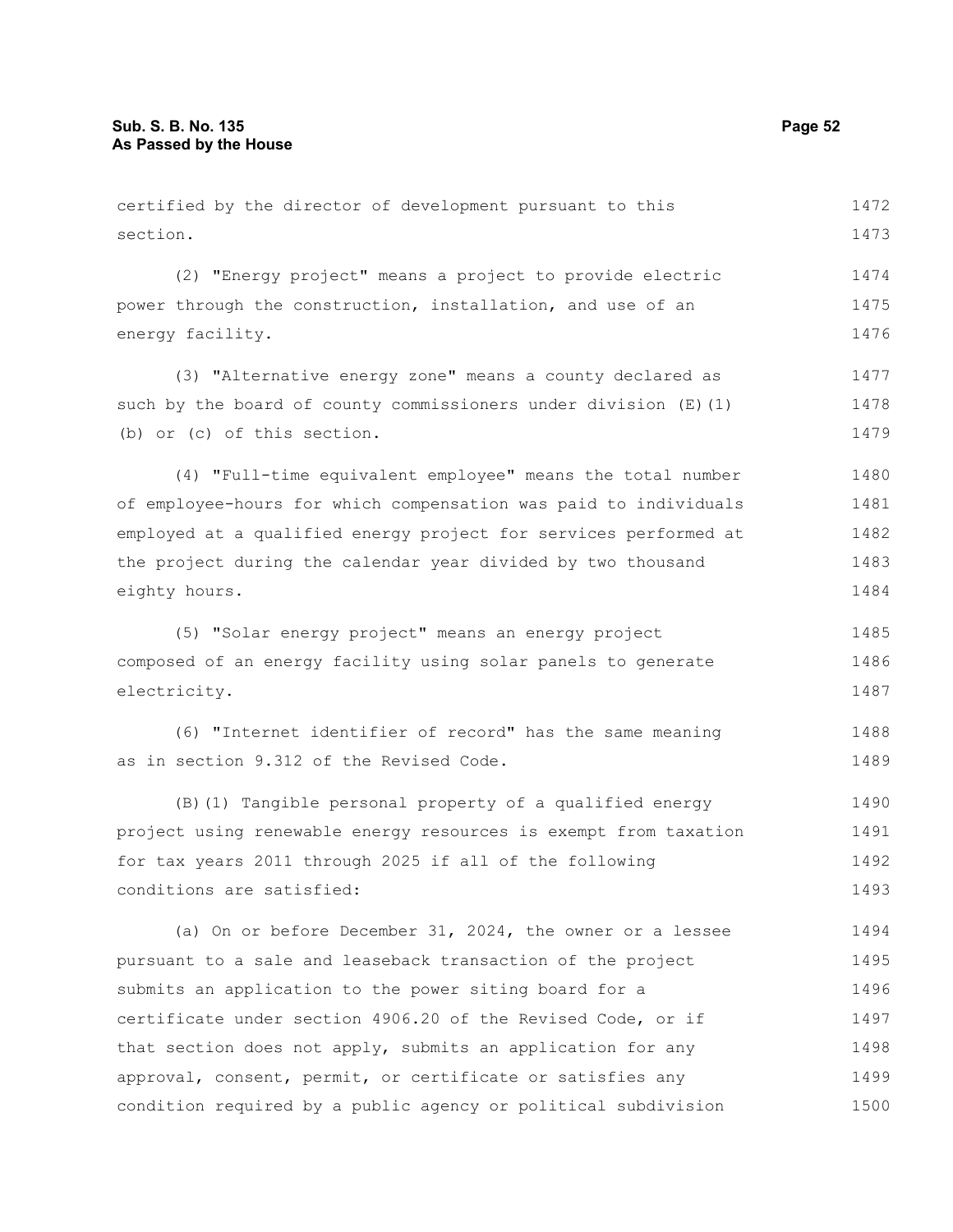certified by the director of development pursuant to this section.

(2) "Energy project" means a project to provide electric power through the construction, installation, and use of an energy facility.

(3) "Alternative energy zone" means a county declared as such by the board of county commissioners under division (E)(1)(b) or (c) of this section.

(4) "Full-time equivalent employee" means the total number of employee-hours for which compensation was paid to individuals employed at a qualified energy project for services performed at the project during the calendar year divided by two thousand eighty hours.

(5) "Solar energy project" means an energy project composed of an energy facility using solar panels to generate electricity.

(6) "Internet identifier of record" has the same meaning as in section 9.312 of the Revised Code.

(B)(1) Tangible personal property of a qualified energy project using renewable energy resources is exempt from taxation for tax years 2011 through 2025 if all of the following conditions are satisfied:

(a) On or before December 31, 2024, the owner or a lessee pursuant to a sale and leaseback transaction of the project submits an application to the power siting board for a certificate under section 4906.20 of the Revised Code, or if that section does not apply, submits an application for any approval, consent, permit, or certificate or satisfies any condition required by a public agency or political subdivision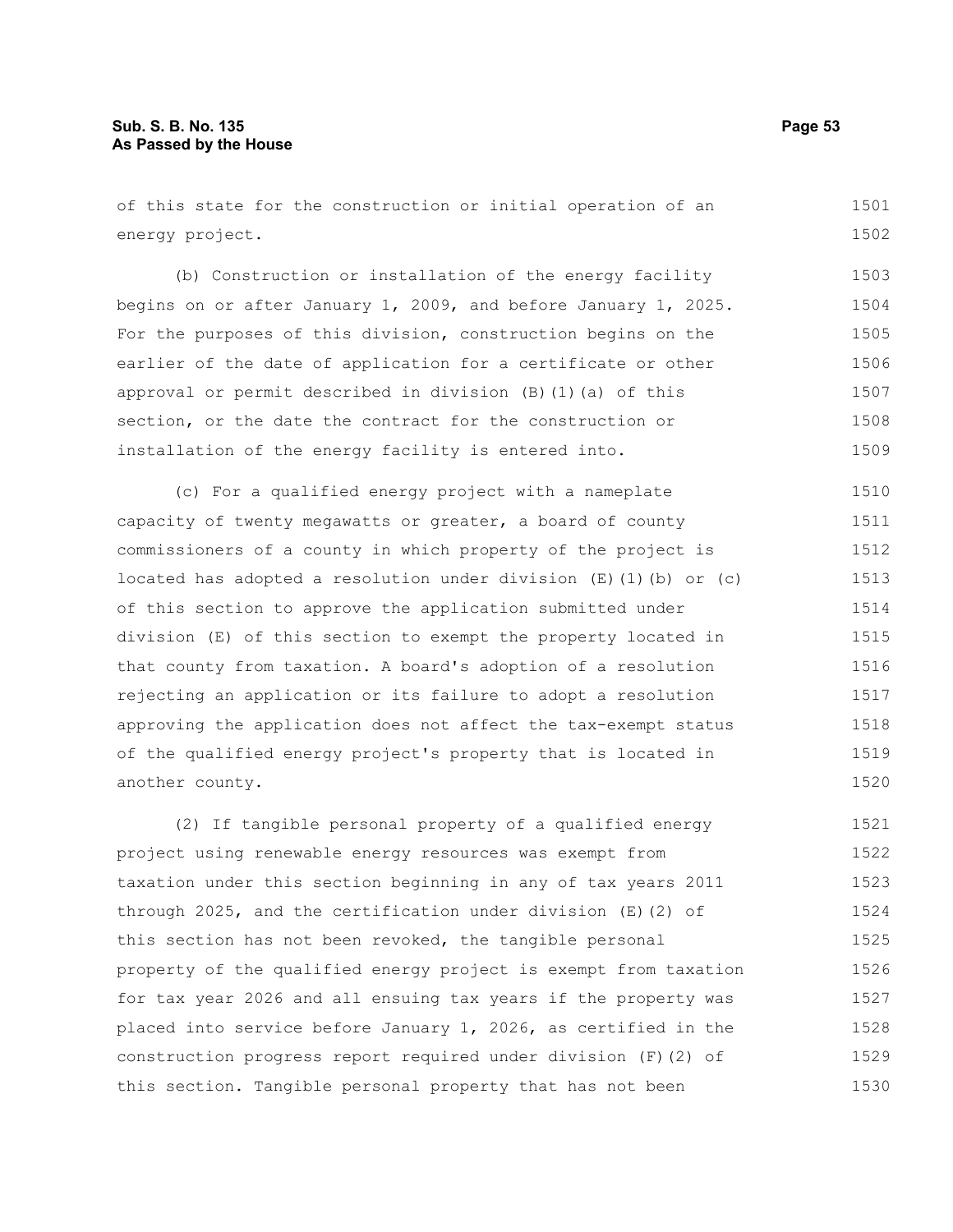of this state for the construction or initial operation of an energy project.

(b) Construction or installation of the energy facility begins on or after January 1, 2009, and before January 1, 2025. For the purposes of this division, construction begins on the earlier of the date of application for a certificate or other approval or permit described in division (B)(1)(a) of this section, or the date the contract for the construction or installation of the energy facility is entered into.

(c) For a qualified energy project with a nameplate capacity of twenty megawatts or greater, a board of county commissioners of a county in which property of the project is located has adopted a resolution under division (E)(1)(b) or (c) of this section to approve the application submitted under division (E) of this section to exempt the property located in that county from taxation. A board's adoption of a resolution rejecting an application or its failure to adopt a resolution approving the application does not affect the tax-exempt status of the qualified energy project's property that is located in another county.

(2) If tangible personal property of a qualified energy project using renewable energy resources was exempt from taxation under this section beginning in any of tax years 2011 through 2025, and the certification under division (E)(2) of this section has not been revoked, the tangible personal property of the qualified energy project is exempt from taxation for tax year 2026 and all ensuing tax years if the property was placed into service before January 1, 2026, as certified in the construction progress report required under division (F)(2) of this section. Tangible personal property that has not been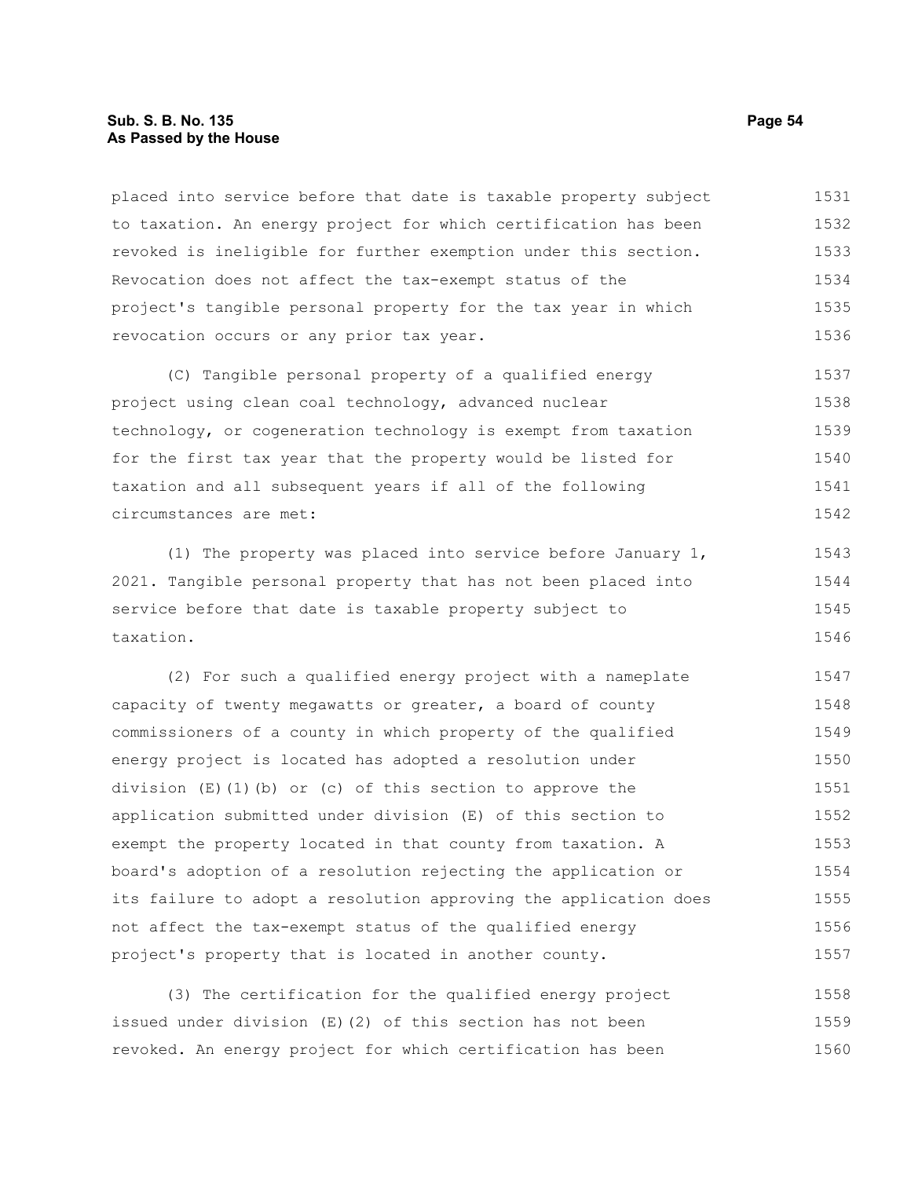placed into service before that date is taxable property subject to taxation. An energy project for which certification has been revoked is ineligible for further exemption under this section. Revocation does not affect the tax-exempt status of the project's tangible personal property for the tax year in which revocation occurs or any prior tax year.

(C) Tangible personal property of a qualified energy project using clean coal technology, advanced nuclear technology, or cogeneration technology is exempt from taxation for the first tax year that the property would be listed for taxation and all subsequent years if all of the following circumstances are met:

(1) The property was placed into service before January 1, 2021. Tangible personal property that has not been placed into service before that date is taxable property subject to taxation.

(2) For such a qualified energy project with a nameplate capacity of twenty megawatts or greater, a board of county commissioners of a county in which property of the qualified energy project is located has adopted a resolution under division (E)(1)(b) or (c) of this section to approve the application submitted under division (E) of this section to exempt the property located in that county from taxation. A board's adoption of a resolution rejecting the application or its failure to adopt a resolution approving the application does not affect the tax-exempt status of the qualified energy project's property that is located in another county.

(3) The certification for the qualified energy project issued under division (E)(2) of this section has not been revoked. An energy project for which certification has been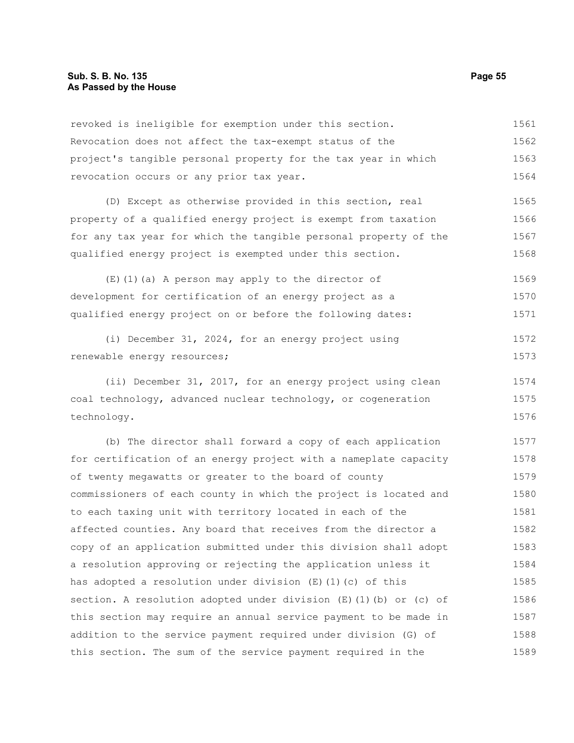revoked is ineligible for exemption under this section. Revocation does not affect the tax-exempt status of the project's tangible personal property for the tax year in which revocation occurs or any prior tax year.

(D) Except as otherwise provided in this section, real property of a qualified energy project is exempt from taxation for any tax year for which the tangible personal property of the qualified energy project is exempted under this section.

(E)(1)(a) A person may apply to the director of development for certification of an energy project as a qualified energy project on or before the following dates:

(i) December 31, 2024, for an energy project using renewable energy resources;

(ii) December 31, 2017, for an energy project using clean coal technology, advanced nuclear technology, or cogeneration technology.

(b) The director shall forward a copy of each application for certification of an energy project with a nameplate capacity of twenty megawatts or greater to the board of county commissioners of each county in which the project is located and to each taxing unit with territory located in each of the affected counties. Any board that receives from the director a copy of an application submitted under this division shall adopt a resolution approving or rejecting the application unless it has adopted a resolution under division (E)(1)(c) of this section. A resolution adopted under division (E)(1)(b) or (c) of this section may require an annual service payment to be made in addition to the service payment required under division (G) of this section. The sum of the service payment required in the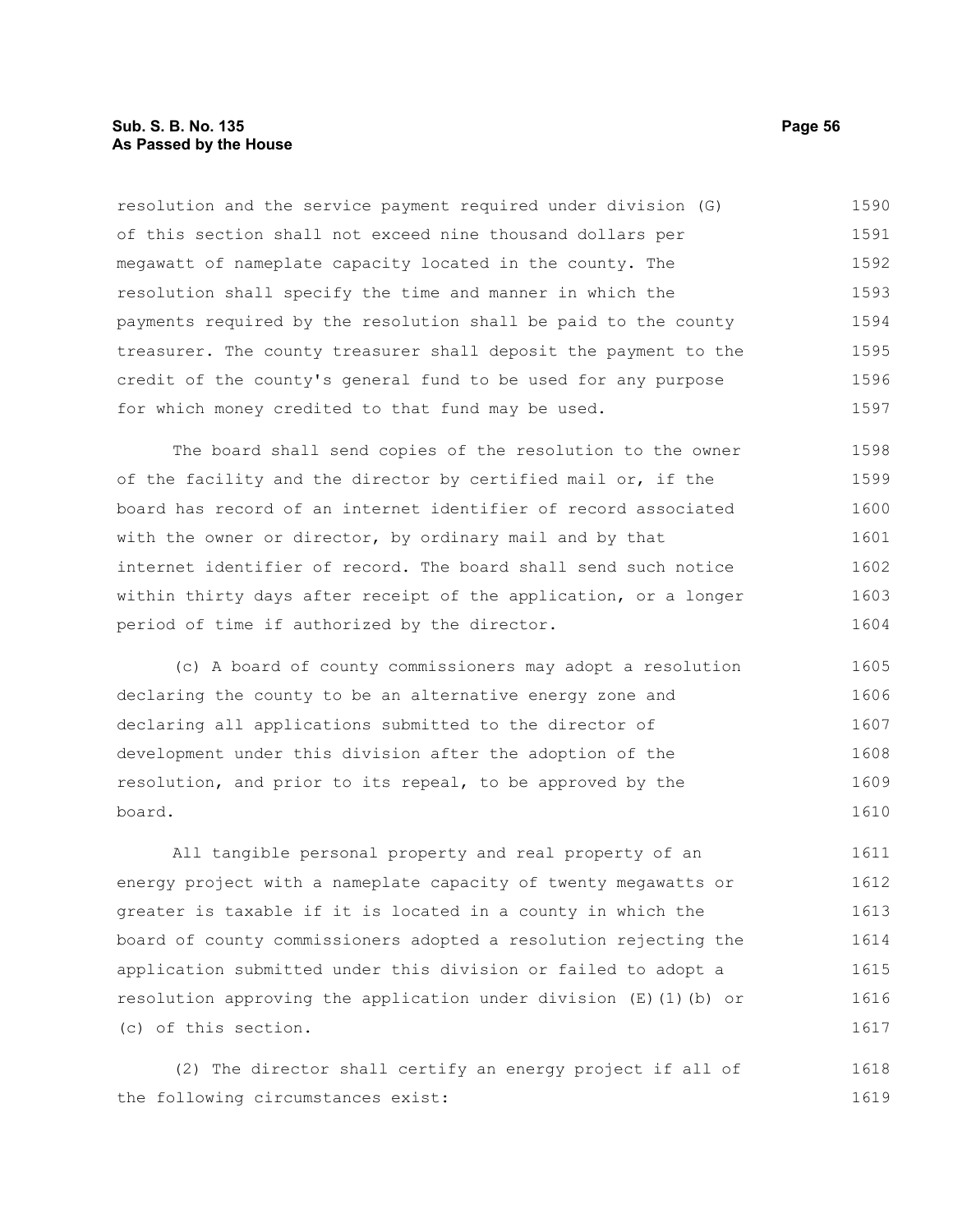resolution and the service payment required under division (G) of this section shall not exceed nine thousand dollars per megawatt of nameplate capacity located in the county. The resolution shall specify the time and manner in which the payments required by the resolution shall be paid to the county treasurer. The county treasurer shall deposit the payment to the credit of the county's general fund to be used for any purpose for which money credited to that fund may be used.

The board shall send copies of the resolution to the owner of the facility and the director by certified mail or, if the board has record of an internet identifier of record associated with the owner or director, by ordinary mail and by that internet identifier of record. The board shall send such notice within thirty days after receipt of the application, or a longer period of time if authorized by the director.

(c) A board of county commissioners may adopt a resolution declaring the county to be an alternative energy zone and declaring all applications submitted to the director of development under this division after the adoption of the resolution, and prior to its repeal, to be approved by the board.

All tangible personal property and real property of an energy project with a nameplate capacity of twenty megawatts or greater is taxable if it is located in a county in which the board of county commissioners adopted a resolution rejecting the application submitted under this division or failed to adopt a resolution approving the application under division (E)(1)(b) or (c) of this section.

(2) The director shall certify an energy project if all of the following circumstances exist: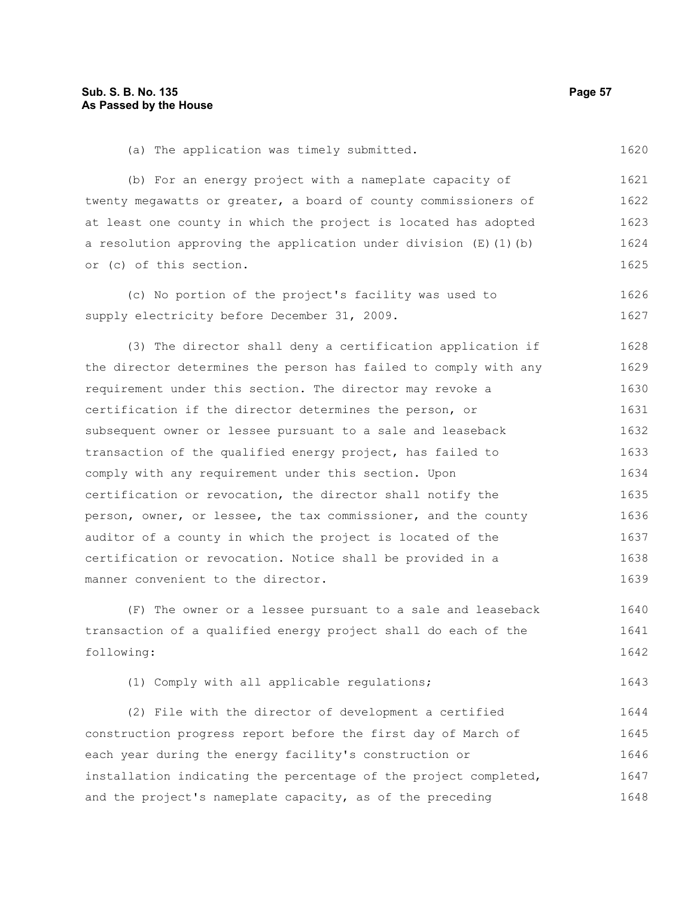(a) The application was timely submitted.

(b) For an energy project with a nameplate capacity of twenty megawatts or greater, a board of county commissioners of at least one county in which the project is located has adopted a resolution approving the application under division (E)(1)(b) or (c) of this section.

(c) No portion of the project's facility was used to supply electricity before December 31, 2009.

(3) The director shall deny a certification application if the director determines the person has failed to comply with any requirement under this section. The director may revoke a certification if the director determines the person, or subsequent owner or lessee pursuant to a sale and leaseback transaction of the qualified energy project, has failed to comply with any requirement under this section. Upon certification or revocation, the director shall notify the person, owner, or lessee, the tax commissioner, and the county auditor of a county in which the project is located of the certification or revocation. Notice shall be provided in a manner convenient to the director.

(F) The owner or a lessee pursuant to a sale and leaseback transaction of a qualified energy project shall do each of the following:

(1) Comply with all applicable regulations;

(2) File with the director of development a certified construction progress report before the first day of March of each year during the energy facility's construction or installation indicating the percentage of the project completed, and the project's nameplate capacity, as of the preceding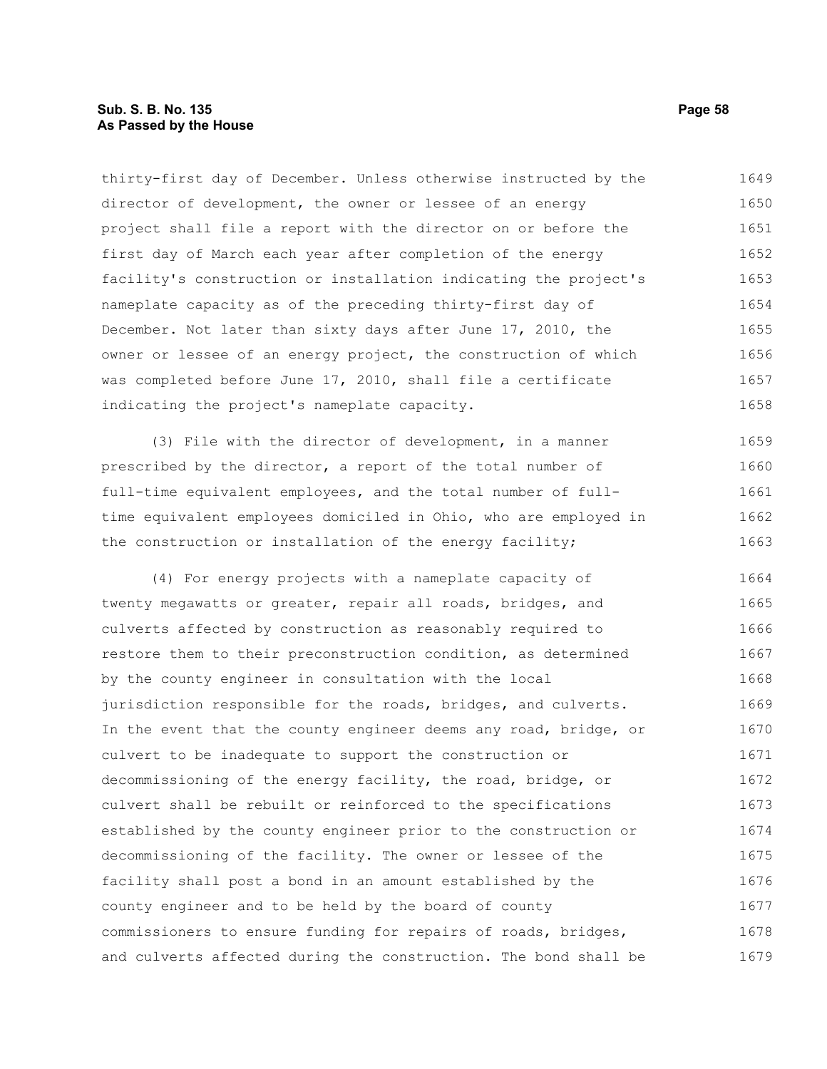thirty-first day of December. Unless otherwise instructed by the director of development, the owner or lessee of an energy project shall file a report with the director on or before the first day of March each year after completion of the energy facility's construction or installation indicating the project's nameplate capacity as of the preceding thirty-first day of December. Not later than sixty days after June 17, 2010, the owner or lessee of an energy project, the construction of which was completed before June 17, 2010, shall file a certificate indicating the project's nameplate capacity.

(3) File with the director of development, in a manner prescribed by the director, a report of the total number of full-time equivalent employees, and the total number of full-time equivalent employees domiciled in Ohio, who are employed in the construction or installation of the energy facility;

(4) For energy projects with a nameplate capacity of twenty megawatts or greater, repair all roads, bridges, and culverts affected by construction as reasonably required to restore them to their preconstruction condition, as determined by the county engineer in consultation with the local jurisdiction responsible for the roads, bridges, and culverts. In the event that the county engineer deems any road, bridge, or culvert to be inadequate to support the construction or decommissioning of the energy facility, the road, bridge, or culvert shall be rebuilt or reinforced to the specifications established by the county engineer prior to the construction or decommissioning of the facility. The owner or lessee of the facility shall post a bond in an amount established by the county engineer and to be held by the board of county commissioners to ensure funding for repairs of roads, bridges, and culverts affected during the construction. The bond shall be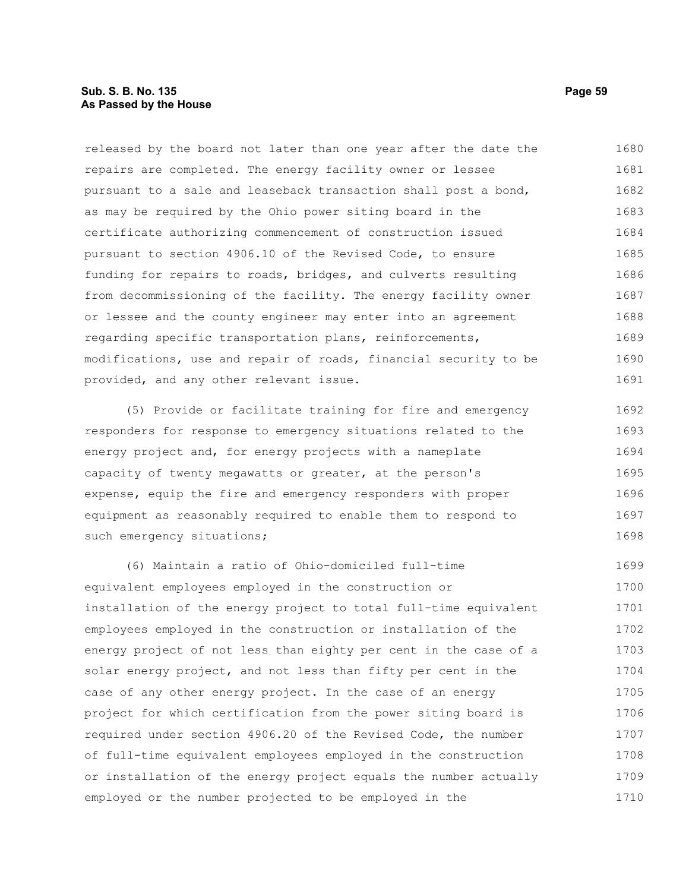released by the board not later than one year after the date the repairs are completed. The energy facility owner or lessee pursuant to a sale and leaseback transaction shall post a bond, as may be required by the Ohio power siting board in the certificate authorizing commencement of construction issued pursuant to section 4906.10 of the Revised Code, to ensure funding for repairs to roads, bridges, and culverts resulting from decommissioning of the facility. The energy facility owner or lessee and the county engineer may enter into an agreement regarding specific transportation plans, reinforcements, modifications, use and repair of roads, financial security to be provided, and any other relevant issue.

(5) Provide or facilitate training for fire and emergency responders for response to emergency situations related to the energy project and, for energy projects with a nameplate capacity of twenty megawatts or greater, at the person's expense, equip the fire and emergency responders with proper equipment as reasonably required to enable them to respond to such emergency situations;

(6) Maintain a ratio of Ohio-domiciled full-time equivalent employees employed in the construction or installation of the energy project to total full-time equivalent employees employed in the construction or installation of the energy project of not less than eighty per cent in the case of a solar energy project, and not less than fifty per cent in the case of any other energy project. In the case of an energy project for which certification from the power siting board is required under section 4906.20 of the Revised Code, the number of full-time equivalent employees employed in the construction or installation of the energy project equals the number actually employed or the number projected to be employed in the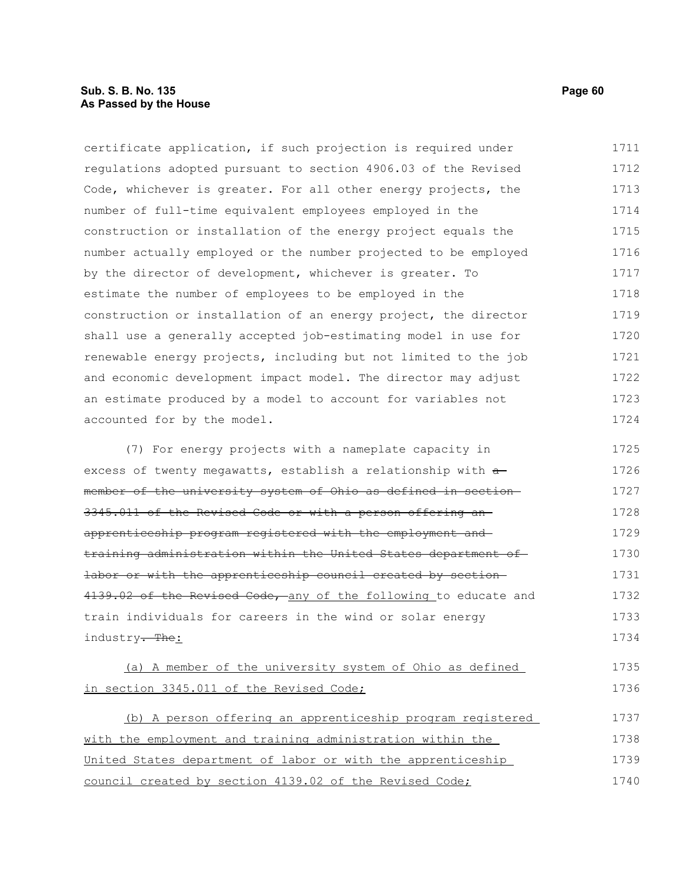certificate application, if such projection is required under regulations adopted pursuant to section 4906.03 of the Revised Code, whichever is greater. For all other energy projects, the number of full-time equivalent employees employed in the construction or installation of the energy project equals the number actually employed or the number projected to be employed by the director of development, whichever is greater. To estimate the number of employees to be employed in the construction or installation of an energy project, the director shall use a generally accepted job-estimating model in use for renewable energy projects, including but not limited to the job and economic development impact model. The director may adjust an estimate produced by a model to account for variables not accounted for by the model.

(7) For energy projects with a nameplate capacity in excess of twenty megawatts, establish a relationship with ~~a member of the university system of Ohio as defined in section 3345.011 of the Revised Code or with a person offering an apprenticeship program registered with the employment and training administration within the United States department of labor or with the apprenticeship council created by section 4139.02 of the Revised Code,~~ <u>any of the following</u> to educate and train individuals for careers in the wind or solar energy industry~~. The~~<u>:</u>

<u>(a) A member of the university system of Ohio as defined in section 3345.011 of the Revised Code;</u>

<u>(b) A person offering an apprenticeship program registered with the employment and training administration within the United States department of labor or with the apprenticeship council created by section 4139.02 of the Revised Code;</u>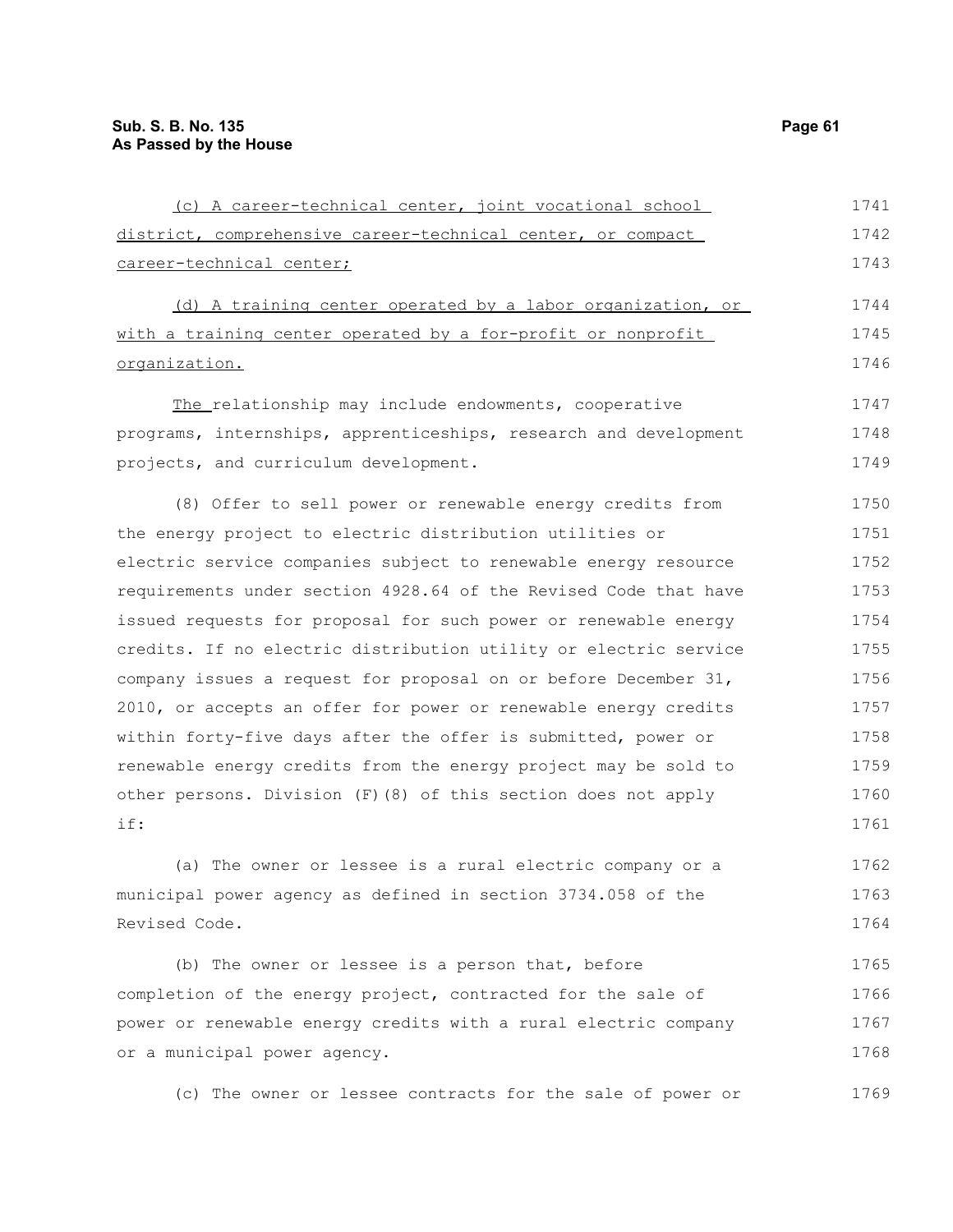(c) A career-technical center, joint vocational school district, comprehensive career-technical center, or compact career-technical center;

(d) A training center operated by a labor organization, or with a training center operated by a for-profit or nonprofit organization.

The relationship may include endowments, cooperative programs, internships, apprenticeships, research and development projects, and curriculum development.

(8) Offer to sell power or renewable energy credits from the energy project to electric distribution utilities or electric service companies subject to renewable energy resource requirements under section 4928.64 of the Revised Code that have issued requests for proposal for such power or renewable energy credits. If no electric distribution utility or electric service company issues a request for proposal on or before December 31, 2010, or accepts an offer for power or renewable energy credits within forty-five days after the offer is submitted, power or renewable energy credits from the energy project may be sold to other persons. Division (F)(8) of this section does not apply if:

(a) The owner or lessee is a rural electric company or a municipal power agency as defined in section 3734.058 of the Revised Code.

(b) The owner or lessee is a person that, before completion of the energy project, contracted for the sale of power or renewable energy credits with a rural electric company or a municipal power agency.

(c) The owner or lessee contracts for the sale of power or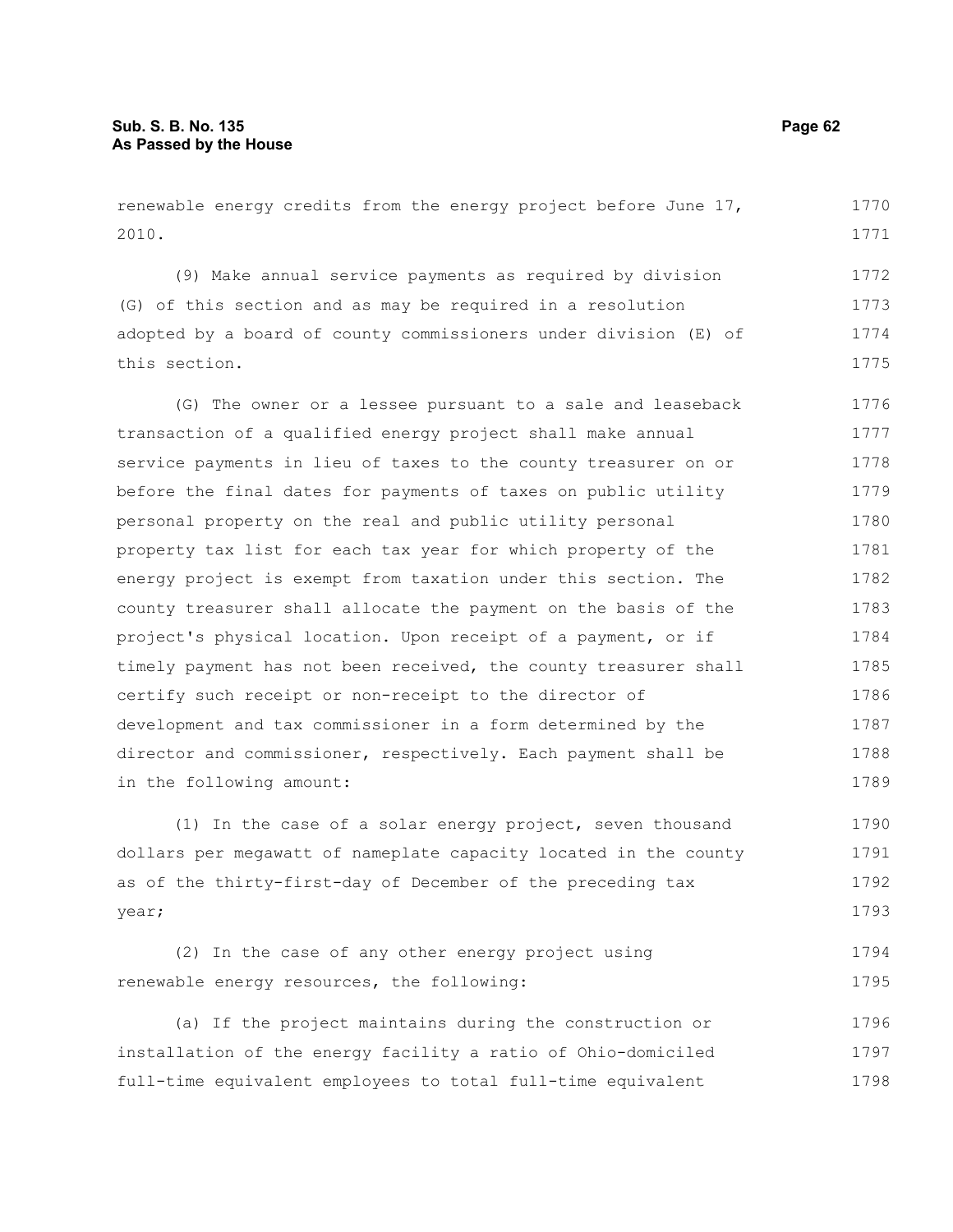renewable energy credits from the energy project before June 17, 2010.

(9) Make annual service payments as required by division (G) of this section and as may be required in a resolution adopted by a board of county commissioners under division (E) of this section.

(G) The owner or a lessee pursuant to a sale and leaseback transaction of a qualified energy project shall make annual service payments in lieu of taxes to the county treasurer on or before the final dates for payments of taxes on public utility personal property on the real and public utility personal property tax list for each tax year for which property of the energy project is exempt from taxation under this section. The county treasurer shall allocate the payment on the basis of the project's physical location. Upon receipt of a payment, or if timely payment has not been received, the county treasurer shall certify such receipt or non-receipt to the director of development and tax commissioner in a form determined by the director and commissioner, respectively. Each payment shall be in the following amount:

(1) In the case of a solar energy project, seven thousand dollars per megawatt of nameplate capacity located in the county as of the thirty-first-day of December of the preceding tax year;

(2) In the case of any other energy project using renewable energy resources, the following:

(a) If the project maintains during the construction or installation of the energy facility a ratio of Ohio-domiciled full-time equivalent employees to total full-time equivalent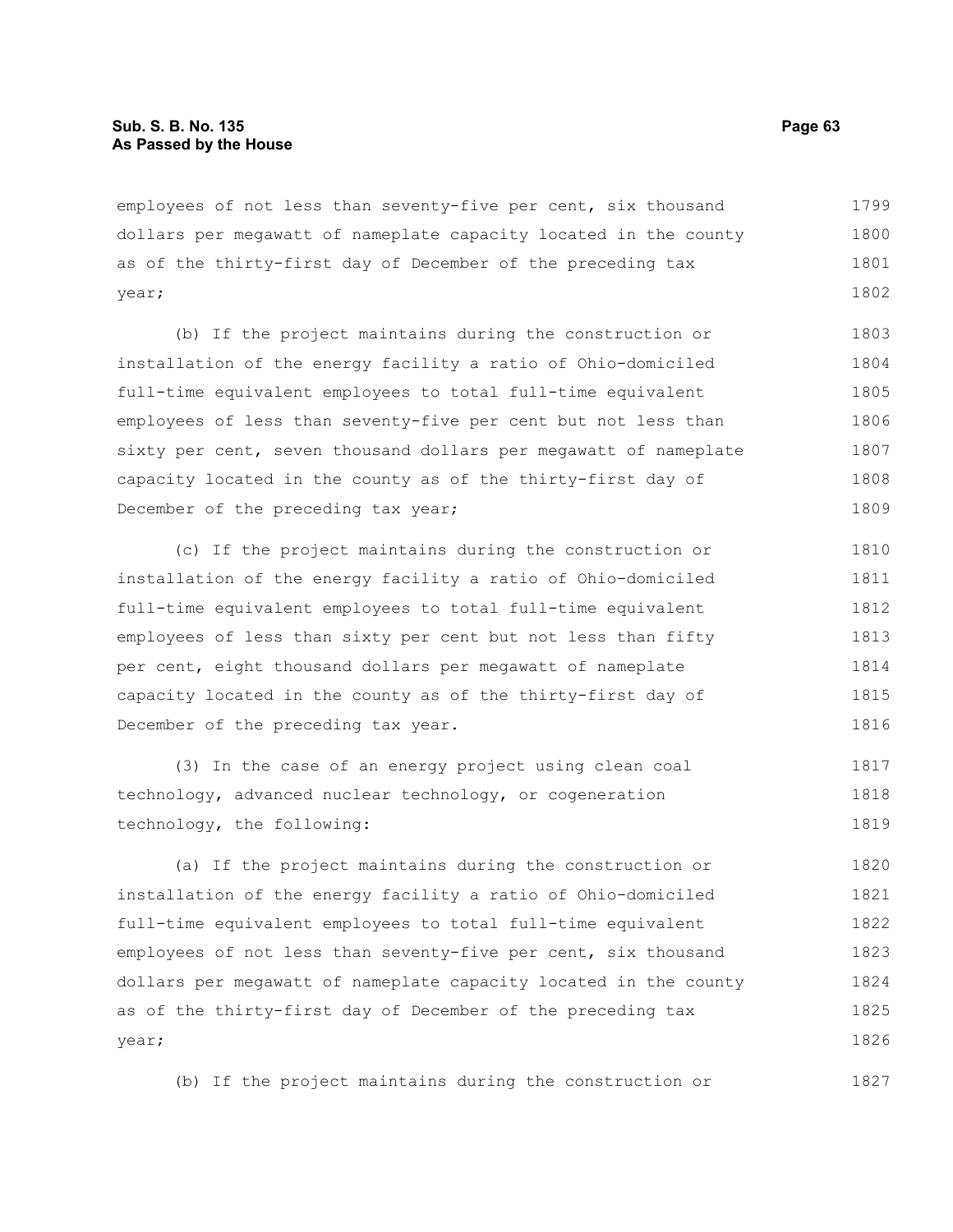employees of not less than seventy-five per cent, six thousand dollars per megawatt of nameplate capacity located in the county as of the thirty-first day of December of the preceding tax year;

(b) If the project maintains during the construction or installation of the energy facility a ratio of Ohio-domiciled full-time equivalent employees to total full-time equivalent employees of less than seventy-five per cent but not less than sixty per cent, seven thousand dollars per megawatt of nameplate capacity located in the county as of the thirty-first day of December of the preceding tax year;

(c) If the project maintains during the construction or installation of the energy facility a ratio of Ohio-domiciled full-time equivalent employees to total full-time equivalent employees of less than sixty per cent but not less than fifty per cent, eight thousand dollars per megawatt of nameplate capacity located in the county as of the thirty-first day of December of the preceding tax year.

(3) In the case of an energy project using clean coal technology, advanced nuclear technology, or cogeneration technology, the following:

(a) If the project maintains during the construction or installation of the energy facility a ratio of Ohio-domiciled full-time equivalent employees to total full-time equivalent employees of not less than seventy-five per cent, six thousand dollars per megawatt of nameplate capacity located in the county as of the thirty-first day of December of the preceding tax year;

(b) If the project maintains during the construction or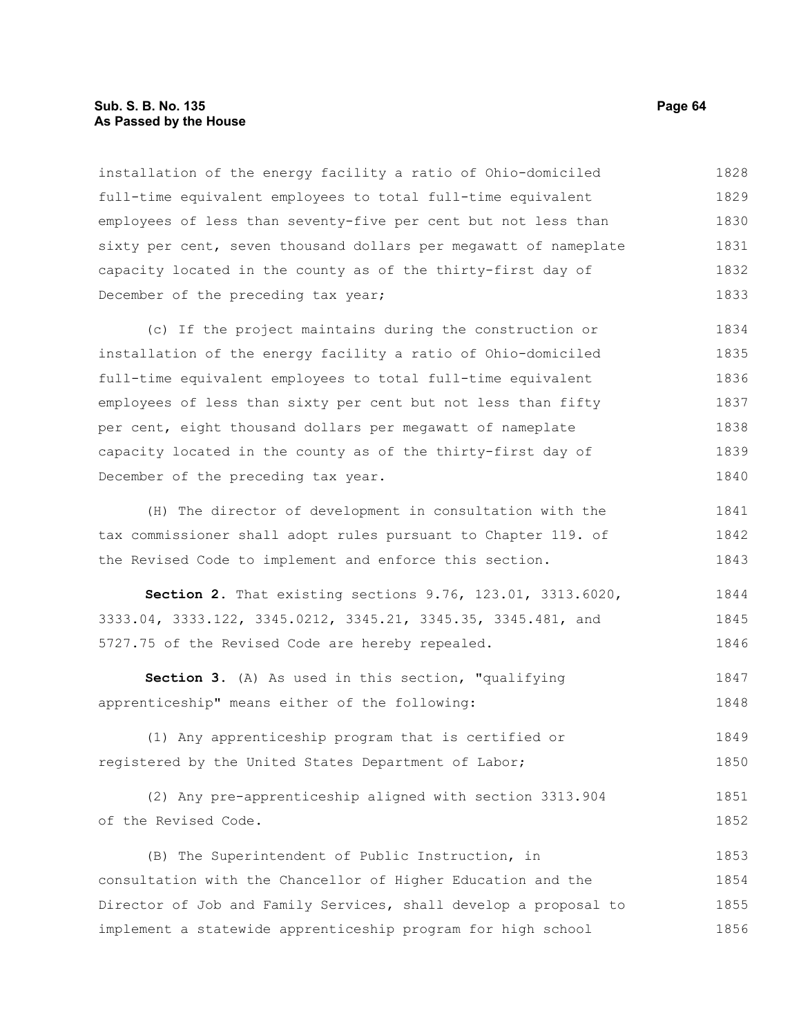installation of the energy facility a ratio of Ohio-domiciled full-time equivalent employees to total full-time equivalent employees of less than seventy-five per cent but not less than sixty per cent, seven thousand dollars per megawatt of nameplate capacity located in the county as of the thirty-first day of December of the preceding tax year;

(c) If the project maintains during the construction or installation of the energy facility a ratio of Ohio-domiciled full-time equivalent employees to total full-time equivalent employees of less than sixty per cent but not less than fifty per cent, eight thousand dollars per megawatt of nameplate capacity located in the county as of the thirty-first day of December of the preceding tax year.

(H) The director of development in consultation with the tax commissioner shall adopt rules pursuant to Chapter 119. of the Revised Code to implement and enforce this section.

**Section 2.** That existing sections 9.76, 123.01, 3313.6020, 3333.04, 3333.122, 3345.0212, 3345.21, 3345.35, 3345.481, and 5727.75 of the Revised Code are hereby repealed.

**Section 3.** (A) As used in this section, "qualifying apprenticeship" means either of the following:

(1) Any apprenticeship program that is certified or registered by the United States Department of Labor;

(2) Any pre-apprenticeship aligned with section 3313.904 of the Revised Code.

(B) The Superintendent of Public Instruction, in consultation with the Chancellor of Higher Education and the Director of Job and Family Services, shall develop a proposal to implement a statewide apprenticeship program for high school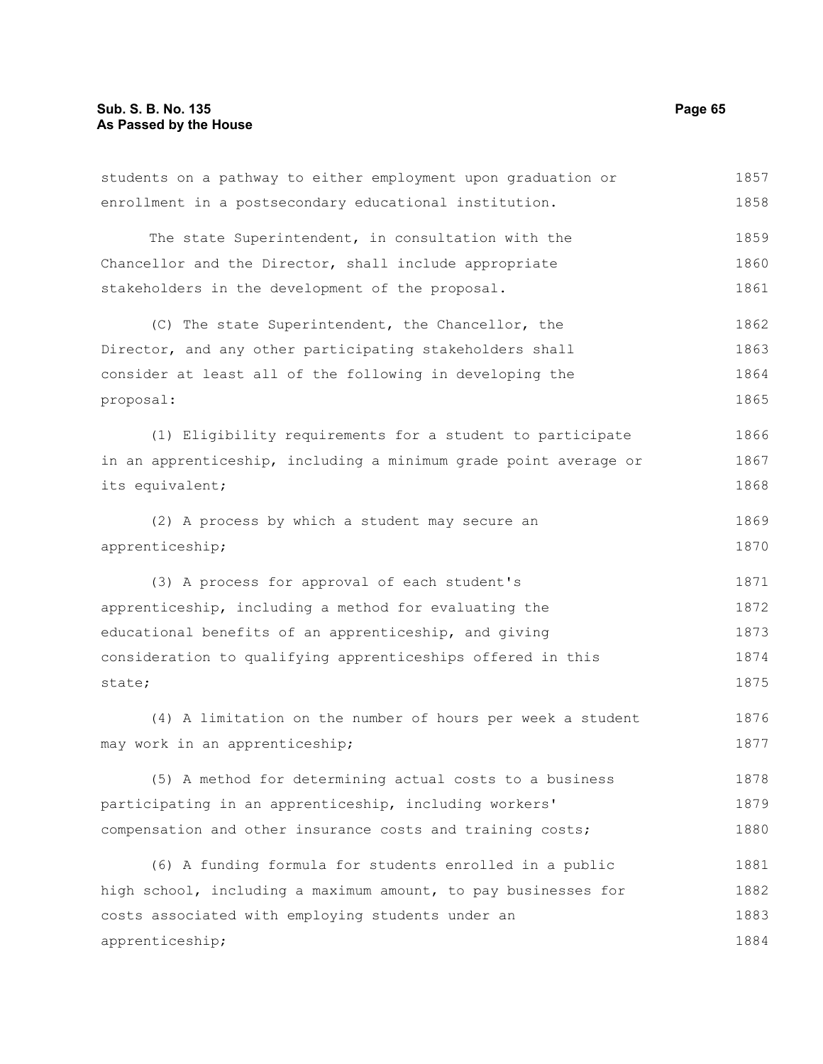students on a pathway to either employment upon graduation or enrollment in a postsecondary educational institution.

The state Superintendent, in consultation with the Chancellor and the Director, shall include appropriate stakeholders in the development of the proposal.

(C) The state Superintendent, the Chancellor, the Director, and any other participating stakeholders shall consider at least all of the following in developing the proposal:

(1) Eligibility requirements for a student to participate in an apprenticeship, including a minimum grade point average or its equivalent;

(2) A process by which a student may secure an apprenticeship;

(3) A process for approval of each student's apprenticeship, including a method for evaluating the educational benefits of an apprenticeship, and giving consideration to qualifying apprenticeships offered in this state;

(4) A limitation on the number of hours per week a student may work in an apprenticeship;

(5) A method for determining actual costs to a business participating in an apprenticeship, including workers' compensation and other insurance costs and training costs;

(6) A funding formula for students enrolled in a public high school, including a maximum amount, to pay businesses for costs associated with employing students under an apprenticeship;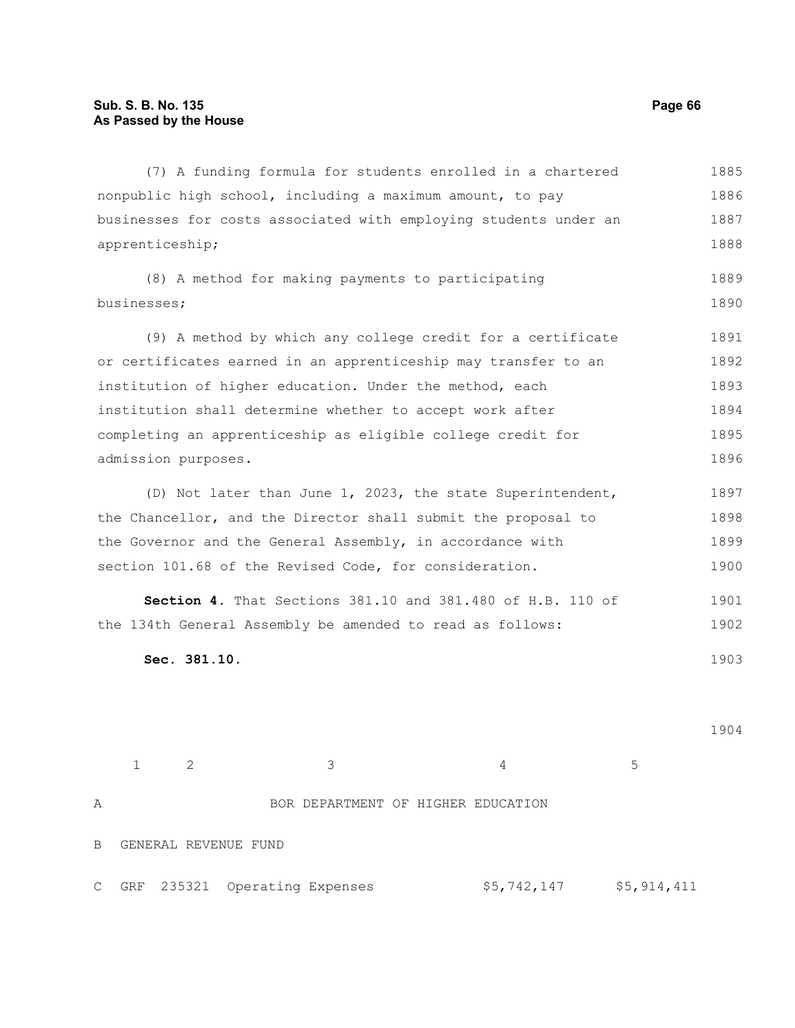(7) A funding formula for students enrolled in a chartered nonpublic high school, including a maximum amount, to pay businesses for costs associated with employing students under an apprenticeship;

(8) A method for making payments to participating businesses;

(9) A method by which any college credit for a certificate or certificates earned in an apprenticeship may transfer to an institution of higher education. Under the method, each institution shall determine whether to accept work after completing an apprenticeship as eligible college credit for admission purposes.

(D) Not later than June 1, 2023, the state Superintendent, the Chancellor, and the Director shall submit the proposal to the Governor and the General Assembly, in accordance with section 101.68 of the Revised Code, for consideration.

**Section 4.** That Sections 381.10 and 381.480 of H.B. 110 of the 134th General Assembly be amended to read as follows:

**Sec. 381.10.**

| | 1 | 2 | 3 | 4 | 5 |
|---|---|---|---|---|---|
| A | | | BOR DEPARTMENT OF HIGHER EDUCATION | | |
| B | GENERAL REVENUE FUND | | | | |
| C | GRF | 235321 | Operating Expenses | $5,742,147 | $5,914,411 |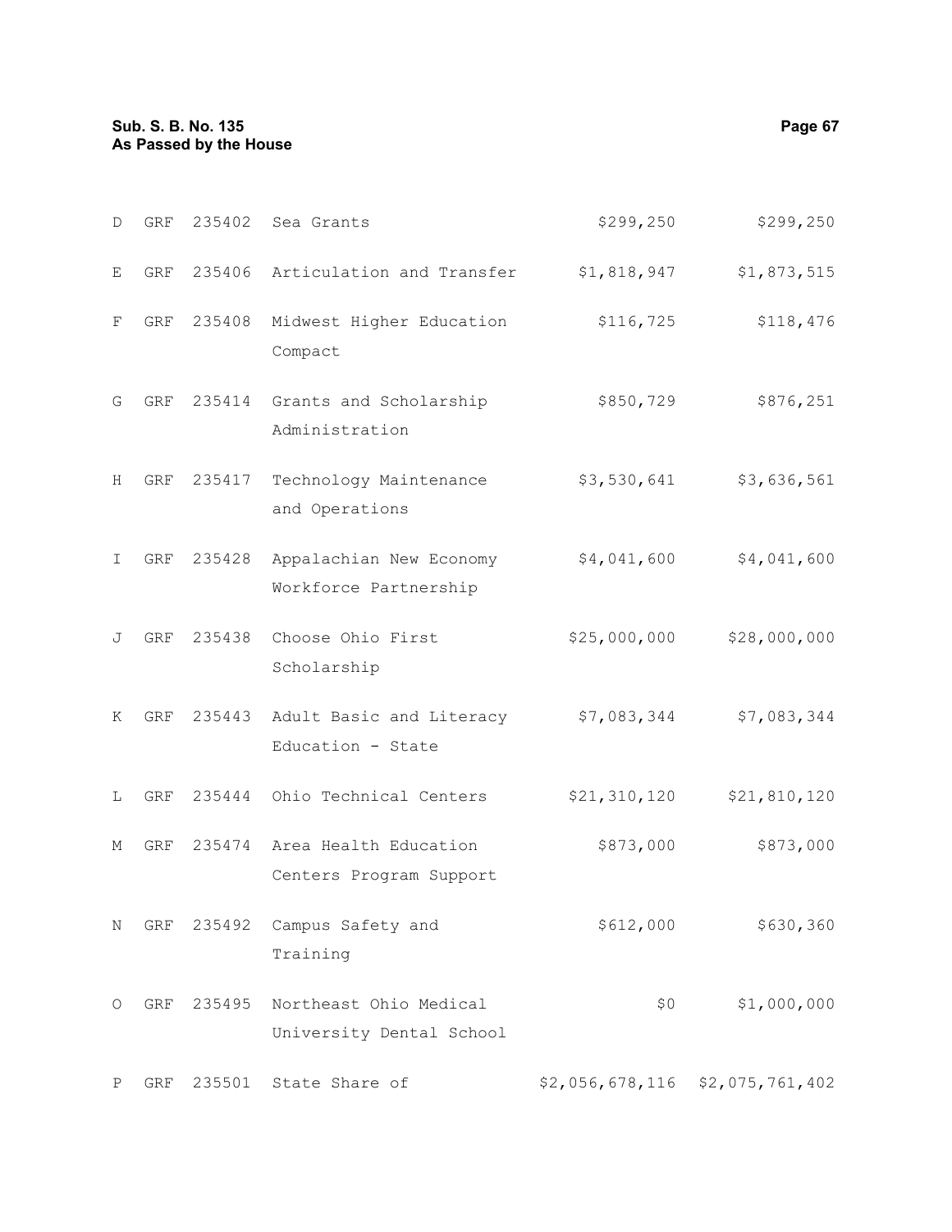| | | | | | |
|---|---|---|---|---|---|
| D | GRF | 235402 | Sea Grants | $299,250 | $299,250 |
| E | GRF | 235406 | Articulation and Transfer | $1,818,947 | $1,873,515 |
| F | GRF | 235408 | Midwest Higher Education Compact | $116,725 | $118,476 |
| G | GRF | 235414 | Grants and Scholarship Administration | $850,729 | $876,251 |
| H | GRF | 235417 | Technology Maintenance and Operations | $3,530,641 | $3,636,561 |
| I | GRF | 235428 | Appalachian New Economy Workforce Partnership | $4,041,600 | $4,041,600 |
| J | GRF | 235438 | Choose Ohio First Scholarship | $25,000,000 | $28,000,000 |
| K | GRF | 235443 | Adult Basic and Literacy Education - State | $7,083,344 | $7,083,344 |
| L | GRF | 235444 | Ohio Technical Centers | $21,310,120 | $21,810,120 |
| M | GRF | 235474 | Area Health Education Centers Program Support | $873,000 | $873,000 |
| N | GRF | 235492 | Campus Safety and Training | $612,000 | $630,360 |
| O | GRF | 235495 | Northeast Ohio Medical University Dental School | $0 | $1,000,000 |
| P | GRF | 235501 | State Share of | $2,056,678,116 | $2,075,761,402 |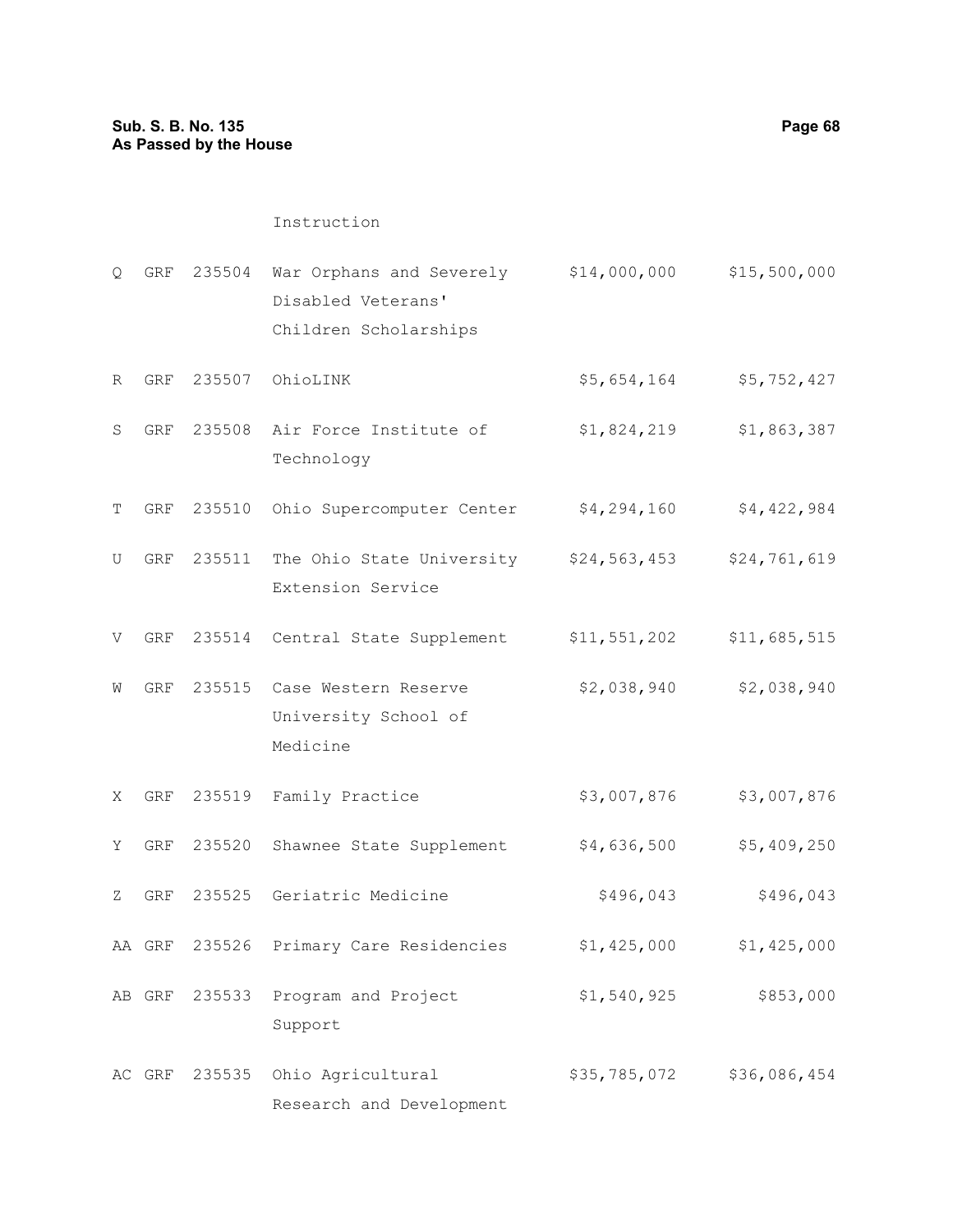| | | | | | |
|---|---|---|---|---|---|
| | | | Instruction | | |
| Q | GRF | 235504 | War Orphans and Severely Disabled Veterans' Children Scholarships | $14,000,000 | $15,500,000 |
| R | GRF | 235507 | OhioLINK | $5,654,164 | $5,752,427 |
| S | GRF | 235508 | Air Force Institute of Technology | $1,824,219 | $1,863,387 |
| T | GRF | 235510 | Ohio Supercomputer Center | $4,294,160 | $4,422,984 |
| U | GRF | 235511 | The Ohio State University Extension Service | $24,563,453 | $24,761,619 |
| V | GRF | 235514 | Central State Supplement | $11,551,202 | $11,685,515 |
| W | GRF | 235515 | Case Western Reserve University School of Medicine | $2,038,940 | $2,038,940 |
| X | GRF | 235519 | Family Practice | $3,007,876 | $3,007,876 |
| Y | GRF | 235520 | Shawnee State Supplement | $4,636,500 | $5,409,250 |
| Z | GRF | 235525 | Geriatric Medicine | $496,043 | $496,043 |
| AA | GRF | 235526 | Primary Care Residencies | $1,425,000 | $1,425,000 |
| AB | GRF | 235533 | Program and Project Support | $1,540,925 | $853,000 |
| AC | GRF | 235535 | Ohio Agricultural Research and Development | $35,785,072 | $36,086,454 |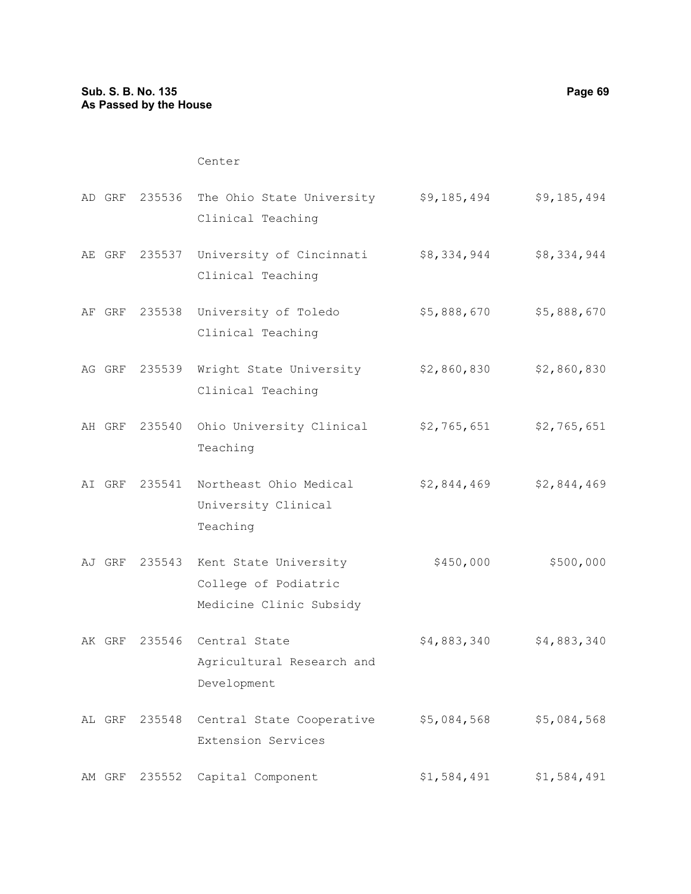| | | | | | |
|---|---|---|---|---|---|
| | | | Center | | |
| AD | GRF | 235536 | The Ohio State University Clinical Teaching | $9,185,494 | $9,185,494 |
| AE | GRF | 235537 | University of Cincinnati Clinical Teaching | $8,334,944 | $8,334,944 |
| AF | GRF | 235538 | University of Toledo Clinical Teaching | $5,888,670 | $5,888,670 |
| AG | GRF | 235539 | Wright State University Clinical Teaching | $2,860,830 | $2,860,830 |
| AH | GRF | 235540 | Ohio University Clinical Teaching | $2,765,651 | $2,765,651 |
| AI | GRF | 235541 | Northeast Ohio Medical University Clinical Teaching | $2,844,469 | $2,844,469 |
| AJ | GRF | 235543 | Kent State University College of Podiatric Medicine Clinic Subsidy | $450,000 | $500,000 |
| AK | GRF | 235546 | Central State Agricultural Research and Development | $4,883,340 | $4,883,340 |
| AL | GRF | 235548 | Central State Cooperative Extension Services | $5,084,568 | $5,084,568 |
| AM | GRF | 235552 | Capital Component | $1,584,491 | $1,584,491 |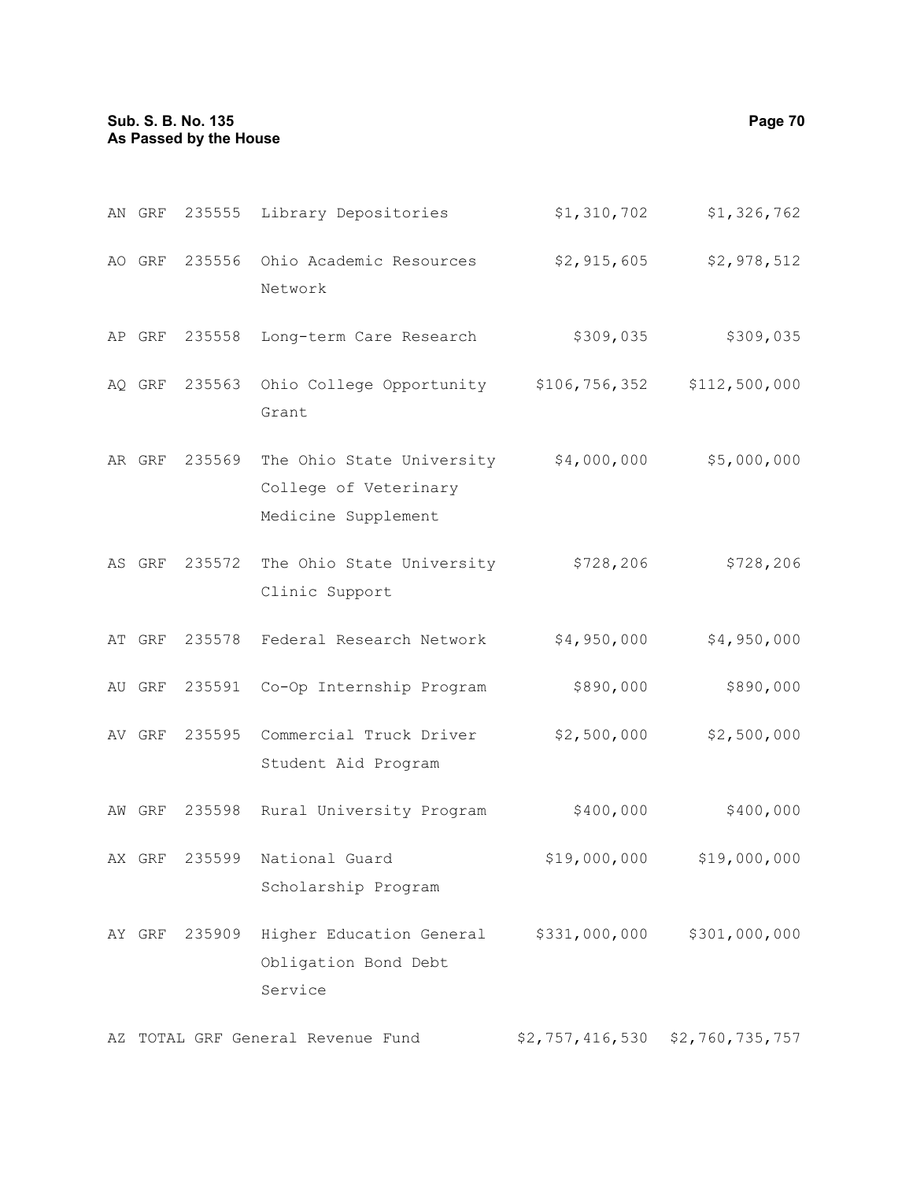| | | | | | |
|---|---|---|---|---|---|
| AN | GRF | 235555 | Library Depositories | $1,310,702 | $1,326,762 |
| AO | GRF | 235556 | Ohio Academic Resources Network | $2,915,605 | $2,978,512 |
| AP | GRF | 235558 | Long-term Care Research | $309,035 | $309,035 |
| AQ | GRF | 235563 | Ohio College Opportunity Grant | $106,756,352 | $112,500,000 |
| AR | GRF | 235569 | The Ohio State University College of Veterinary Medicine Supplement | $4,000,000 | $5,000,000 |
| AS | GRF | 235572 | The Ohio State University Clinic Support | $728,206 | $728,206 |
| AT | GRF | 235578 | Federal Research Network | $4,950,000 | $4,950,000 |
| AU | GRF | 235591 | Co-Op Internship Program | $890,000 | $890,000 |
| AV | GRF | 235595 | Commercial Truck Driver Student Aid Program | $2,500,000 | $2,500,000 |
| AW | GRF | 235598 | Rural University Program | $400,000 | $400,000 |
| AX | GRF | 235599 | National Guard Scholarship Program | $19,000,000 | $19,000,000 |
| AY | GRF | 235909 | Higher Education General Obligation Bond Debt Service | $331,000,000 | $301,000,000 |
| AZ | TOTAL GRF General Revenue Fund | | | $2,757,416,530 | $2,760,735,757 |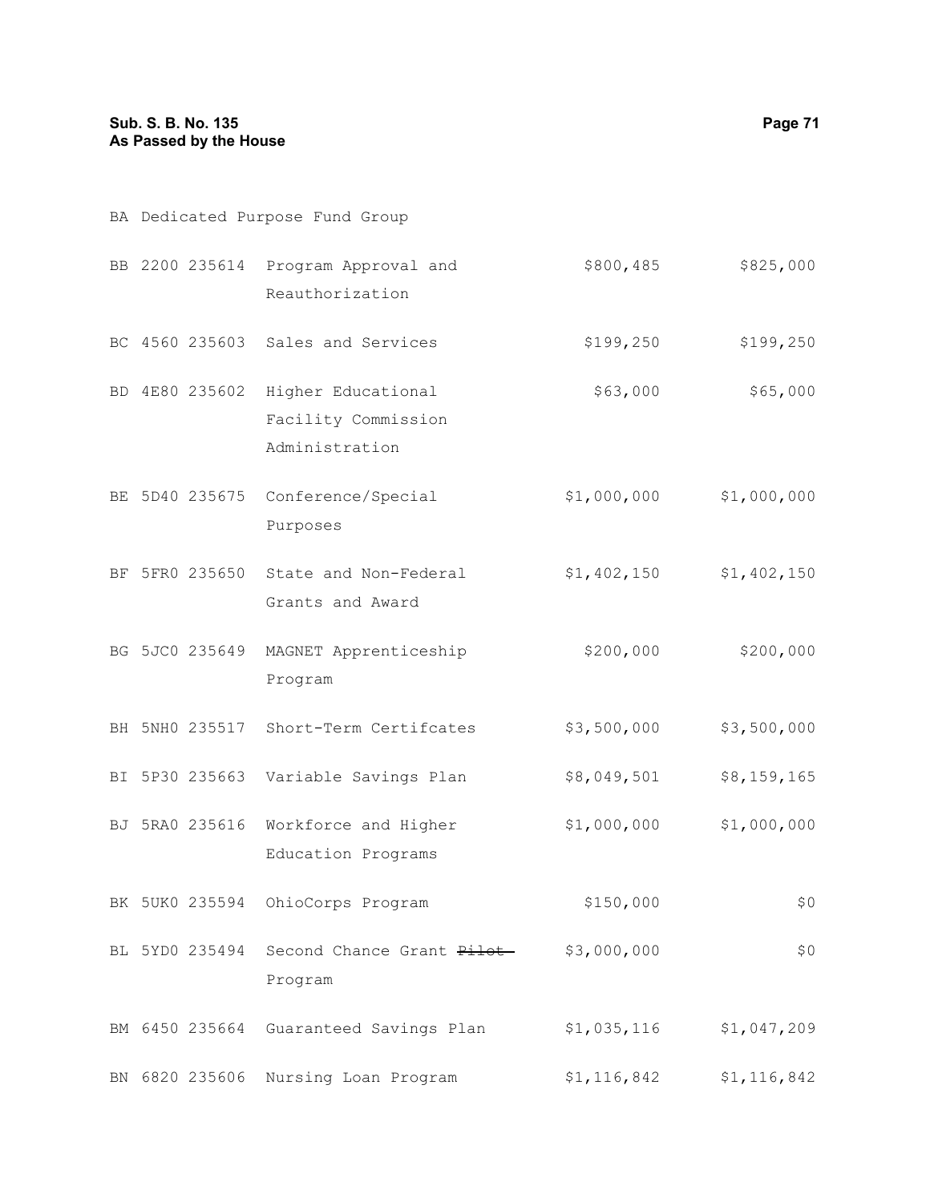BA Dedicated Purpose Fund Group

| | | | | | |
|---|---|---|---|---|---|
| BB | 2200 | 235614 | Program Approval and Reauthorization | $800,485 | $825,000 |
| BC | 4560 | 235603 | Sales and Services | $199,250 | $199,250 |
| BD | 4E80 | 235602 | Higher Educational Facility Commission Administration | $63,000 | $65,000 |
| BE | 5D40 | 235675 | Conference/Special Purposes | $1,000,000 | $1,000,000 |
| BF | 5FR0 | 235650 | State and Non-Federal Grants and Award | $1,402,150 | $1,402,150 |
| BG | 5JC0 | 235649 | MAGNET Apprenticeship Program | $200,000 | $200,000 |
| BH | 5NH0 | 235517 | Short-Term Certifcates | $3,500,000 | $3,500,000 |
| BI | 5P30 | 235663 | Variable Savings Plan | $8,049,501 | $8,159,165 |
| BJ | 5RA0 | 235616 | Workforce and Higher Education Programs | $1,000,000 | $1,000,000 |
| BK | 5UK0 | 235594 | OhioCorps Program | $150,000 | $0 |
| BL | 5YD0 | 235494 | Second Chance Grant ~~Pilot~~ Program | $3,000,000 | $0 |
| BM | 6450 | 235664 | Guaranteed Savings Plan | $1,035,116 | $1,047,209 |
| BN | 6820 | 235606 | Nursing Loan Program | $1,116,842 | $1,116,842 |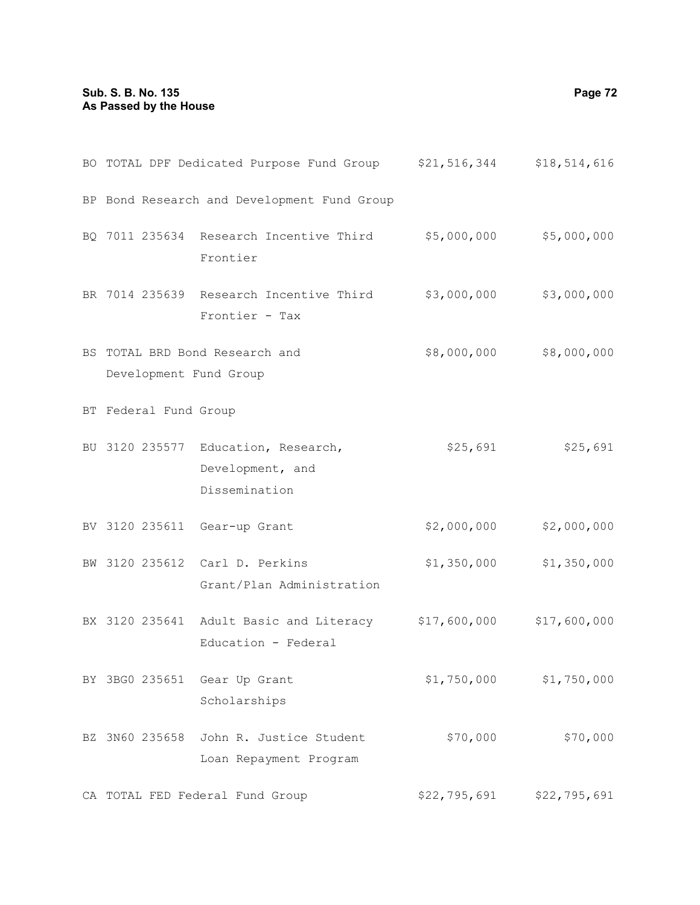| | | | | |
|---|---|---|---|---|
| BO | TOTAL DPF Dedicated Purpose Fund Group | | $21,516,344 | $18,514,616 |
| BP | Bond Research and Development Fund Group | | | |
| BQ | 7011 235634 | Research Incentive Third Frontier | $5,000,000 | $5,000,000 |
| BR | 7014 235639 | Research Incentive Third Frontier - Tax | $3,000,000 | $3,000,000 |
| BS | TOTAL BRD Bond Research and Development Fund Group | | $8,000,000 | $8,000,000 |
| BT | Federal Fund Group | | | |
| BU | 3120 235577 | Education, Research, Development, and Dissemination | $25,691 | $25,691 |
| BV | 3120 235611 | Gear-up Grant | $2,000,000 | $2,000,000 |
| BW | 3120 235612 | Carl D. Perkins Grant/Plan Administration | $1,350,000 | $1,350,000 |
| BX | 3120 235641 | Adult Basic and Literacy Education - Federal | $17,600,000 | $17,600,000 |
| BY | 3BG0 235651 | Gear Up Grant Scholarships | $1,750,000 | $1,750,000 |
| BZ | 3N60 235658 | John R. Justice Student Loan Repayment Program | $70,000 | $70,000 |
| CA | TOTAL FED Federal Fund Group | | $22,795,691 | $22,795,691 |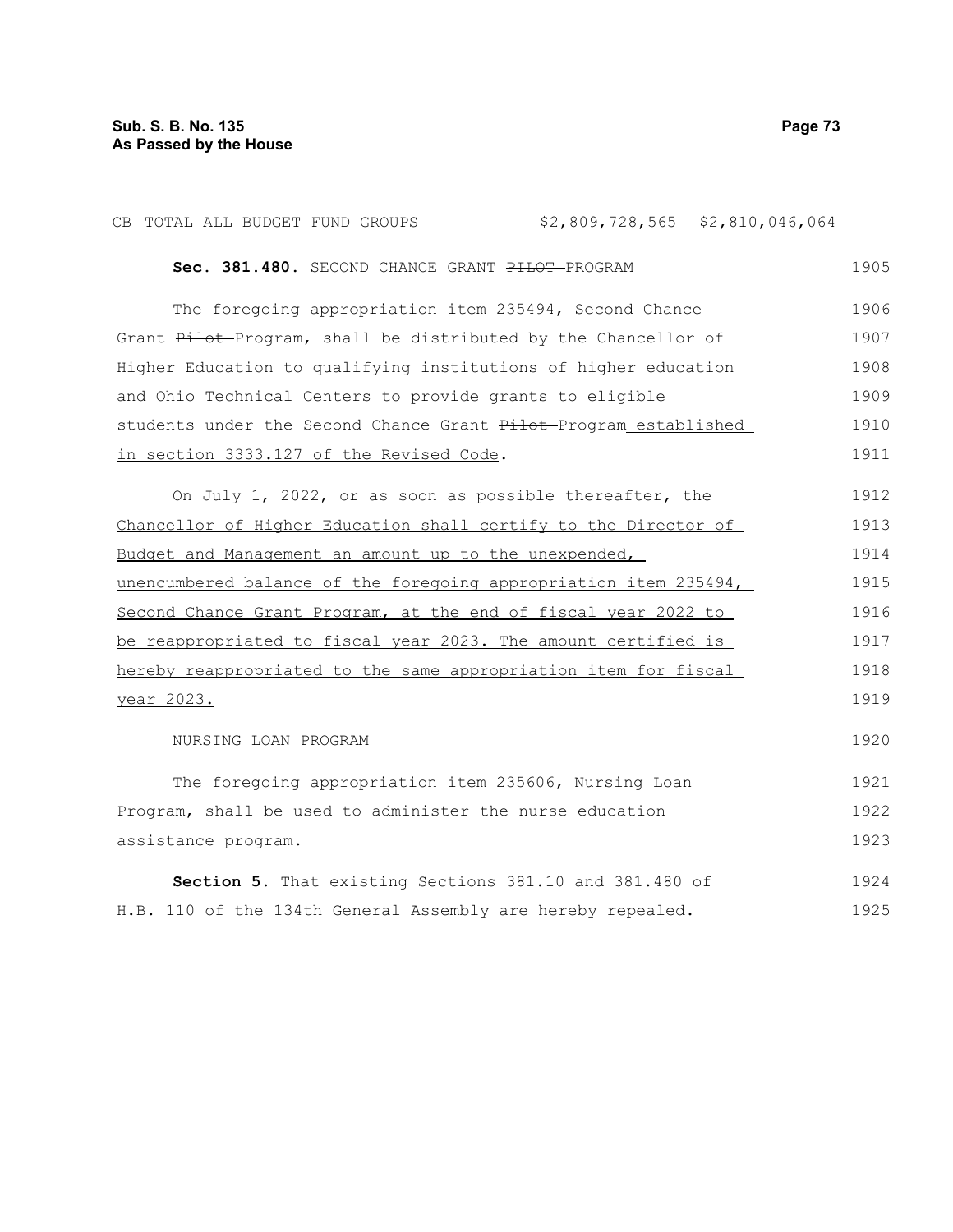| | | |
|---|---|---|
| CB TOTAL ALL BUDGET FUND GROUPS | $2,809,728,565 | $2,810,046,064 |

**Sec. 381.480.** SECOND CHANCE GRANT ~~PILOT~~ PROGRAM

The foregoing appropriation item 235494, Second Chance Grant ~~Pilot~~ Program, shall be distributed by the Chancellor of Higher Education to qualifying institutions of higher education and Ohio Technical Centers to provide grants to eligible students under the Second Chance Grant ~~Pilot~~ Program established in section 3333.127 of the Revised Code.

On July 1, 2022, or as soon as possible thereafter, the Chancellor of Higher Education shall certify to the Director of Budget and Management an amount up to the unexpended, unencumbered balance of the foregoing appropriation item 235494, Second Chance Grant Program, at the end of fiscal year 2022 to be reappropriated to fiscal year 2023. The amount certified is hereby reappropriated to the same appropriation item for fiscal year 2023.

NURSING LOAN PROGRAM

The foregoing appropriation item 235606, Nursing Loan Program, shall be used to administer the nurse education assistance program.

**Section 5.** That existing Sections 381.10 and 381.480 of H.B. 110 of the 134th General Assembly are hereby repealed.